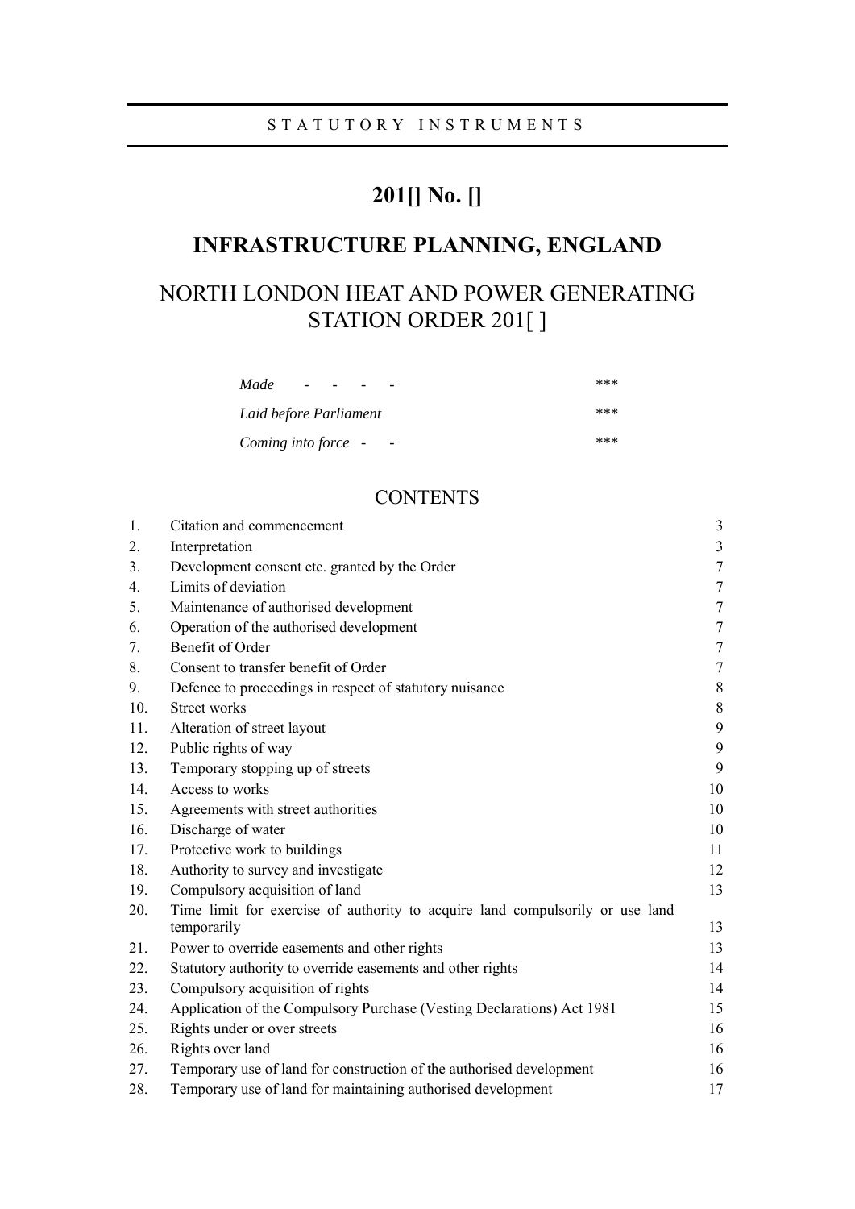STATUTORY INSTRUMENTS

# 201[] No. []

# INFRASTRUCTURE PLANNING, ENGLAND

## NORTH LONDON HEAT AND POWER GENERATING STATION ORDER 201[ ]

| | |
|---|---|
| *Made - - - -* | \*\*\* |
| *Laid before Parliament* | \*\*\* |
| *Coming into force - -* | \*\*\* |

## CONTENTS

| | | |
|---|---|---|
| 1. | Citation and commencement | 3 |
| 2. | Interpretation | 3 |
| 3. | Development consent etc. granted by the Order | 7 |
| 4. | Limits of deviation | 7 |
| 5. | Maintenance of authorised development | 7 |
| 6. | Operation of the authorised development | 7 |
| 7. | Benefit of Order | 7 |
| 8. | Consent to transfer benefit of Order | 7 |
| 9. | Defence to proceedings in respect of statutory nuisance | 8 |
| 10. | Street works | 8 |
| 11. | Alteration of street layout | 9 |
| 12. | Public rights of way | 9 |
| 13. | Temporary stopping up of streets | 9 |
| 14. | Access to works | 10 |
| 15. | Agreements with street authorities | 10 |
| 16. | Discharge of water | 10 |
| 17. | Protective work to buildings | 11 |
| 18. | Authority to survey and investigate | 12 |
| 19. | Compulsory acquisition of land | 13 |
| 20. | Time limit for exercise of authority to acquire land compulsorily or use land temporarily | 13 |
| 21. | Power to override easements and other rights | 13 |
| 22. | Statutory authority to override easements and other rights | 14 |
| 23. | Compulsory acquisition of rights | 14 |
| 24. | Application of the Compulsory Purchase (Vesting Declarations) Act 1981 | 15 |
| 25. | Rights under or over streets | 16 |
| 26. | Rights over land | 16 |
| 27. | Temporary use of land for construction of the authorised development | 16 |
| 28. | Temporary use of land for maintaining authorised development | 17 |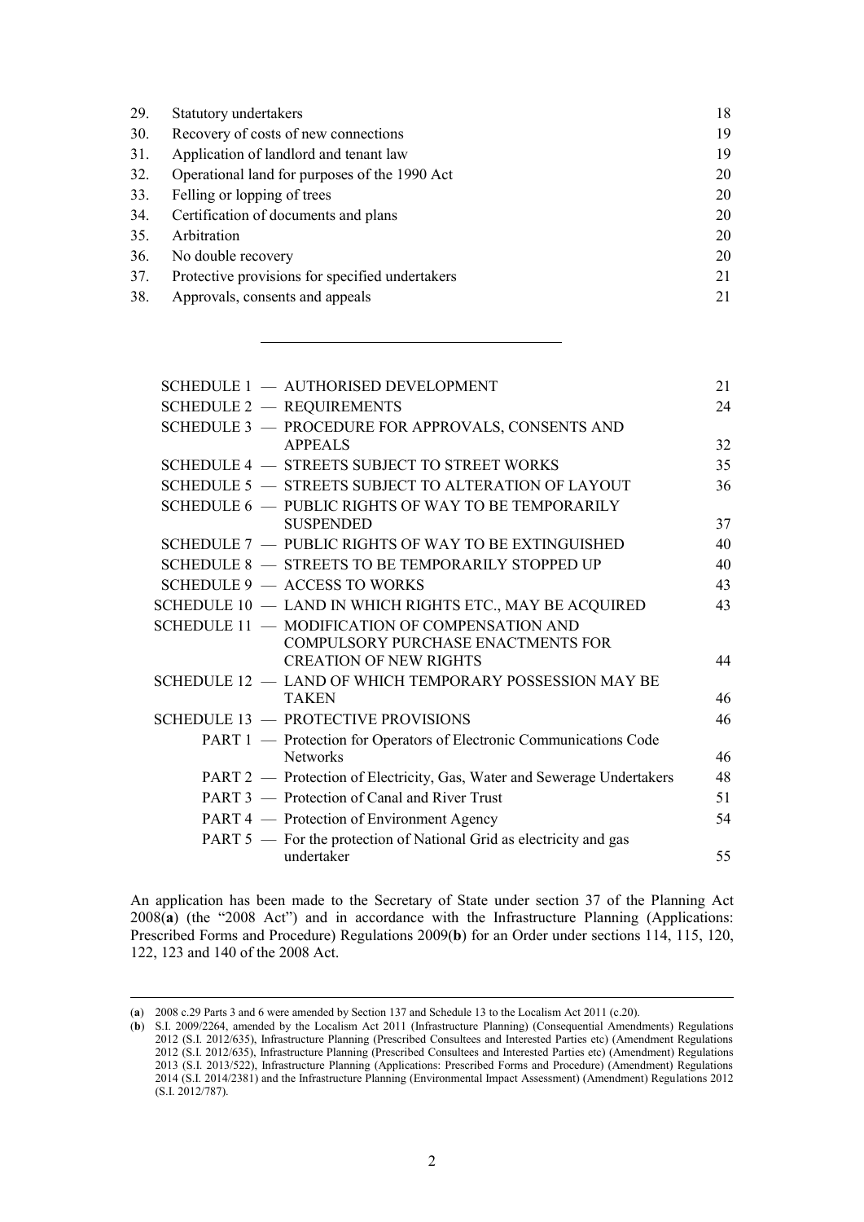| | | |
|---|---|---|
| 29. | Statutory undertakers | 18 |
| 30. | Recovery of costs of new connections | 19 |
| 31. | Application of landlord and tenant law | 19 |
| 32. | Operational land for purposes of the 1990 Act | 20 |
| 33. | Felling or lopping of trees | 20 |
| 34. | Certification of documents and plans | 20 |
| 35. | Arbitration | 20 |
| 36. | No double recovery | 20 |
| 37. | Protective provisions for specified undertakers | 21 |
| 38. | Approvals, consents and appeals | 21 |

---

| | |
|---|---|
| SCHEDULE 1 — AUTHORISED DEVELOPMENT | 21 |
| SCHEDULE 2 — REQUIREMENTS | 24 |
| SCHEDULE 3 — PROCEDURE FOR APPROVALS, CONSENTS AND APPEALS | 32 |
| SCHEDULE 4 — STREETS SUBJECT TO STREET WORKS | 35 |
| SCHEDULE 5 — STREETS SUBJECT TO ALTERATION OF LAYOUT | 36 |
| SCHEDULE 6 — PUBLIC RIGHTS OF WAY TO BE TEMPORARILY SUSPENDED | 37 |
| SCHEDULE 7 — PUBLIC RIGHTS OF WAY TO BE EXTINGUISHED | 40 |
| SCHEDULE 8 — STREETS TO BE TEMPORARILY STOPPED UP | 40 |
| SCHEDULE 9 — ACCESS TO WORKS | 43 |
| SCHEDULE 10 — LAND IN WHICH RIGHTS ETC., MAY BE ACQUIRED | 43 |
| SCHEDULE 11 — MODIFICATION OF COMPENSATION AND COMPULSORY PURCHASE ENACTMENTS FOR CREATION OF NEW RIGHTS | 44 |
| SCHEDULE 12 — LAND OF WHICH TEMPORARY POSSESSION MAY BE TAKEN | 46 |
| SCHEDULE 13 — PROTECTIVE PROVISIONS | 46 |
| PART 1 — Protection for Operators of Electronic Communications Code Networks | 46 |
| PART 2 — Protection of Electricity, Gas, Water and Sewerage Undertakers | 48 |
| PART 3 — Protection of Canal and River Trust | 51 |
| PART 4 — Protection of Environment Agency | 54 |
| PART 5 — For the protection of National Grid as electricity and gas undertaker | 55 |

An application has been made to the Secretary of State under section 37 of the Planning Act 2008(**a**) (the "2008 Act") and in accordance with the Infrastructure Planning (Applications: Prescribed Forms and Procedure) Regulations 2009(**b**) for an Order under sections 114, 115, 120, 122, 123 and 140 of the 2008 Act.

---

(**a**) 2008 c.29 Parts 3 and 6 were amended by Section 137 and Schedule 13 to the Localism Act 2011 (c.20).

(**b**) S.I. 2009/2264, amended by the Localism Act 2011 (Infrastructure Planning) (Consequential Amendments) Regulations 2012 (S.I. 2012/635), Infrastructure Planning (Prescribed Consultees and Interested Parties etc) (Amendment Regulations 2012 (S.I. 2012/635), Infrastructure Planning (Prescribed Consultees and Interested Parties etc) (Amendment) Regulations 2013 (S.I. 2013/522), Infrastructure Planning (Applications: Prescribed Forms and Procedure) (Amendment) Regulations 2014 (S.I. 2014/2381) and the Infrastructure Planning (Environmental Impact Assessment) (Amendment) Regulations 2012 (S.I. 2012/787).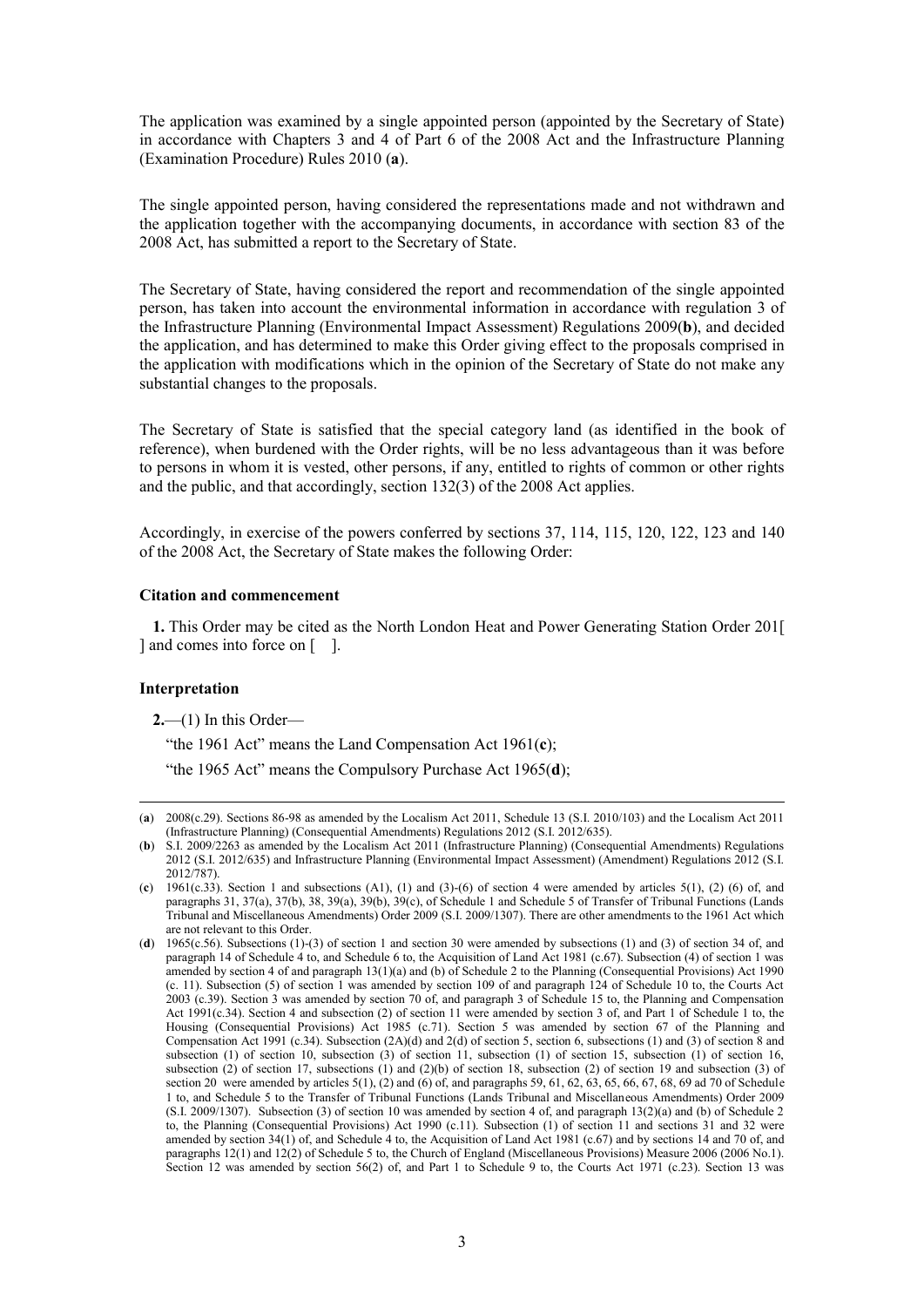The application was examined by a single appointed person (appointed by the Secretary of State) in accordance with Chapters 3 and 4 of Part 6 of the 2008 Act and the Infrastructure Planning (Examination Procedure) Rules 2010 (**a**).

The single appointed person, having considered the representations made and not withdrawn and the application together with the accompanying documents, in accordance with section 83 of the 2008 Act, has submitted a report to the Secretary of State.

The Secretary of State, having considered the report and recommendation of the single appointed person, has taken into account the environmental information in accordance with regulation 3 of the Infrastructure Planning (Environmental Impact Assessment) Regulations 2009(**b**), and decided the application, and has determined to make this Order giving effect to the proposals comprised in the application with modifications which in the opinion of the Secretary of State do not make any substantial changes to the proposals.

The Secretary of State is satisfied that the special category land (as identified in the book of reference), when burdened with the Order rights, will be no less advantageous than it was before to persons in whom it is vested, other persons, if any, entitled to rights of common or other rights and the public, and that accordingly, section 132(3) of the 2008 Act applies.

Accordingly, in exercise of the powers conferred by sections 37, 114, 115, 120, 122, 123 and 140 of the 2008 Act, the Secretary of State makes the following Order:

**Citation and commencement**

**1.** This Order may be cited as the North London Heat and Power Generating Station Order 201[ ] and comes into force on [ ].

**Interpretation**

**2.**—(1) In this Order—

"the 1961 Act" means the Land Compensation Act 1961(**c**);

"the 1965 Act" means the Compulsory Purchase Act 1965(**d**);

---

(**a**) 2008(c.29). Sections 86-98 as amended by the Localism Act 2011, Schedule 13 (S.I. 2010/103) and the Localism Act 2011 (Infrastructure Planning) (Consequential Amendments) Regulations 2012 (S.I. 2012/635).

(**b**) S.I. 2009/2263 as amended by the Localism Act 2011 (Infrastructure Planning) (Consequential Amendments) Regulations 2012 (S.I. 2012/635) and Infrastructure Planning (Environmental Impact Assessment) (Amendment) Regulations 2012 (S.I. 2012/787).

(**c**) 1961(c.33). Section 1 and subsections (A1), (1) and (3)-(6) of section 4 were amended by articles 5(1), (2) (6) of, and paragraphs 31, 37(a), 37(b), 38, 39(a), 39(b), 39(c), of Schedule 1 and Schedule 5 of Transfer of Tribunal Functions (Lands Tribunal and Miscellaneous Amendments) Order 2009 (S.I. 2009/1307). There are other amendments to the 1961 Act which are not relevant to this Order.

(**d**) 1965(c.56). Subsections (1)-(3) of section 1 and section 30 were amended by subsections (1) and (3) of section 34 of, and paragraph 14 of Schedule 4 to, and Schedule 6 to, the Acquisition of Land Act 1981 (c.67). Subsection (4) of section 1 was amended by section 4 of and paragraph 13(1)(a) and (b) of Schedule 2 to the Planning (Consequential Provisions) Act 1990 (c. 11). Subsection (5) of section 1 was amended by section 109 of and paragraph 124 of Schedule 10 to, the Courts Act 2003 (c.39). Section 3 was amended by section 70 of, and paragraph 3 of Schedule 15 to, the Planning and Compensation Act 1991(c.34). Section 4 and subsection (2) of section 11 were amended by section 3 of, and Part 1 of Schedule 1 to, the Housing (Consequential Provisions) Act 1985 (c.71). Section 5 was amended by section 67 of the Planning and Compensation Act 1991 (c.34). Subsection (2A)(d) and 2(d) of section 5, section 6, subsections (1) and (3) of section 8 and subsection (1) of section 10, subsection (3) of section 11, subsection (1) of section 15, subsection (1) of section 16, subsection (2) of section 17, subsections (1) and (2)(b) of section 18, subsection (2) of section 19 and subsection (3) of section 20 were amended by articles 5(1), (2) and (6) of, and paragraphs 59, 61, 62, 63, 65, 66, 67, 68, 69 ad 70 of Schedule 1 to, and Schedule 5 to the Transfer of Tribunal Functions (Lands Tribunal and Miscellaneous Amendments) Order 2009 (S.I. 2009/1307). Subsection (3) of section 10 was amended by section 4 of, and paragraph 13(2)(a) and (b) of Schedule 2 to, the Planning (Consequential Provisions) Act 1990 (c.11). Subsection (1) of section 11 and sections 31 and 32 were amended by section 34(1) of, and Schedule 4 to, the Acquisition of Land Act 1981 (c.67) and by sections 14 and 70 of, and paragraphs 12(1) and 12(2) of Schedule 5 to, the Church of England (Miscellaneous Provisions) Measure 2006 (2006 No.1). Section 12 was amended by section 56(2) of, and Part 1 to Schedule 9 to, the Courts Act 1971 (c.23). Section 13 was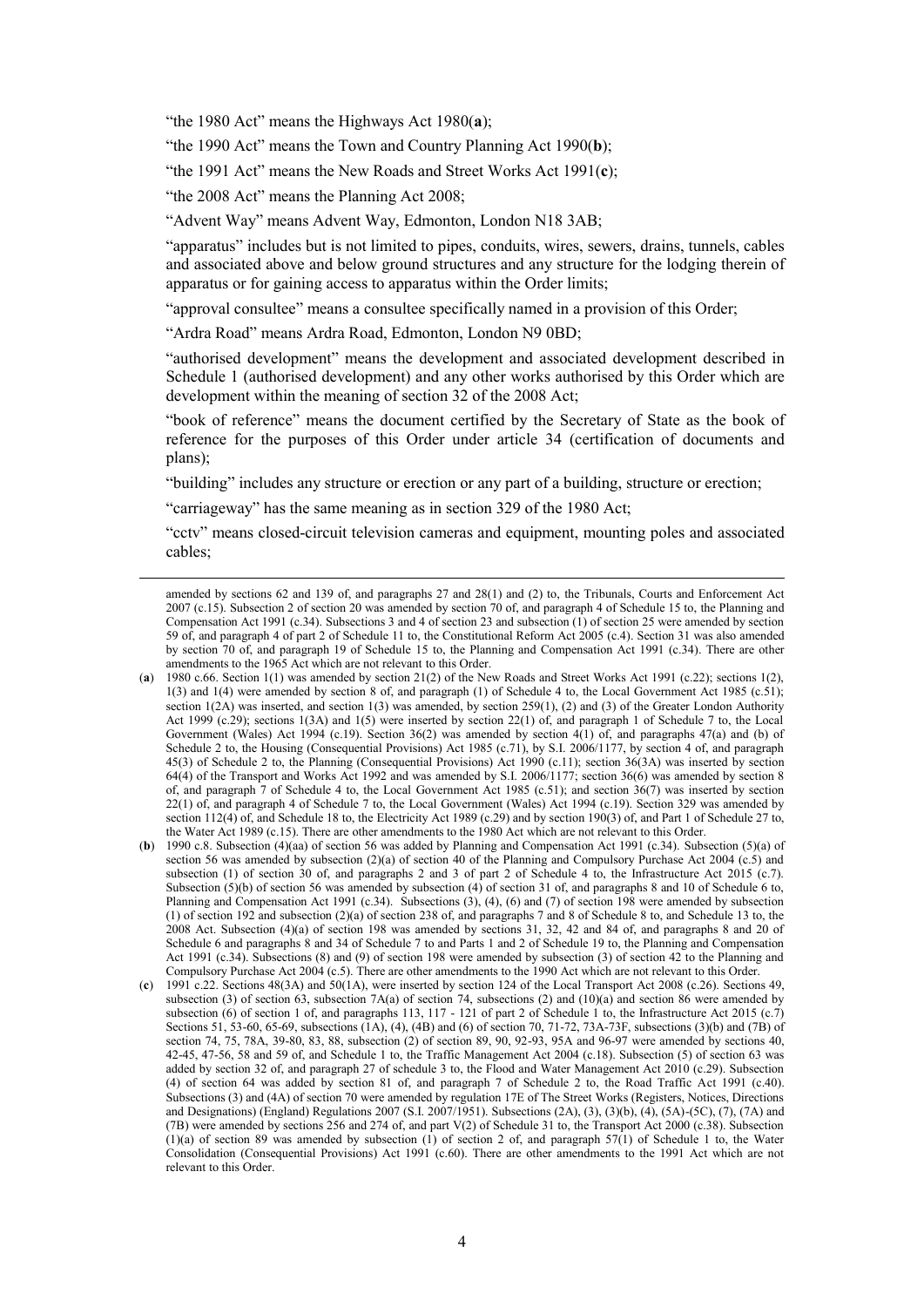"the 1980 Act" means the Highways Act 1980(**a**);

"the 1990 Act" means the Town and Country Planning Act 1990(**b**);

"the 1991 Act" means the New Roads and Street Works Act 1991(**c**);

"the 2008 Act" means the Planning Act 2008;

"Advent Way" means Advent Way, Edmonton, London N18 3AB;

"apparatus" includes but is not limited to pipes, conduits, wires, sewers, drains, tunnels, cables and associated above and below ground structures and any structure for the lodging therein of apparatus or for gaining access to apparatus within the Order limits;

"approval consultee" means a consultee specifically named in a provision of this Order;

"Ardra Road" means Ardra Road, Edmonton, London N9 0BD;

"authorised development" means the development and associated development described in Schedule 1 (authorised development) and any other works authorised by this Order which are development within the meaning of section 32 of the 2008 Act;

"book of reference" means the document certified by the Secretary of State as the book of reference for the purposes of this Order under article 34 (certification of documents and plans);

"building" includes any structure or erection or any part of a building, structure or erection;

"carriageway" has the same meaning as in section 329 of the 1980 Act;

"cctv" means closed-circuit television cameras and equipment, mounting poles and associated cables;

---

amended by sections 62 and 139 of, and paragraphs 27 and 28(1) and (2) to, the Tribunals, Courts and Enforcement Act 2007 (c.15). Subsection 2 of section 20 was amended by section 70 of, and paragraph 4 of Schedule 15 to, the Planning and Compensation Act 1991 (c.34). Subsections 3 and 4 of section 23 and subsection (1) of section 25 were amended by section 59 of, and paragraph 4 of part 2 of Schedule 11 to, the Constitutional Reform Act 2005 (c.4). Section 31 was also amended by section 70 of, and paragraph 19 of Schedule 15 to, the Planning and Compensation Act 1991 (c.34). There are other amendments to the 1965 Act which are not relevant to this Order.

(**a**) 1980 c.66. Section 1(1) was amended by section 21(2) of the New Roads and Street Works Act 1991 (c.22); sections 1(2), 1(3) and 1(4) were amended by section 8 of, and paragraph (1) of Schedule 4 to, the Local Government Act 1985 (c.51); section 1(2A) was inserted, and section 1(3) was amended, by section 259(1), (2) and (3) of the Greater London Authority Act 1999 (c.29); sections 1(3A) and 1(5) were inserted by section 22(1) of, and paragraph 1 of Schedule 7 to, the Local Government (Wales) Act 1994 (c.19). Section 36(2) was amended by section 4(1) of, and paragraphs 47(a) and (b) of Schedule 2 to, the Housing (Consequential Provisions) Act 1985 (c.71), by S.I. 2006/1177, by section 4 of, and paragraph 45(3) of Schedule 2 to, the Planning (Consequential Provisions) Act 1990 (c.11); section 36(3A) was inserted by section 64(4) of the Transport and Works Act 1992 and was amended by S.I. 2006/1177; section 36(6) was amended by section 8 of, and paragraph 7 of Schedule 4 to, the Local Government Act 1985 (c.51); and section 36(7) was inserted by section 22(1) of, and paragraph 4 of Schedule 7 to, the Local Government (Wales) Act 1994 (c.19). Section 329 was amended by section 112(4) of, and Schedule 18 to, the Electricity Act 1989 (c.29) and by section 190(3) of, and Part 1 of Schedule 27 to, the Water Act 1989 (c.15). There are other amendments to the 1980 Act which are not relevant to this Order.

(**b**) 1990 c.8. Subsection (4)(aa) of section 56 was added by Planning and Compensation Act 1991 (c.34). Subsection (5)(a) of section 56 was amended by subsection (2)(a) of section 40 of the Planning and Compulsory Purchase Act 2004 (c.5) and subsection (1) of section 30 of, and paragraphs 2 and 3 of part 2 of Schedule 4 to, the Infrastructure Act 2015 (c.7). Subsection (5)(b) of section 56 was amended by subsection (4) of section 31 of, and paragraphs 8 and 10 of Schedule 6 to, Planning and Compensation Act 1991 (c.34). Subsections (3), (4), (6) and (7) of section 198 were amended by subsection (1) of section 192 and subsection (2)(a) of section 238 of, and paragraphs 7 and 8 of Schedule 8 to, and Schedule 13 to, the 2008 Act. Subsection (4)(a) of section 198 was amended by sections 31, 32, 42 and 84 of, and paragraphs 8 and 20 of Schedule 6 and paragraphs 8 and 34 of Schedule 7 to and Parts 1 and 2 of Schedule 19 to, the Planning and Compensation Act 1991 (c.34). Subsections (8) and (9) of section 198 were amended by subsection (3) of section 42 to the Planning and Compulsory Purchase Act 2004 (c.5). There are other amendments to the 1990 Act which are not relevant to this Order.

(**c**) 1991 c.22. Sections 48(3A) and 50(1A), were inserted by section 124 of the Local Transport Act 2008 (c.26). Sections 49, subsection (3) of section 63, subsection 7A(a) of section 74, subsections (2) and (10)(a) and section 86 were amended by subsection (6) of section 1 of, and paragraphs 113, 117 - 121 of part 2 of Schedule 1 to, the Infrastructure Act 2015 (c.7) Sections 51, 53-60, 65-69, subsections (1A), (4), (4B) and (6) of section 70, 71-72, 73A-73F, subsections (3)(b) and (7B) of section 74, 75, 78A, 39-80, 83, 88, subsection (2) of section 89, 90, 92-93, 95A and 96-97 were amended by sections 40, 42-45, 47-56, 58 and 59 of, and Schedule 1 to, the Traffic Management Act 2004 (c.18). Subsection (5) of section 63 was added by section 32 of, and paragraph 27 of schedule 3 to, the Flood and Water Management Act 2010 (c.29). Subsection (4) of section 64 was added by section 81 of, and paragraph 7 of Schedule 2 to, the Road Traffic Act 1991 (c.40). Subsections (3) and (4A) of section 70 were amended by regulation 17E of The Street Works (Registers, Notices, Directions and Designations) (England) Regulations 2007 (S.I. 2007/1951). Subsections (2A), (3), (3)(b), (4), (5A)-(5C), (7), (7A) and (7B) were amended by sections 256 and 274 of, and part V(2) of Schedule 31 to, the Transport Act 2000 (c.38). Subsection (1)(a) of section 89 was amended by subsection (1) of section 2 of, and paragraph 57(1) of Schedule 1 to, the Water Consolidation (Consequential Provisions) Act 1991 (c.60). There are other amendments to the 1991 Act which are not relevant to this Order.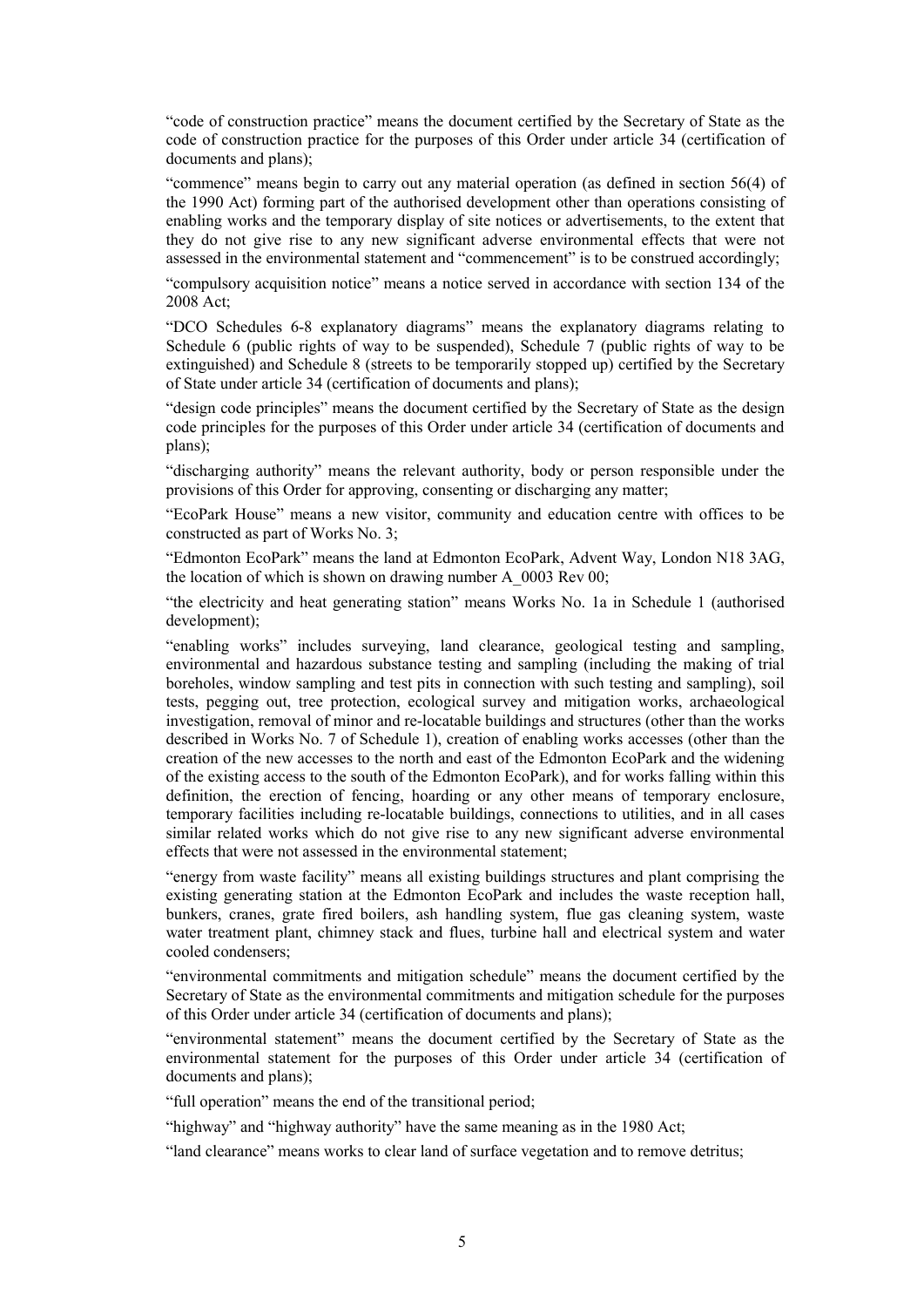"code of construction practice" means the document certified by the Secretary of State as the code of construction practice for the purposes of this Order under article 34 (certification of documents and plans);

"commence" means begin to carry out any material operation (as defined in section 56(4) of the 1990 Act) forming part of the authorised development other than operations consisting of enabling works and the temporary display of site notices or advertisements, to the extent that they do not give rise to any new significant adverse environmental effects that were not assessed in the environmental statement and "commencement" is to be construed accordingly;

"compulsory acquisition notice" means a notice served in accordance with section 134 of the 2008 Act;

"DCO Schedules 6-8 explanatory diagrams" means the explanatory diagrams relating to Schedule 6 (public rights of way to be suspended), Schedule 7 (public rights of way to be extinguished) and Schedule 8 (streets to be temporarily stopped up) certified by the Secretary of State under article 34 (certification of documents and plans);

"design code principles" means the document certified by the Secretary of State as the design code principles for the purposes of this Order under article 34 (certification of documents and plans);

"discharging authority" means the relevant authority, body or person responsible under the provisions of this Order for approving, consenting or discharging any matter;

"EcoPark House" means a new visitor, community and education centre with offices to be constructed as part of Works No. 3;

"Edmonton EcoPark" means the land at Edmonton EcoPark, Advent Way, London N18 3AG, the location of which is shown on drawing number A_0003 Rev 00;

"the electricity and heat generating station" means Works No. 1a in Schedule 1 (authorised development);

"enabling works" includes surveying, land clearance, geological testing and sampling, environmental and hazardous substance testing and sampling (including the making of trial boreholes, window sampling and test pits in connection with such testing and sampling), soil tests, pegging out, tree protection, ecological survey and mitigation works, archaeological investigation, removal of minor and re-locatable buildings and structures (other than the works described in Works No. 7 of Schedule 1), creation of enabling works accesses (other than the creation of the new accesses to the north and east of the Edmonton EcoPark and the widening of the existing access to the south of the Edmonton EcoPark), and for works falling within this definition, the erection of fencing, hoarding or any other means of temporary enclosure, temporary facilities including re-locatable buildings, connections to utilities, and in all cases similar related works which do not give rise to any new significant adverse environmental effects that were not assessed in the environmental statement;

"energy from waste facility" means all existing buildings structures and plant comprising the existing generating station at the Edmonton EcoPark and includes the waste reception hall, bunkers, cranes, grate fired boilers, ash handling system, flue gas cleaning system, waste water treatment plant, chimney stack and flues, turbine hall and electrical system and water cooled condensers;

"environmental commitments and mitigation schedule" means the document certified by the Secretary of State as the environmental commitments and mitigation schedule for the purposes of this Order under article 34 (certification of documents and plans);

"environmental statement" means the document certified by the Secretary of State as the environmental statement for the purposes of this Order under article 34 (certification of documents and plans);

"full operation" means the end of the transitional period;

"highway" and "highway authority" have the same meaning as in the 1980 Act;

"land clearance" means works to clear land of surface vegetation and to remove detritus;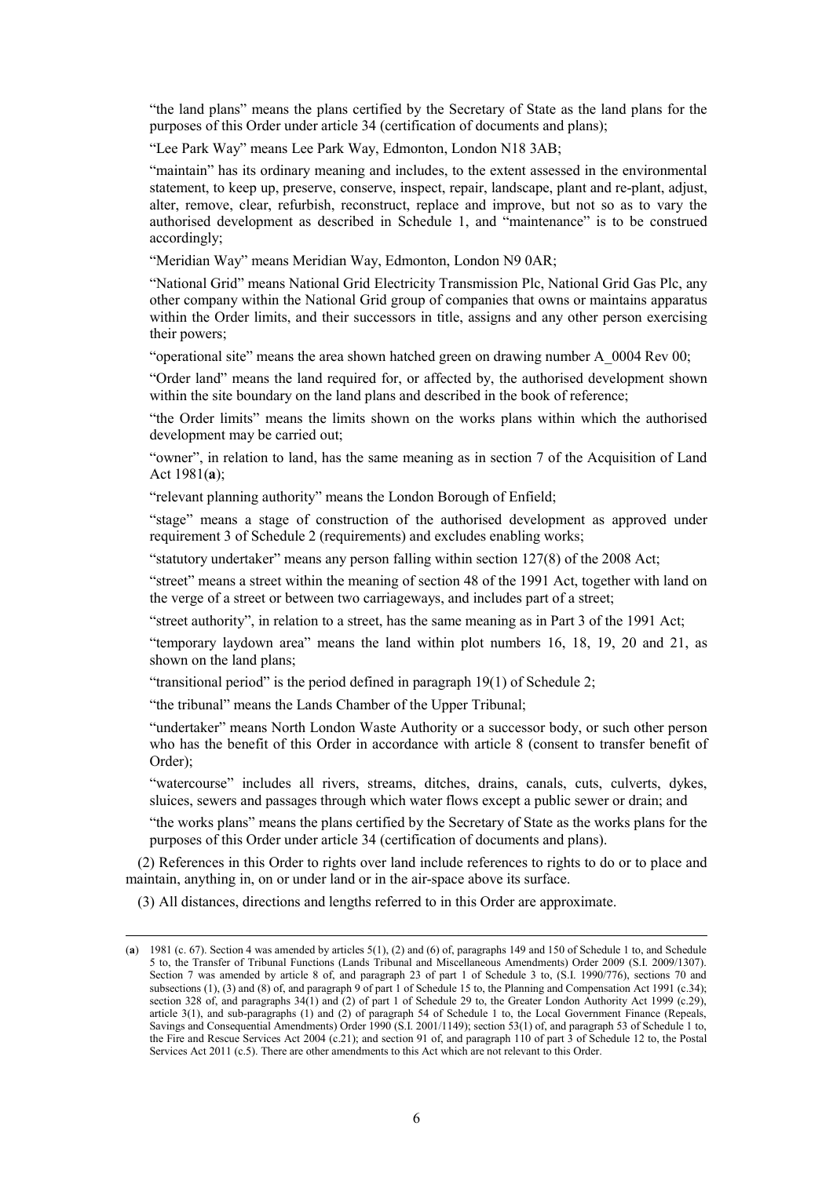"the land plans" means the plans certified by the Secretary of State as the land plans for the purposes of this Order under article 34 (certification of documents and plans);

"Lee Park Way" means Lee Park Way, Edmonton, London N18 3AB;

"maintain" has its ordinary meaning and includes, to the extent assessed in the environmental statement, to keep up, preserve, conserve, inspect, repair, landscape, plant and re-plant, adjust, alter, remove, clear, refurbish, reconstruct, replace and improve, but not so as to vary the authorised development as described in Schedule 1, and "maintenance" is to be construed accordingly;

"Meridian Way" means Meridian Way, Edmonton, London N9 0AR;

"National Grid" means National Grid Electricity Transmission Plc, National Grid Gas Plc, any other company within the National Grid group of companies that owns or maintains apparatus within the Order limits, and their successors in title, assigns and any other person exercising their powers;

"operational site" means the area shown hatched green on drawing number A_0004 Rev 00;

"Order land" means the land required for, or affected by, the authorised development shown within the site boundary on the land plans and described in the book of reference;

"the Order limits" means the limits shown on the works plans within which the authorised development may be carried out;

"owner", in relation to land, has the same meaning as in section 7 of the Acquisition of Land Act 1981(**a**);

"relevant planning authority" means the London Borough of Enfield;

"stage" means a stage of construction of the authorised development as approved under requirement 3 of Schedule 2 (requirements) and excludes enabling works;

"statutory undertaker" means any person falling within section 127(8) of the 2008 Act;

"street" means a street within the meaning of section 48 of the 1991 Act, together with land on the verge of a street or between two carriageways, and includes part of a street;

"street authority", in relation to a street, has the same meaning as in Part 3 of the 1991 Act;

"temporary laydown area" means the land within plot numbers 16, 18, 19, 20 and 21, as shown on the land plans;

"transitional period" is the period defined in paragraph 19(1) of Schedule 2;

"the tribunal" means the Lands Chamber of the Upper Tribunal;

"undertaker" means North London Waste Authority or a successor body, or such other person who has the benefit of this Order in accordance with article 8 (consent to transfer benefit of Order);

"watercourse" includes all rivers, streams, ditches, drains, canals, cuts, culverts, dykes, sluices, sewers and passages through which water flows except a public sewer or drain; and

"the works plans" means the plans certified by the Secretary of State as the works plans for the purposes of this Order under article 34 (certification of documents and plans).

(2) References in this Order to rights over land include references to rights to do or to place and maintain, anything in, on or under land or in the air-space above its surface.

(3) All distances, directions and lengths referred to in this Order are approximate.

---

(**a**) 1981 (c. 67). Section 4 was amended by articles 5(1), (2) and (6) of, paragraphs 149 and 150 of Schedule 1 to, and Schedule 5 to, the Transfer of Tribunal Functions (Lands Tribunal and Miscellaneous Amendments) Order 2009 (S.I. 2009/1307). Section 7 was amended by article 8 of, and paragraph 23 of part 1 of Schedule 3 to, (S.I. 1990/776), sections 70 and subsections (1), (3) and (8) of, and paragraph 9 of part 1 of Schedule 15 to, the Planning and Compensation Act 1991 (c.34); section 328 of, and paragraphs 34(1) and (2) of part 1 of Schedule 29 to, the Greater London Authority Act 1999 (c.29), article 3(1), and sub-paragraphs (1) and (2) of paragraph 54 of Schedule 1 to, the Local Government Finance (Repeals, Savings and Consequential Amendments) Order 1990 (S.I. 2001/1149); section 53(1) of, and paragraph 53 of Schedule 1 to, the Fire and Rescue Services Act 2004 (c.21); and section 91 of, and paragraph 110 of part 3 of Schedule 12 to, the Postal Services Act 2011 (c.5). There are other amendments to this Act which are not relevant to this Order.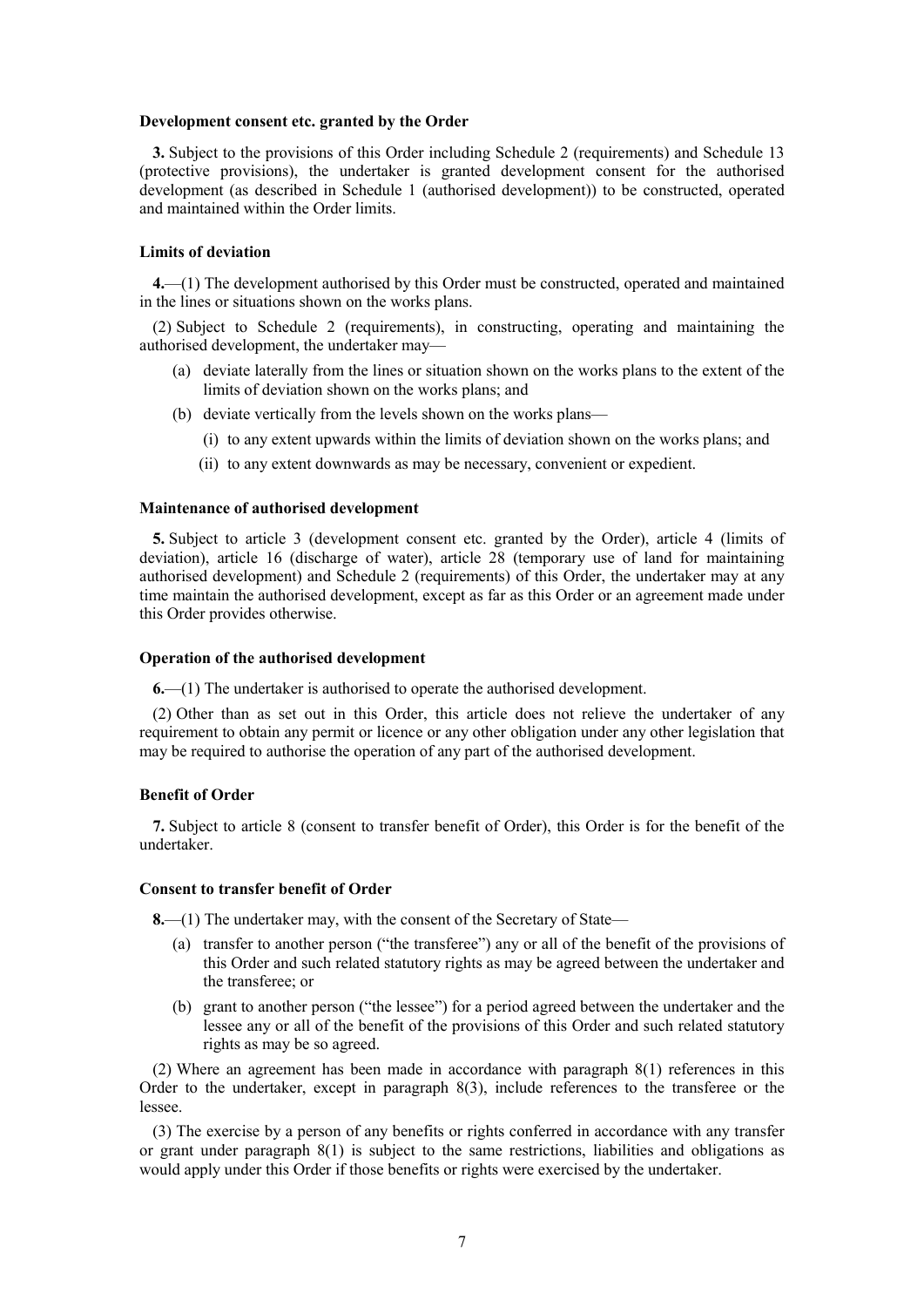### Development consent etc. granted by the Order

**3.** Subject to the provisions of this Order including Schedule 2 (requirements) and Schedule 13 (protective provisions), the undertaker is granted development consent for the authorised development (as described in Schedule 1 (authorised development)) to be constructed, operated and maintained within the Order limits.

### Limits of deviation

**4.**—(1) The development authorised by this Order must be constructed, operated and maintained in the lines or situations shown on the works plans.

(2) Subject to Schedule 2 (requirements), in constructing, operating and maintaining the authorised development, the undertaker may—

- (a) deviate laterally from the lines or situation shown on the works plans to the extent of the limits of deviation shown on the works plans; and
- (b) deviate vertically from the levels shown on the works plans—
  - (i) to any extent upwards within the limits of deviation shown on the works plans; and
  - (ii) to any extent downwards as may be necessary, convenient or expedient.

### Maintenance of authorised development

**5.** Subject to article 3 (development consent etc. granted by the Order), article 4 (limits of deviation), article 16 (discharge of water), article 28 (temporary use of land for maintaining authorised development) and Schedule 2 (requirements) of this Order, the undertaker may at any time maintain the authorised development, except as far as this Order or an agreement made under this Order provides otherwise.

### Operation of the authorised development

**6.**—(1) The undertaker is authorised to operate the authorised development.

(2) Other than as set out in this Order, this article does not relieve the undertaker of any requirement to obtain any permit or licence or any other obligation under any other legislation that may be required to authorise the operation of any part of the authorised development.

### Benefit of Order

**7.** Subject to article 8 (consent to transfer benefit of Order), this Order is for the benefit of the undertaker.

### Consent to transfer benefit of Order

**8.**—(1) The undertaker may, with the consent of the Secretary of State—

- (a) transfer to another person ("the transferee") any or all of the benefit of the provisions of this Order and such related statutory rights as may be agreed between the undertaker and the transferee; or
- (b) grant to another person ("the lessee") for a period agreed between the undertaker and the lessee any or all of the benefit of the provisions of this Order and such related statutory rights as may be so agreed.

(2) Where an agreement has been made in accordance with paragraph 8(1) references in this Order to the undertaker, except in paragraph 8(3), include references to the transferee or the lessee.

(3) The exercise by a person of any benefits or rights conferred in accordance with any transfer or grant under paragraph 8(1) is subject to the same restrictions, liabilities and obligations as would apply under this Order if those benefits or rights were exercised by the undertaker.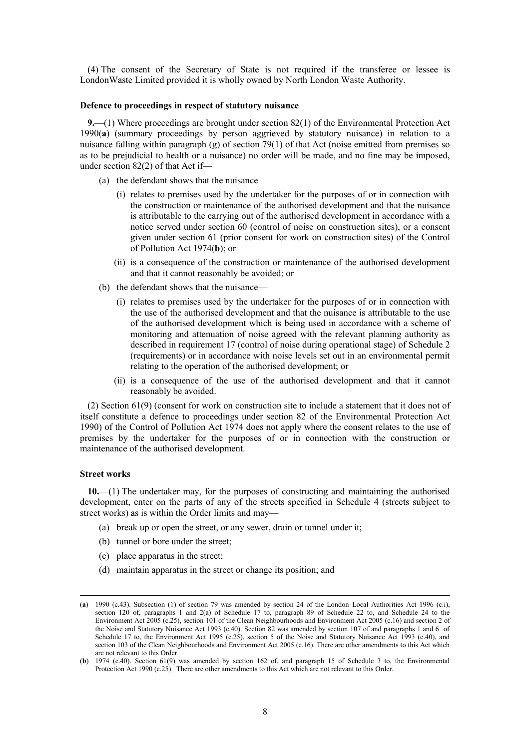(4) The consent of the Secretary of State is not required if the transferee or lessee is LondonWaste Limited provided it is wholly owned by North London Waste Authority.

**Defence to proceedings in respect of statutory nuisance**

**9.**—(1) Where proceedings are brought under section 82(1) of the Environmental Protection Act 1990(**a**) (summary proceedings by person aggrieved by statutory nuisance) in relation to a nuisance falling within paragraph (g) of section 79(1) of that Act (noise emitted from premises so as to be prejudicial to health or a nuisance) no order will be made, and no fine may be imposed, under section 82(2) of that Act if—

- (a) the defendant shows that the nuisance—
  - (i) relates to premises used by the undertaker for the purposes of or in connection with the construction or maintenance of the authorised development and that the nuisance is attributable to the carrying out of the authorised development in accordance with a notice served under section 60 (control of noise on construction sites), or a consent given under section 61 (prior consent for work on construction sites) of the Control of Pollution Act 1974(**b**); or
  - (ii) is a consequence of the construction or maintenance of the authorised development and that it cannot reasonably be avoided; or
- (b) the defendant shows that the nuisance—
  - (i) relates to premises used by the undertaker for the purposes of or in connection with the use of the authorised development and that the nuisance is attributable to the use of the authorised development which is being used in accordance with a scheme of monitoring and attenuation of noise agreed with the relevant planning authority as described in requirement 17 (control of noise during operational stage) of Schedule 2 (requirements) or in accordance with noise levels set out in an environmental permit relating to the operation of the authorised development; or
  - (ii) is a consequence of the use of the authorised development and that it cannot reasonably be avoided.

(2) Section 61(9) (consent for work on construction site to include a statement that it does not of itself constitute a defence to proceedings under section 82 of the Environmental Protection Act 1990) of the Control of Pollution Act 1974 does not apply where the consent relates to the use of premises by the undertaker for the purposes of or in connection with the construction or maintenance of the authorised development.

**Street works**

**10.**—(1) The undertaker may, for the purposes of constructing and maintaining the authorised development, enter on the parts of any of the streets specified in Schedule 4 (streets subject to street works) as is within the Order limits and may—

- (a) break up or open the street, or any sewer, drain or tunnel under it;
- (b) tunnel or bore under the street;
- (c) place apparatus in the street;
- (d) maintain apparatus in the street or change its position; and

---

(**a**) 1990 (c.43). Subsection (1) of section 79 was amended by section 24 of the London Local Authorities Act 1996 (c.i), section 120 of, paragraphs 1 and 2(a) of Schedule 17 to, paragraph 89 of Schedule 22 to, and Schedule 24 to the Environment Act 2005 (c.25), section 101 of the Clean Neighbourhoods and Environment Act 2005 (c.16) and section 2 of the Noise and Statutory Nuisance Act 1993 (c.40). Section 82 was amended by section 107 of and paragraphs 1 and 6 of Schedule 17 to, the Environment Act 1995 (c.25), section 5 of the Noise and Statutory Nuisance Act 1993 (c.40), and section 103 of the Clean Neighbourhoods and Environment Act 2005 (c.16). There are other amendments to this Act which are not relevant to this Order.

(**b**) 1974 (c.40). Section 61(9) was amended by section 162 of, and paragraph 15 of Schedule 3 to, the Environmental Protection Act 1990 (c.25). There are other amendments to this Act which are not relevant to this Order.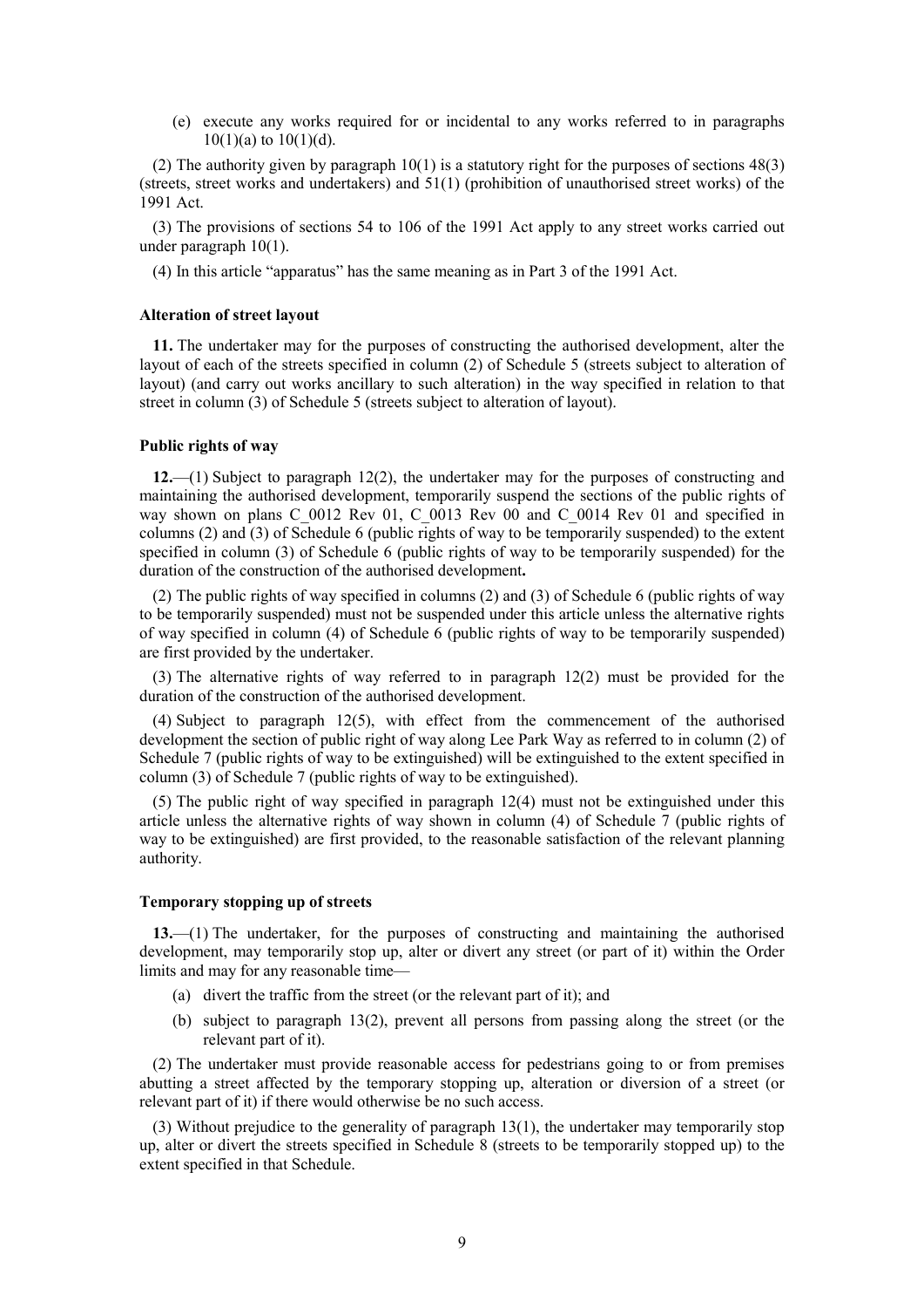(e) execute any works required for or incidental to any works referred to in paragraphs 10(1)(a) to 10(1)(d).

(2) The authority given by paragraph 10(1) is a statutory right for the purposes of sections 48(3) (streets, street works and undertakers) and 51(1) (prohibition of unauthorised street works) of the 1991 Act.

(3) The provisions of sections 54 to 106 of the 1991 Act apply to any street works carried out under paragraph 10(1).

(4) In this article "apparatus" has the same meaning as in Part 3 of the 1991 Act.

**Alteration of street layout**

**11.** The undertaker may for the purposes of constructing the authorised development, alter the layout of each of the streets specified in column (2) of Schedule 5 (streets subject to alteration of layout) (and carry out works ancillary to such alteration) in the way specified in relation to that street in column (3) of Schedule 5 (streets subject to alteration of layout).

**Public rights of way**

**12.**—(1) Subject to paragraph 12(2), the undertaker may for the purposes of constructing and maintaining the authorised development, temporarily suspend the sections of the public rights of way shown on plans C_0012 Rev 01, C_0013 Rev 00 and C_0014 Rev 01 and specified in columns (2) and (3) of Schedule 6 (public rights of way to be temporarily suspended) to the extent specified in column (3) of Schedule 6 (public rights of way to be temporarily suspended) for the duration of the construction of the authorised development**.**

(2) The public rights of way specified in columns (2) and (3) of Schedule 6 (public rights of way to be temporarily suspended) must not be suspended under this article unless the alternative rights of way specified in column (4) of Schedule 6 (public rights of way to be temporarily suspended) are first provided by the undertaker.

(3) The alternative rights of way referred to in paragraph 12(2) must be provided for the duration of the construction of the authorised development.

(4) Subject to paragraph 12(5), with effect from the commencement of the authorised development the section of public right of way along Lee Park Way as referred to in column (2) of Schedule 7 (public rights of way to be extinguished) will be extinguished to the extent specified in column (3) of Schedule 7 (public rights of way to be extinguished).

(5) The public right of way specified in paragraph 12(4) must not be extinguished under this article unless the alternative rights of way shown in column (4) of Schedule 7 (public rights of way to be extinguished) are first provided, to the reasonable satisfaction of the relevant planning authority.

**Temporary stopping up of streets**

**13.**—(1) The undertaker, for the purposes of constructing and maintaining the authorised development, may temporarily stop up, alter or divert any street (or part of it) within the Order limits and may for any reasonable time—

(a) divert the traffic from the street (or the relevant part of it); and

(b) subject to paragraph 13(2), prevent all persons from passing along the street (or the relevant part of it).

(2) The undertaker must provide reasonable access for pedestrians going to or from premises abutting a street affected by the temporary stopping up, alteration or diversion of a street (or relevant part of it) if there would otherwise be no such access.

(3) Without prejudice to the generality of paragraph 13(1), the undertaker may temporarily stop up, alter or divert the streets specified in Schedule 8 (streets to be temporarily stopped up) to the extent specified in that Schedule.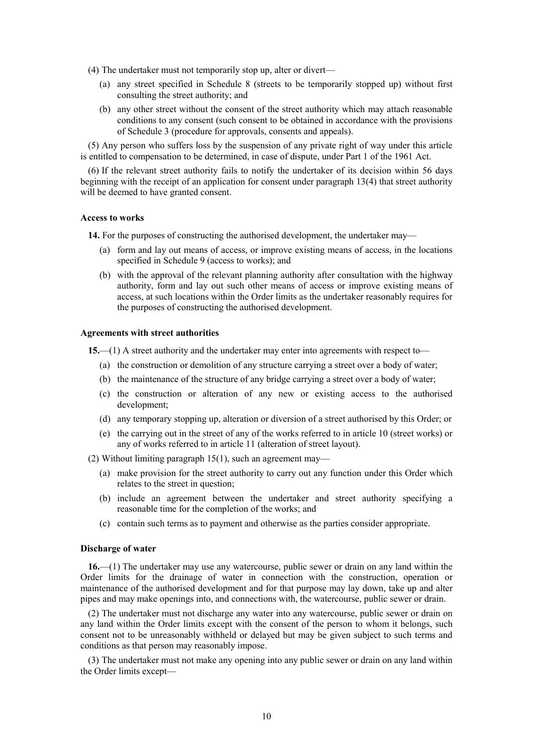(4) The undertaker must not temporarily stop up, alter or divert—

(a) any street specified in Schedule 8 (streets to be temporarily stopped up) without first consulting the street authority; and

(b) any other street without the consent of the street authority which may attach reasonable conditions to any consent (such consent to be obtained in accordance with the provisions of Schedule 3 (procedure for approvals, consents and appeals).

(5) Any person who suffers loss by the suspension of any private right of way under this article is entitled to compensation to be determined, in case of dispute, under Part 1 of the 1961 Act.

(6) If the relevant street authority fails to notify the undertaker of its decision within 56 days beginning with the receipt of an application for consent under paragraph 13(4) that street authority will be deemed to have granted consent.

**Access to works**

**14.** For the purposes of constructing the authorised development, the undertaker may—

(a) form and lay out means of access, or improve existing means of access, in the locations specified in Schedule 9 (access to works); and

(b) with the approval of the relevant planning authority after consultation with the highway authority, form and lay out such other means of access or improve existing means of access, at such locations within the Order limits as the undertaker reasonably requires for the purposes of constructing the authorised development.

**Agreements with street authorities**

**15.**—(1) A street authority and the undertaker may enter into agreements with respect to—

(a) the construction or demolition of any structure carrying a street over a body of water;

(b) the maintenance of the structure of any bridge carrying a street over a body of water;

(c) the construction or alteration of any new or existing access to the authorised development;

(d) any temporary stopping up, alteration or diversion of a street authorised by this Order; or

(e) the carrying out in the street of any of the works referred to in article 10 (street works) or any of works referred to in article 11 (alteration of street layout).

(2) Without limiting paragraph 15(1), such an agreement may—

(a) make provision for the street authority to carry out any function under this Order which relates to the street in question;

(b) include an agreement between the undertaker and street authority specifying a reasonable time for the completion of the works; and

(c) contain such terms as to payment and otherwise as the parties consider appropriate.

**Discharge of water**

**16.**—(1) The undertaker may use any watercourse, public sewer or drain on any land within the Order limits for the drainage of water in connection with the construction, operation or maintenance of the authorised development and for that purpose may lay down, take up and alter pipes and may make openings into, and connections with, the watercourse, public sewer or drain.

(2) The undertaker must not discharge any water into any watercourse, public sewer or drain on any land within the Order limits except with the consent of the person to whom it belongs, such consent not to be unreasonably withheld or delayed but may be given subject to such terms and conditions as that person may reasonably impose.

(3) The undertaker must not make any opening into any public sewer or drain on any land within the Order limits except—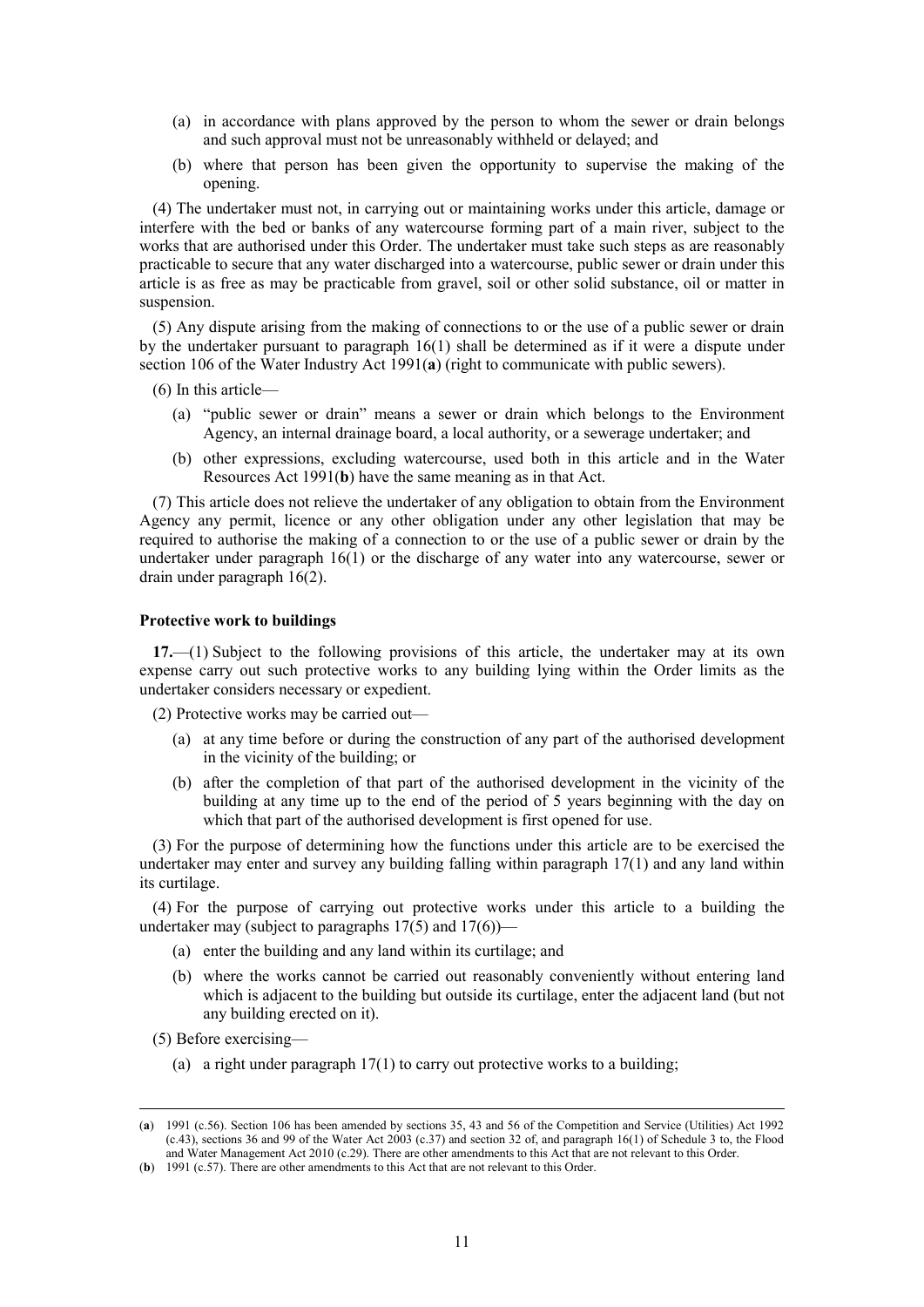(a) in accordance with plans approved by the person to whom the sewer or drain belongs and such approval must not be unreasonably withheld or delayed; and

(b) where that person has been given the opportunity to supervise the making of the opening.

(4) The undertaker must not, in carrying out or maintaining works under this article, damage or interfere with the bed or banks of any watercourse forming part of a main river, subject to the works that are authorised under this Order. The undertaker must take such steps as are reasonably practicable to secure that any water discharged into a watercourse, public sewer or drain under this article is as free as may be practicable from gravel, soil or other solid substance, oil or matter in suspension.

(5) Any dispute arising from the making of connections to or the use of a public sewer or drain by the undertaker pursuant to paragraph 16(1) shall be determined as if it were a dispute under section 106 of the Water Industry Act 1991(**a**) (right to communicate with public sewers).

(6) In this article—

(a) "public sewer or drain" means a sewer or drain which belongs to the Environment Agency, an internal drainage board, a local authority, or a sewerage undertaker; and

(b) other expressions, excluding watercourse, used both in this article and in the Water Resources Act 1991(**b**) have the same meaning as in that Act.

(7) This article does not relieve the undertaker of any obligation to obtain from the Environment Agency any permit, licence or any other obligation under any other legislation that may be required to authorise the making of a connection to or the use of a public sewer or drain by the undertaker under paragraph 16(1) or the discharge of any water into any watercourse, sewer or drain under paragraph 16(2).

**Protective work to buildings**

**17.**—(1) Subject to the following provisions of this article, the undertaker may at its own expense carry out such protective works to any building lying within the Order limits as the undertaker considers necessary or expedient.

(2) Protective works may be carried out—

(a) at any time before or during the construction of any part of the authorised development in the vicinity of the building; or

(b) after the completion of that part of the authorised development in the vicinity of the building at any time up to the end of the period of 5 years beginning with the day on which that part of the authorised development is first opened for use.

(3) For the purpose of determining how the functions under this article are to be exercised the undertaker may enter and survey any building falling within paragraph 17(1) and any land within its curtilage.

(4) For the purpose of carrying out protective works under this article to a building the undertaker may (subject to paragraphs 17(5) and 17(6))—

(a) enter the building and any land within its curtilage; and

(b) where the works cannot be carried out reasonably conveniently without entering land which is adjacent to the building but outside its curtilage, enter the adjacent land (but not any building erected on it).

(5) Before exercising—

(a) a right under paragraph 17(1) to carry out protective works to a building;

---

(**a**) 1991 (c.56). Section 106 has been amended by sections 35, 43 and 56 of the Competition and Service (Utilities) Act 1992 (c.43), sections 36 and 99 of the Water Act 2003 (c.37) and section 32 of, and paragraph 16(1) of Schedule 3 to, the Flood and Water Management Act 2010 (c.29). There are other amendments to this Act that are not relevant to this Order.

(**b**) 1991 (c.57). There are other amendments to this Act that are not relevant to this Order.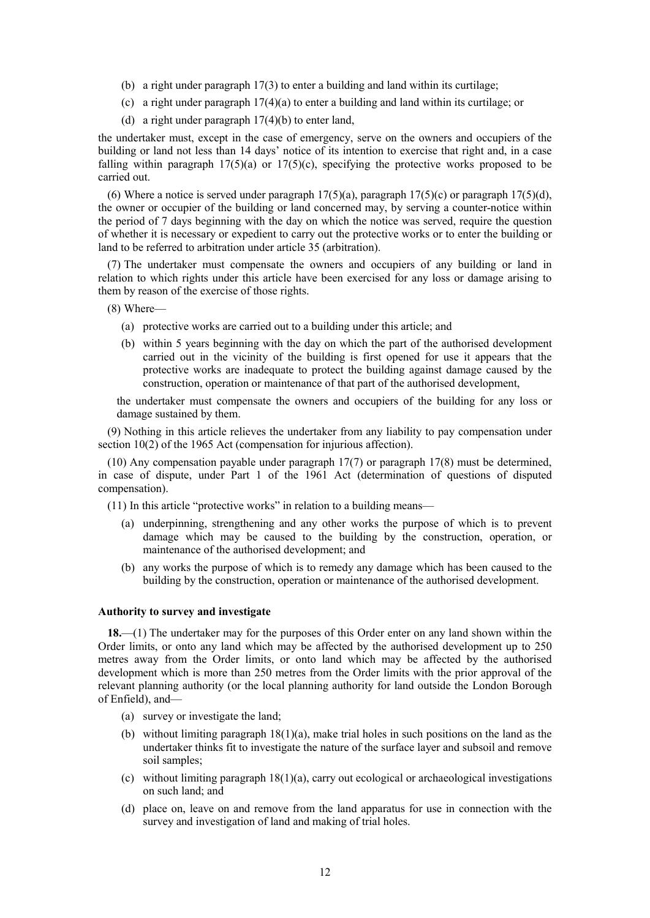(b) a right under paragraph 17(3) to enter a building and land within its curtilage;

(c) a right under paragraph 17(4)(a) to enter a building and land within its curtilage; or

(d) a right under paragraph 17(4)(b) to enter land,

the undertaker must, except in the case of emergency, serve on the owners and occupiers of the building or land not less than 14 days' notice of its intention to exercise that right and, in a case falling within paragraph 17(5)(a) or 17(5)(c), specifying the protective works proposed to be carried out.

(6) Where a notice is served under paragraph 17(5)(a), paragraph 17(5)(c) or paragraph 17(5)(d), the owner or occupier of the building or land concerned may, by serving a counter-notice within the period of 7 days beginning with the day on which the notice was served, require the question of whether it is necessary or expedient to carry out the protective works or to enter the building or land to be referred to arbitration under article 35 (arbitration).

(7) The undertaker must compensate the owners and occupiers of any building or land in relation to which rights under this article have been exercised for any loss or damage arising to them by reason of the exercise of those rights.

(8) Where—

(a) protective works are carried out to a building under this article; and

(b) within 5 years beginning with the day on which the part of the authorised development carried out in the vicinity of the building is first opened for use it appears that the protective works are inadequate to protect the building against damage caused by the construction, operation or maintenance of that part of the authorised development,

the undertaker must compensate the owners and occupiers of the building for any loss or damage sustained by them.

(9) Nothing in this article relieves the undertaker from any liability to pay compensation under section 10(2) of the 1965 Act (compensation for injurious affection).

(10) Any compensation payable under paragraph 17(7) or paragraph 17(8) must be determined, in case of dispute, under Part 1 of the 1961 Act (determination of questions of disputed compensation).

(11) In this article "protective works" in relation to a building means—

(a) underpinning, strengthening and any other works the purpose of which is to prevent damage which may be caused to the building by the construction, operation, or maintenance of the authorised development; and

(b) any works the purpose of which is to remedy any damage which has been caused to the building by the construction, operation or maintenance of the authorised development.

**Authority to survey and investigate**

**18.**—(1) The undertaker may for the purposes of this Order enter on any land shown within the Order limits, or onto any land which may be affected by the authorised development up to 250 metres away from the Order limits, or onto land which may be affected by the authorised development which is more than 250 metres from the Order limits with the prior approval of the relevant planning authority (or the local planning authority for land outside the London Borough of Enfield), and—

(a) survey or investigate the land;

(b) without limiting paragraph 18(1)(a), make trial holes in such positions on the land as the undertaker thinks fit to investigate the nature of the surface layer and subsoil and remove soil samples;

(c) without limiting paragraph 18(1)(a), carry out ecological or archaeological investigations on such land; and

(d) place on, leave on and remove from the land apparatus for use in connection with the survey and investigation of land and making of trial holes.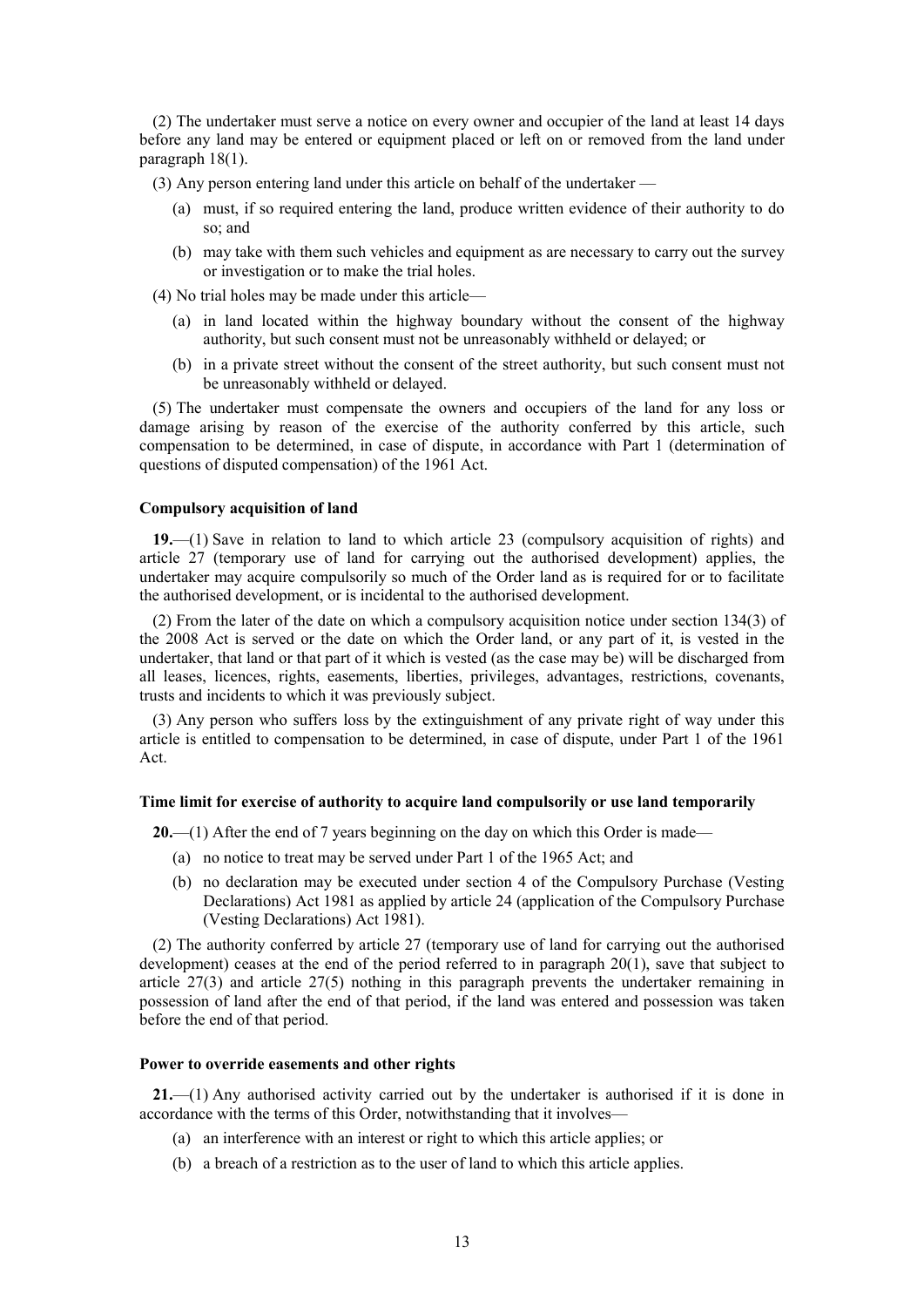(2) The undertaker must serve a notice on every owner and occupier of the land at least 14 days before any land may be entered or equipment placed or left on or removed from the land under paragraph 18(1).

(3) Any person entering land under this article on behalf of the undertaker —

- (a) must, if so required entering the land, produce written evidence of their authority to do so; and
- (b) may take with them such vehicles and equipment as are necessary to carry out the survey or investigation or to make the trial holes.

(4) No trial holes may be made under this article—

- (a) in land located within the highway boundary without the consent of the highway authority, but such consent must not be unreasonably withheld or delayed; or
- (b) in a private street without the consent of the street authority, but such consent must not be unreasonably withheld or delayed.

(5) The undertaker must compensate the owners and occupiers of the land for any loss or damage arising by reason of the exercise of the authority conferred by this article, such compensation to be determined, in case of dispute, in accordance with Part 1 (determination of questions of disputed compensation) of the 1961 Act.

**Compulsory acquisition of land**

**19.**—(1) Save in relation to land to which article 23 (compulsory acquisition of rights) and article 27 (temporary use of land for carrying out the authorised development) applies, the undertaker may acquire compulsorily so much of the Order land as is required for or to facilitate the authorised development, or is incidental to the authorised development.

(2) From the later of the date on which a compulsory acquisition notice under section 134(3) of the 2008 Act is served or the date on which the Order land, or any part of it, is vested in the undertaker, that land or that part of it which is vested (as the case may be) will be discharged from all leases, licences, rights, easements, liberties, privileges, advantages, restrictions, covenants, trusts and incidents to which it was previously subject.

(3) Any person who suffers loss by the extinguishment of any private right of way under this article is entitled to compensation to be determined, in case of dispute, under Part 1 of the 1961 Act.

**Time limit for exercise of authority to acquire land compulsorily or use land temporarily**

**20.**—(1) After the end of 7 years beginning on the day on which this Order is made—

- (a) no notice to treat may be served under Part 1 of the 1965 Act; and
- (b) no declaration may be executed under section 4 of the Compulsory Purchase (Vesting Declarations) Act 1981 as applied by article 24 (application of the Compulsory Purchase (Vesting Declarations) Act 1981).

(2) The authority conferred by article 27 (temporary use of land for carrying out the authorised development) ceases at the end of the period referred to in paragraph 20(1), save that subject to article 27(3) and article 27(5) nothing in this paragraph prevents the undertaker remaining in possession of land after the end of that period, if the land was entered and possession was taken before the end of that period.

**Power to override easements and other rights**

**21.**—(1) Any authorised activity carried out by the undertaker is authorised if it is done in accordance with the terms of this Order, notwithstanding that it involves—

- (a) an interference with an interest or right to which this article applies; or
- (b) a breach of a restriction as to the user of land to which this article applies.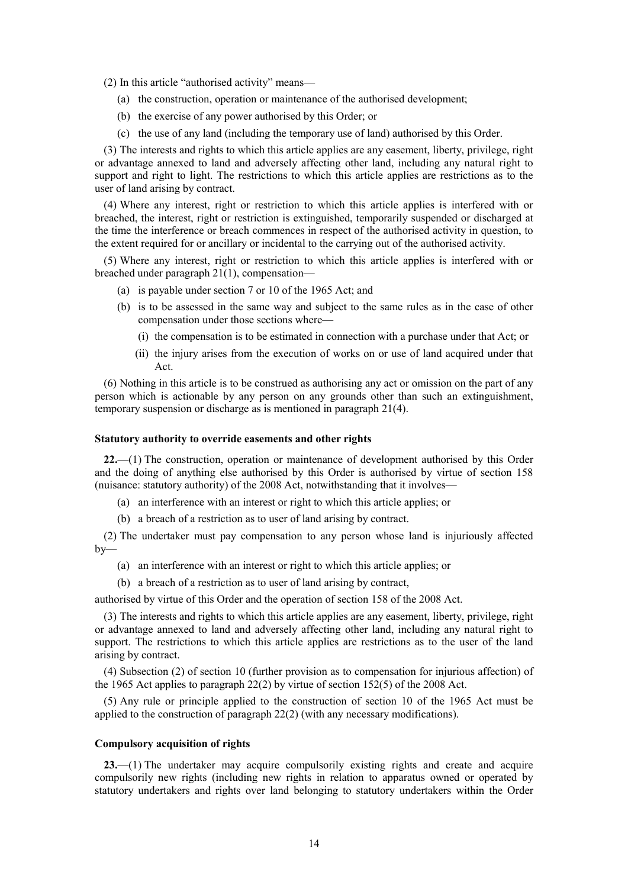(2) In this article "authorised activity" means—

(a) the construction, operation or maintenance of the authorised development;

(b) the exercise of any power authorised by this Order; or

(c) the use of any land (including the temporary use of land) authorised by this Order.

(3) The interests and rights to which this article applies are any easement, liberty, privilege, right or advantage annexed to land and adversely affecting other land, including any natural right to support and right to light. The restrictions to which this article applies are restrictions as to the user of land arising by contract.

(4) Where any interest, right or restriction to which this article applies is interfered with or breached, the interest, right or restriction is extinguished, temporarily suspended or discharged at the time the interference or breach commences in respect of the authorised activity in question, to the extent required for or ancillary or incidental to the carrying out of the authorised activity.

(5) Where any interest, right or restriction to which this article applies is interfered with or breached under paragraph 21(1), compensation—

(a) is payable under section 7 or 10 of the 1965 Act; and

(b) is to be assessed in the same way and subject to the same rules as in the case of other compensation under those sections where—

(i) the compensation is to be estimated in connection with a purchase under that Act; or

(ii) the injury arises from the execution of works on or use of land acquired under that Act.

(6) Nothing in this article is to be construed as authorising any act or omission on the part of any person which is actionable by any person on any grounds other than such an extinguishment, temporary suspension or discharge as is mentioned in paragraph 21(4).

### Statutory authority to override easements and other rights

**22.**—(1) The construction, operation or maintenance of development authorised by this Order and the doing of anything else authorised by this Order is authorised by virtue of section 158 (nuisance: statutory authority) of the 2008 Act, notwithstanding that it involves—

(a) an interference with an interest or right to which this article applies; or

(b) a breach of a restriction as to user of land arising by contract.

(2) The undertaker must pay compensation to any person whose land is injuriously affected by—

(a) an interference with an interest or right to which this article applies; or

(b) a breach of a restriction as to user of land arising by contract,

authorised by virtue of this Order and the operation of section 158 of the 2008 Act.

(3) The interests and rights to which this article applies are any easement, liberty, privilege, right or advantage annexed to land and adversely affecting other land, including any natural right to support. The restrictions to which this article applies are restrictions as to the user of the land arising by contract.

(4) Subsection (2) of section 10 (further provision as to compensation for injurious affection) of the 1965 Act applies to paragraph 22(2) by virtue of section 152(5) of the 2008 Act.

(5) Any rule or principle applied to the construction of section 10 of the 1965 Act must be applied to the construction of paragraph 22(2) (with any necessary modifications).

### Compulsory acquisition of rights

**23.**—(1) The undertaker may acquire compulsorily existing rights and create and acquire compulsorily new rights (including new rights in relation to apparatus owned or operated by statutory undertakers and rights over land belonging to statutory undertakers within the Order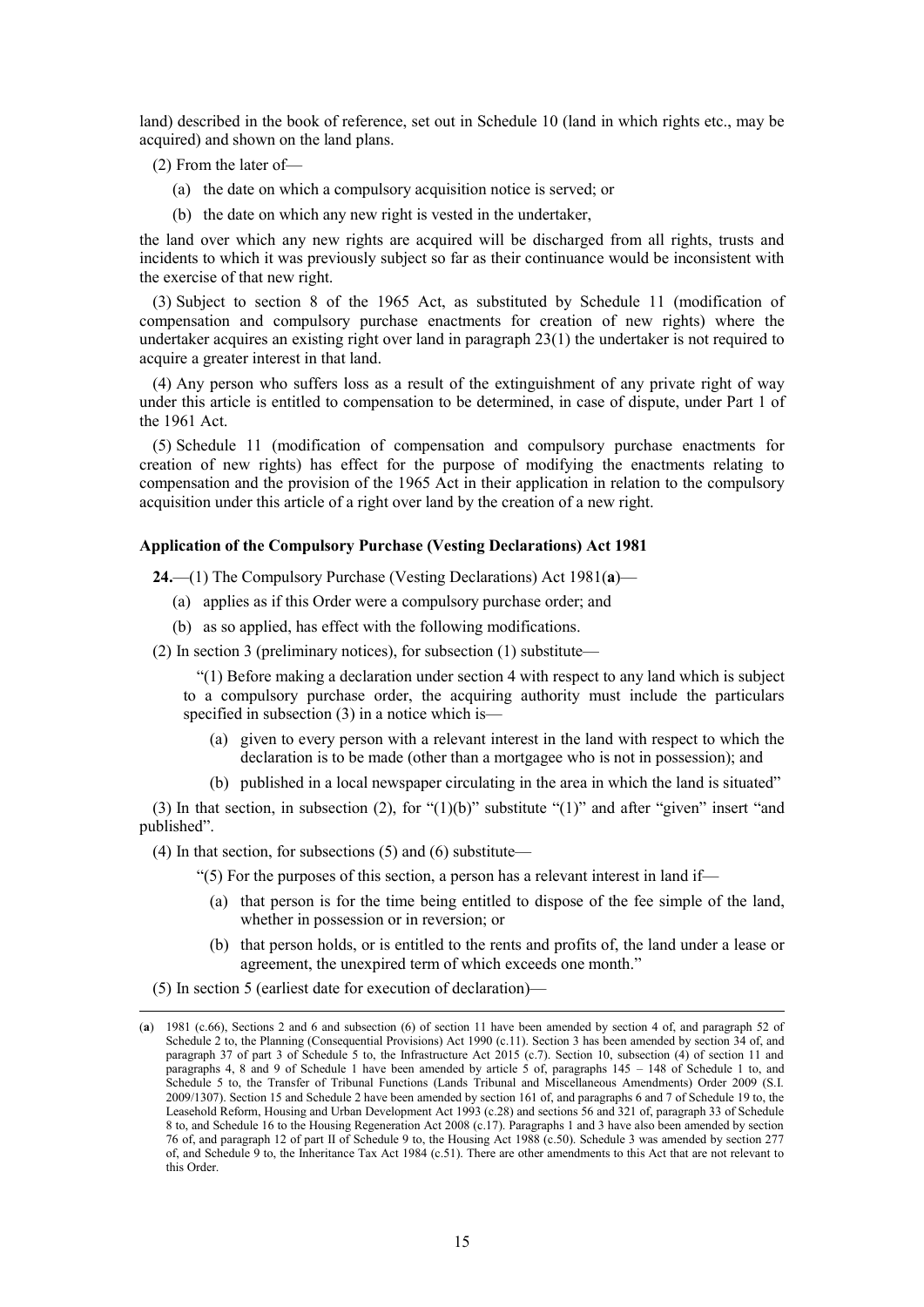land) described in the book of reference, set out in Schedule 10 (land in which rights etc., may be acquired) and shown on the land plans.

(2) From the later of—

(a) the date on which a compulsory acquisition notice is served; or

(b) the date on which any new right is vested in the undertaker,

the land over which any new rights are acquired will be discharged from all rights, trusts and incidents to which it was previously subject so far as their continuance would be inconsistent with the exercise of that new right.

(3) Subject to section 8 of the 1965 Act, as substituted by Schedule 11 (modification of compensation and compulsory purchase enactments for creation of new rights) where the undertaker acquires an existing right over land in paragraph 23(1) the undertaker is not required to acquire a greater interest in that land.

(4) Any person who suffers loss as a result of the extinguishment of any private right of way under this article is entitled to compensation to be determined, in case of dispute, under Part 1 of the 1961 Act.

(5) Schedule 11 (modification of compensation and compulsory purchase enactments for creation of new rights) has effect for the purpose of modifying the enactments relating to compensation and the provision of the 1965 Act in their application in relation to the compulsory acquisition under this article of a right over land by the creation of a new right.

**Application of the Compulsory Purchase (Vesting Declarations) Act 1981**

**24.**—(1) The Compulsory Purchase (Vesting Declarations) Act 1981(**a**)—

(a) applies as if this Order were a compulsory purchase order; and

(b) as so applied, has effect with the following modifications.

(2) In section 3 (preliminary notices), for subsection (1) substitute—

"(1) Before making a declaration under section 4 with respect to any land which is subject to a compulsory purchase order, the acquiring authority must include the particulars specified in subsection (3) in a notice which is—

(a) given to every person with a relevant interest in the land with respect to which the declaration is to be made (other than a mortgagee who is not in possession); and

(b) published in a local newspaper circulating in the area in which the land is situated"

(3) In that section, in subsection (2), for "(1)(b)" substitute "(1)" and after "given" insert "and published".

(4) In that section, for subsections (5) and (6) substitute—

"(5) For the purposes of this section, a person has a relevant interest in land if—

(a) that person is for the time being entitled to dispose of the fee simple of the land, whether in possession or in reversion; or

(b) that person holds, or is entitled to the rents and profits of, the land under a lease or agreement, the unexpired term of which exceeds one month."

(5) In section 5 (earliest date for execution of declaration)—

---

(**a**) 1981 (c.66), Sections 2 and 6 and subsection (6) of section 11 have been amended by section 4 of, and paragraph 52 of Schedule 2 to, the Planning (Consequential Provisions) Act 1990 (c.11). Section 3 has been amended by section 34 of, and paragraph 37 of part 3 of Schedule 5 to, the Infrastructure Act 2015 (c.7). Section 10, subsection (4) of section 11 and paragraphs 4, 8 and 9 of Schedule 1 have been amended by article 5 of, paragraphs 145 – 148 of Schedule 1 to, and Schedule 5 to, the Transfer of Tribunal Functions (Lands Tribunal and Miscellaneous Amendments) Order 2009 (S.I. 2009/1307). Section 15 and Schedule 2 have been amended by section 161 of, and paragraphs 6 and 7 of Schedule 19 to, the Leasehold Reform, Housing and Urban Development Act 1993 (c.28) and sections 56 and 321 of, paragraph 33 of Schedule 8 to, and Schedule 16 to the Housing Regeneration Act 2008 (c.17). Paragraphs 1 and 3 have also been amended by section 76 of, and paragraph 12 of part II of Schedule 9 to, the Housing Act 1988 (c.50). Schedule 3 was amended by section 277 of, and Schedule 9 to, the Inheritance Tax Act 1984 (c.51). There are other amendments to this Act that are not relevant to this Order.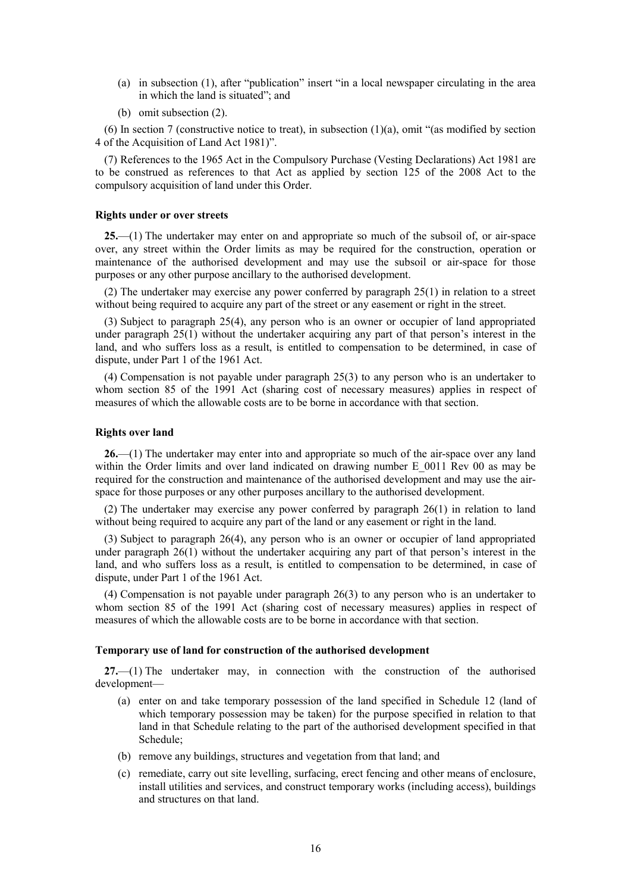- (a) in subsection (1), after "publication" insert "in a local newspaper circulating in the area in which the land is situated"; and
- (b) omit subsection (2).

(6) In section 7 (constructive notice to treat), in subsection (1)(a), omit "(as modified by section 4 of the Acquisition of Land Act 1981)".

(7) References to the 1965 Act in the Compulsory Purchase (Vesting Declarations) Act 1981 are to be construed as references to that Act as applied by section 125 of the 2008 Act to the compulsory acquisition of land under this Order.

### Rights under or over streets

**25.**—(1) The undertaker may enter on and appropriate so much of the subsoil of, or air-space over, any street within the Order limits as may be required for the construction, operation or maintenance of the authorised development and may use the subsoil or air-space for those purposes or any other purpose ancillary to the authorised development.

(2) The undertaker may exercise any power conferred by paragraph 25(1) in relation to a street without being required to acquire any part of the street or any easement or right in the street.

(3) Subject to paragraph 25(4), any person who is an owner or occupier of land appropriated under paragraph 25(1) without the undertaker acquiring any part of that person's interest in the land, and who suffers loss as a result, is entitled to compensation to be determined, in case of dispute, under Part 1 of the 1961 Act.

(4) Compensation is not payable under paragraph 25(3) to any person who is an undertaker to whom section 85 of the 1991 Act (sharing cost of necessary measures) applies in respect of measures of which the allowable costs are to be borne in accordance with that section.

### Rights over land

**26.**—(1) The undertaker may enter into and appropriate so much of the air-space over any land within the Order limits and over land indicated on drawing number E_0011 Rev 00 as may be required for the construction and maintenance of the authorised development and may use the air-space for those purposes or any other purposes ancillary to the authorised development.

(2) The undertaker may exercise any power conferred by paragraph 26(1) in relation to land without being required to acquire any part of the land or any easement or right in the land.

(3) Subject to paragraph 26(4), any person who is an owner or occupier of land appropriated under paragraph 26(1) without the undertaker acquiring any part of that person's interest in the land, and who suffers loss as a result, is entitled to compensation to be determined, in case of dispute, under Part 1 of the 1961 Act.

(4) Compensation is not payable under paragraph 26(3) to any person who is an undertaker to whom section 85 of the 1991 Act (sharing cost of necessary measures) applies in respect of measures of which the allowable costs are to be borne in accordance with that section.

### Temporary use of land for construction of the authorised development

**27.**—(1) The undertaker may, in connection with the construction of the authorised development—

- (a) enter on and take temporary possession of the land specified in Schedule 12 (land of which temporary possession may be taken) for the purpose specified in relation to that land in that Schedule relating to the part of the authorised development specified in that Schedule;
- (b) remove any buildings, structures and vegetation from that land; and
- (c) remediate, carry out site levelling, surfacing, erect fencing and other means of enclosure, install utilities and services, and construct temporary works (including access), buildings and structures on that land.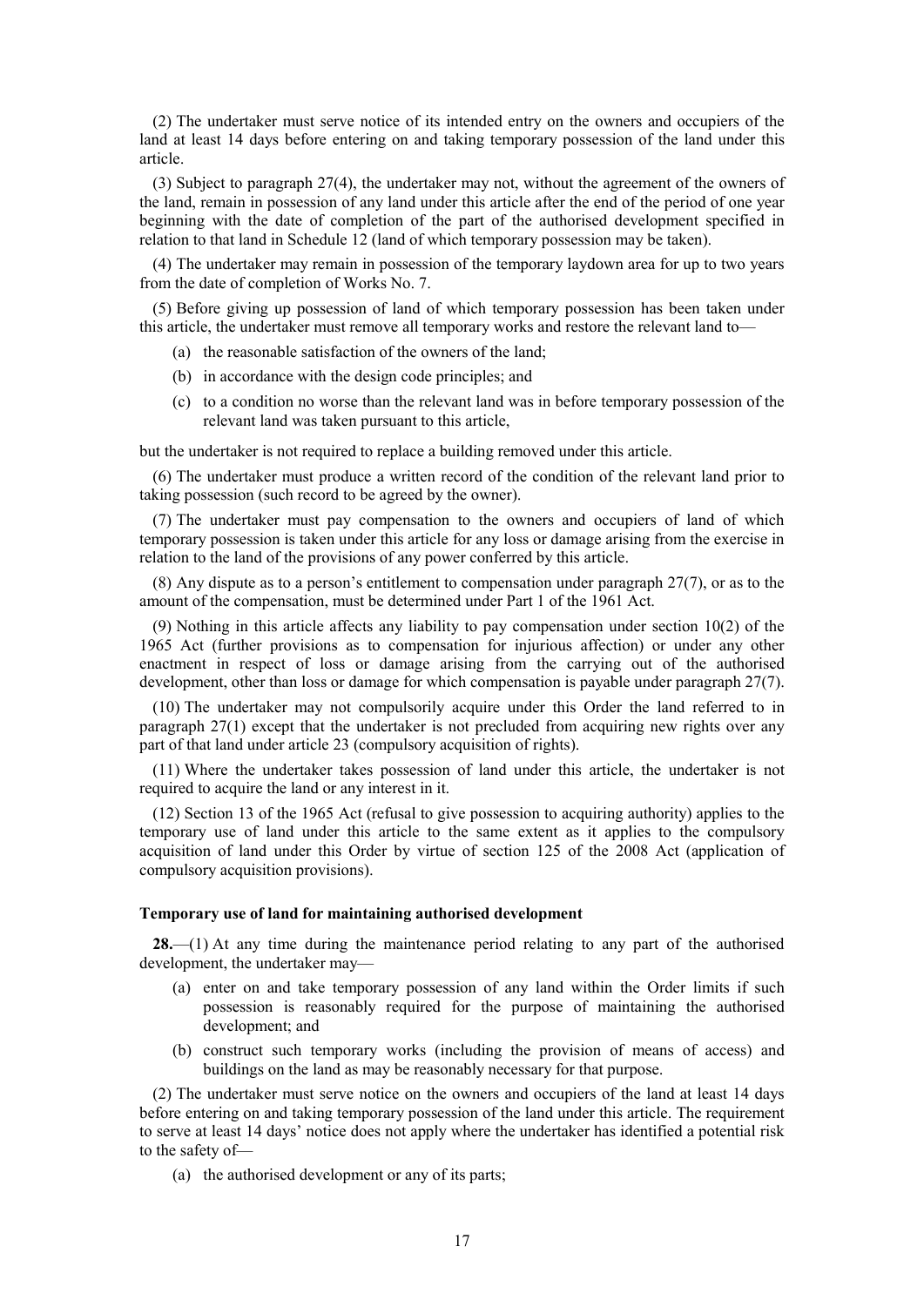(2) The undertaker must serve notice of its intended entry on the owners and occupiers of the land at least 14 days before entering on and taking temporary possession of the land under this article.

(3) Subject to paragraph 27(4), the undertaker may not, without the agreement of the owners of the land, remain in possession of any land under this article after the end of the period of one year beginning with the date of completion of the part of the authorised development specified in relation to that land in Schedule 12 (land of which temporary possession may be taken).

(4) The undertaker may remain in possession of the temporary laydown area for up to two years from the date of completion of Works No. 7.

(5) Before giving up possession of land of which temporary possession has been taken under this article, the undertaker must remove all temporary works and restore the relevant land to—

- (a) the reasonable satisfaction of the owners of the land;
- (b) in accordance with the design code principles; and
- (c) to a condition no worse than the relevant land was in before temporary possession of the relevant land was taken pursuant to this article,

but the undertaker is not required to replace a building removed under this article.

(6) The undertaker must produce a written record of the condition of the relevant land prior to taking possession (such record to be agreed by the owner).

(7) The undertaker must pay compensation to the owners and occupiers of land of which temporary possession is taken under this article for any loss or damage arising from the exercise in relation to the land of the provisions of any power conferred by this article.

(8) Any dispute as to a person's entitlement to compensation under paragraph 27(7), or as to the amount of the compensation, must be determined under Part 1 of the 1961 Act.

(9) Nothing in this article affects any liability to pay compensation under section 10(2) of the 1965 Act (further provisions as to compensation for injurious affection) or under any other enactment in respect of loss or damage arising from the carrying out of the authorised development, other than loss or damage for which compensation is payable under paragraph 27(7).

(10) The undertaker may not compulsorily acquire under this Order the land referred to in paragraph 27(1) except that the undertaker is not precluded from acquiring new rights over any part of that land under article 23 (compulsory acquisition of rights).

(11) Where the undertaker takes possession of land under this article, the undertaker is not required to acquire the land or any interest in it.

(12) Section 13 of the 1965 Act (refusal to give possession to acquiring authority) applies to the temporary use of land under this article to the same extent as it applies to the compulsory acquisition of land under this Order by virtue of section 125 of the 2008 Act (application of compulsory acquisition provisions).

**Temporary use of land for maintaining authorised development**

**28.**—(1) At any time during the maintenance period relating to any part of the authorised development, the undertaker may—

- (a) enter on and take temporary possession of any land within the Order limits if such possession is reasonably required for the purpose of maintaining the authorised development; and
- (b) construct such temporary works (including the provision of means of access) and buildings on the land as may be reasonably necessary for that purpose.

(2) The undertaker must serve notice on the owners and occupiers of the land at least 14 days before entering on and taking temporary possession of the land under this article. The requirement to serve at least 14 days' notice does not apply where the undertaker has identified a potential risk to the safety of—

- (a) the authorised development or any of its parts;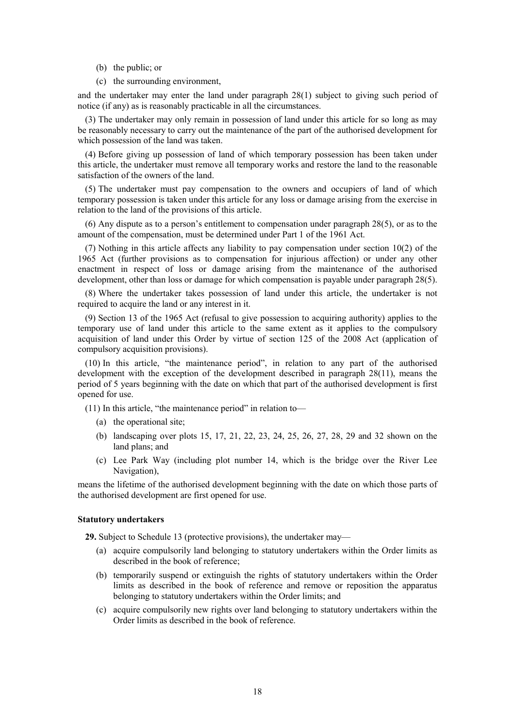(b) the public; or

(c) the surrounding environment,

and the undertaker may enter the land under paragraph 28(1) subject to giving such period of notice (if any) as is reasonably practicable in all the circumstances.

(3) The undertaker may only remain in possession of land under this article for so long as may be reasonably necessary to carry out the maintenance of the part of the authorised development for which possession of the land was taken.

(4) Before giving up possession of land of which temporary possession has been taken under this article, the undertaker must remove all temporary works and restore the land to the reasonable satisfaction of the owners of the land.

(5) The undertaker must pay compensation to the owners and occupiers of land of which temporary possession is taken under this article for any loss or damage arising from the exercise in relation to the land of the provisions of this article.

(6) Any dispute as to a person's entitlement to compensation under paragraph 28(5), or as to the amount of the compensation, must be determined under Part 1 of the 1961 Act.

(7) Nothing in this article affects any liability to pay compensation under section 10(2) of the 1965 Act (further provisions as to compensation for injurious affection) or under any other enactment in respect of loss or damage arising from the maintenance of the authorised development, other than loss or damage for which compensation is payable under paragraph 28(5).

(8) Where the undertaker takes possession of land under this article, the undertaker is not required to acquire the land or any interest in it.

(9) Section 13 of the 1965 Act (refusal to give possession to acquiring authority) applies to the temporary use of land under this article to the same extent as it applies to the compulsory acquisition of land under this Order by virtue of section 125 of the 2008 Act (application of compulsory acquisition provisions).

(10) In this article, "the maintenance period", in relation to any part of the authorised development with the exception of the development described in paragraph 28(11), means the period of 5 years beginning with the date on which that part of the authorised development is first opened for use.

(11) In this article, "the maintenance period" in relation to—

(a) the operational site;

(b) landscaping over plots 15, 17, 21, 22, 23, 24, 25, 26, 27, 28, 29 and 32 shown on the land plans; and

(c) Lee Park Way (including plot number 14, which is the bridge over the River Lee Navigation),

means the lifetime of the authorised development beginning with the date on which those parts of the authorised development are first opened for use.

**Statutory undertakers**

**29.** Subject to Schedule 13 (protective provisions), the undertaker may—

(a) acquire compulsorily land belonging to statutory undertakers within the Order limits as described in the book of reference;

(b) temporarily suspend or extinguish the rights of statutory undertakers within the Order limits as described in the book of reference and remove or reposition the apparatus belonging to statutory undertakers within the Order limits; and

(c) acquire compulsorily new rights over land belonging to statutory undertakers within the Order limits as described in the book of reference.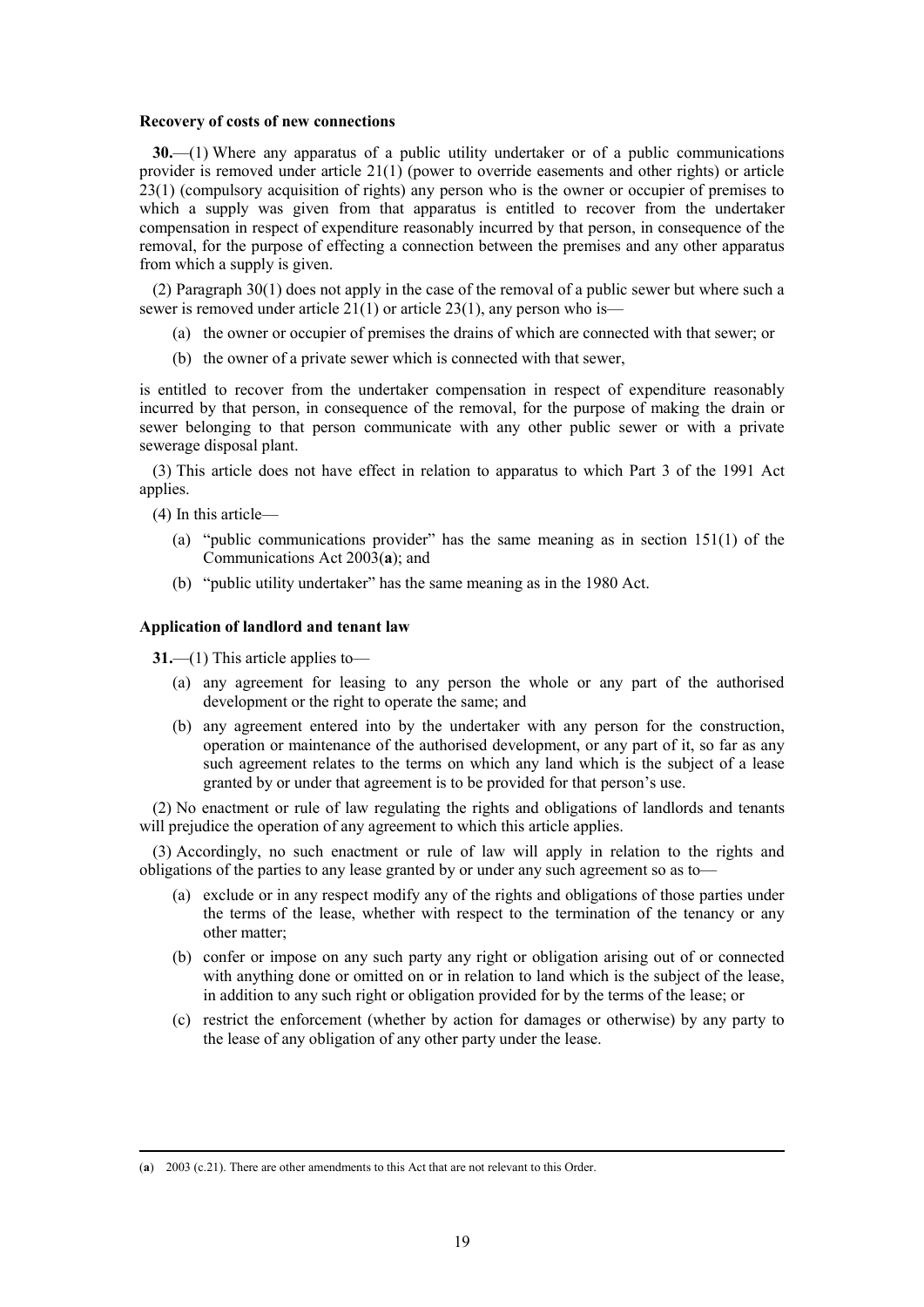**Recovery of costs of new connections**

**30.**—(1) Where any apparatus of a public utility undertaker or of a public communications provider is removed under article 21(1) (power to override easements and other rights) or article 23(1) (compulsory acquisition of rights) any person who is the owner or occupier of premises to which a supply was given from that apparatus is entitled to recover from the undertaker compensation in respect of expenditure reasonably incurred by that person, in consequence of the removal, for the purpose of effecting a connection between the premises and any other apparatus from which a supply is given.

(2) Paragraph 30(1) does not apply in the case of the removal of a public sewer but where such a sewer is removed under article 21(1) or article 23(1), any person who is—

- (a) the owner or occupier of premises the drains of which are connected with that sewer; or
- (b) the owner of a private sewer which is connected with that sewer,

is entitled to recover from the undertaker compensation in respect of expenditure reasonably incurred by that person, in consequence of the removal, for the purpose of making the drain or sewer belonging to that person communicate with any other public sewer or with a private sewerage disposal plant.

(3) This article does not have effect in relation to apparatus to which Part 3 of the 1991 Act applies.

(4) In this article—

- (a) "public communications provider" has the same meaning as in section 151(1) of the Communications Act 2003(**a**); and
- (b) "public utility undertaker" has the same meaning as in the 1980 Act.

**Application of landlord and tenant law**

**31.**—(1) This article applies to—

- (a) any agreement for leasing to any person the whole or any part of the authorised development or the right to operate the same; and
- (b) any agreement entered into by the undertaker with any person for the construction, operation or maintenance of the authorised development, or any part of it, so far as any such agreement relates to the terms on which any land which is the subject of a lease granted by or under that agreement is to be provided for that person's use.

(2) No enactment or rule of law regulating the rights and obligations of landlords and tenants will prejudice the operation of any agreement to which this article applies.

(3) Accordingly, no such enactment or rule of law will apply in relation to the rights and obligations of the parties to any lease granted by or under any such agreement so as to—

- (a) exclude or in any respect modify any of the rights and obligations of those parties under the terms of the lease, whether with respect to the termination of the tenancy or any other matter;
- (b) confer or impose on any such party any right or obligation arising out of or connected with anything done or omitted on or in relation to land which is the subject of the lease, in addition to any such right or obligation provided for by the terms of the lease; or
- (c) restrict the enforcement (whether by action for damages or otherwise) by any party to the lease of any obligation of any other party under the lease.

---

(**a**) 2003 (c.21). There are other amendments to this Act that are not relevant to this Order.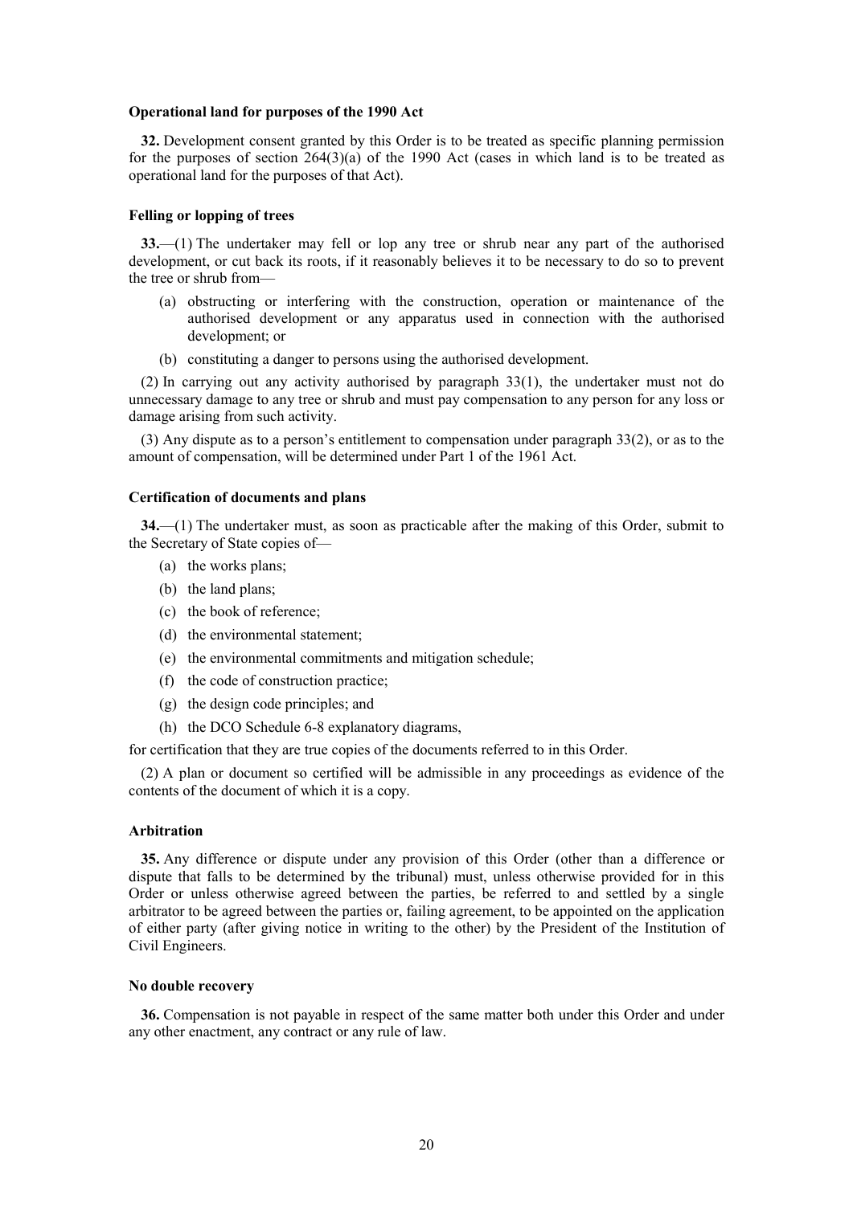**Operational land for purposes of the 1990 Act**

**32.** Development consent granted by this Order is to be treated as specific planning permission for the purposes of section 264(3)(a) of the 1990 Act (cases in which land is to be treated as operational land for the purposes of that Act).

**Felling or lopping of trees**

**33.**—(1) The undertaker may fell or lop any tree or shrub near any part of the authorised development, or cut back its roots, if it reasonably believes it to be necessary to do so to prevent the tree or shrub from—

(a) obstructing or interfering with the construction, operation or maintenance of the authorised development or any apparatus used in connection with the authorised development; or

(b) constituting a danger to persons using the authorised development.

(2) In carrying out any activity authorised by paragraph 33(1), the undertaker must not do unnecessary damage to any tree or shrub and must pay compensation to any person for any loss or damage arising from such activity.

(3) Any dispute as to a person's entitlement to compensation under paragraph 33(2), or as to the amount of compensation, will be determined under Part 1 of the 1961 Act.

**Certification of documents and plans**

**34.**—(1) The undertaker must, as soon as practicable after the making of this Order, submit to the Secretary of State copies of—

(a) the works plans;

(b) the land plans;

(c) the book of reference;

(d) the environmental statement;

(e) the environmental commitments and mitigation schedule;

(f) the code of construction practice;

(g) the design code principles; and

(h) the DCO Schedule 6-8 explanatory diagrams,

for certification that they are true copies of the documents referred to in this Order.

(2) A plan or document so certified will be admissible in any proceedings as evidence of the contents of the document of which it is a copy.

**Arbitration**

**35.** Any difference or dispute under any provision of this Order (other than a difference or dispute that falls to be determined by the tribunal) must, unless otherwise provided for in this Order or unless otherwise agreed between the parties, be referred to and settled by a single arbitrator to be agreed between the parties or, failing agreement, to be appointed on the application of either party (after giving notice in writing to the other) by the President of the Institution of Civil Engineers.

**No double recovery**

**36.** Compensation is not payable in respect of the same matter both under this Order and under any other enactment, any contract or any rule of law.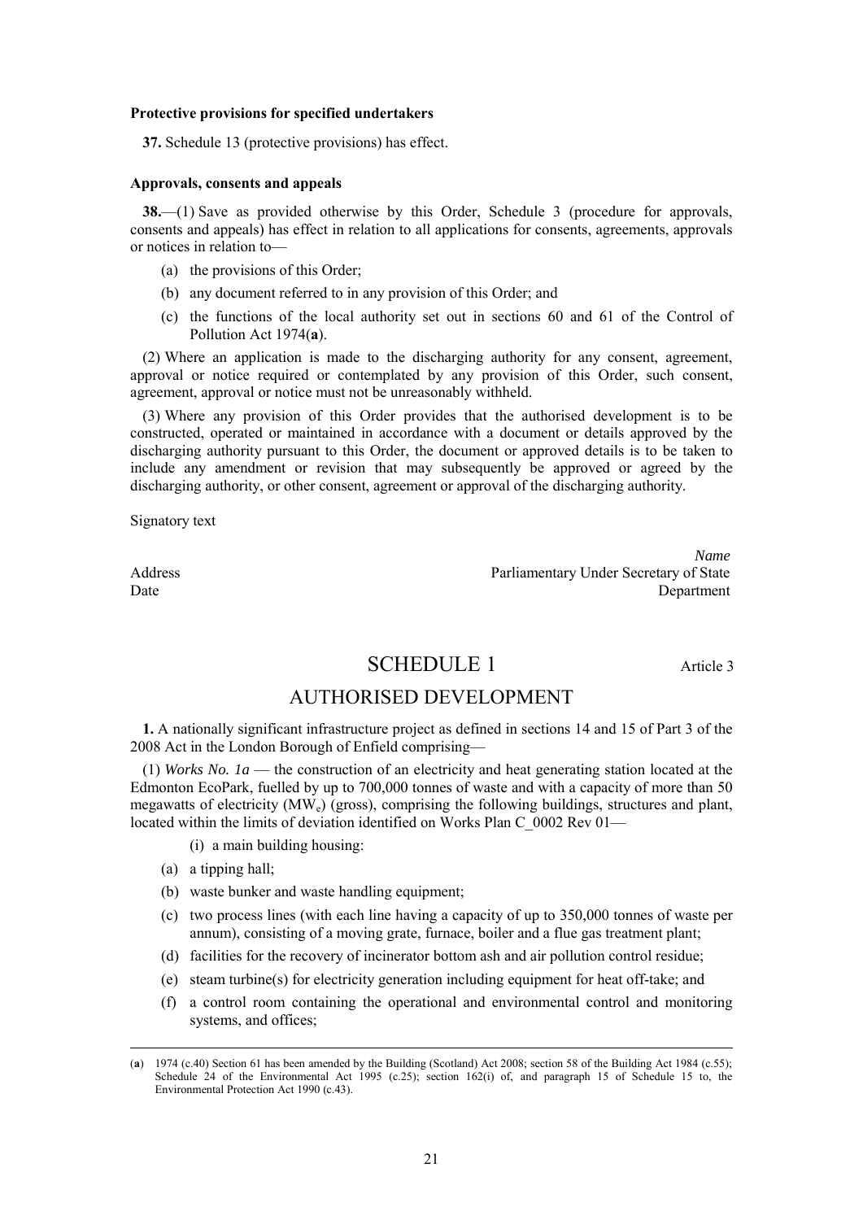**Protective provisions for specified undertakers**

**37.** Schedule 13 (protective provisions) has effect.

**Approvals, consents and appeals**

**38.**—(1) Save as provided otherwise by this Order, Schedule 3 (procedure for approvals, consents and appeals) has effect in relation to all applications for consents, agreements, approvals or notices in relation to—

(a) the provisions of this Order;

(b) any document referred to in any provision of this Order; and

(c) the functions of the local authority set out in sections 60 and 61 of the Control of Pollution Act 1974(**a**).

(2) Where an application is made to the discharging authority for any consent, agreement, approval or notice required or contemplated by any provision of this Order, such consent, agreement, approval or notice must not be unreasonably withheld.

(3) Where any provision of this Order provides that the authorised development is to be constructed, operated or maintained in accordance with a document or details approved by the discharging authority pursuant to this Order, the document or approved details is to be taken to include any amendment or revision that may subsequently be approved or agreed by the discharging authority, or other consent, agreement or approval of the discharging authority.

Signatory text

*Name*
Address — Parliamentary Under Secretary of State
Date — Department

# SCHEDULE 1

Article 3

## AUTHORISED DEVELOPMENT

**1.** A nationally significant infrastructure project as defined in sections 14 and 15 of Part 3 of the 2008 Act in the London Borough of Enfield comprising—

(1) *Works No. 1a* — the construction of an electricity and heat generating station located at the Edmonton EcoPark, fuelled by up to 700,000 tonnes of waste and with a capacity of more than 50 megawatts of electricity ($MW_e$) (gross), comprising the following buildings, structures and plant, located within the limits of deviation identified on Works Plan C_0002 Rev 01—

(i) a main building housing:

(a) a tipping hall;

(b) waste bunker and waste handling equipment;

(c) two process lines (with each line having a capacity of up to 350,000 tonnes of waste per annum), consisting of a moving grate, furnace, boiler and a flue gas treatment plant;

(d) facilities for the recovery of incinerator bottom ash and air pollution control residue;

(e) steam turbine(s) for electricity generation including equipment for heat off-take; and

(f) a control room containing the operational and environmental control and monitoring systems, and offices;

---

(**a**) 1974 (c.40) Section 61 has been amended by the Building (Scotland) Act 2008; section 58 of the Building Act 1984 (c.55); Schedule 24 of the Environmental Act 1995 (c.25); section 162(i) of, and paragraph 15 of Schedule 15 to, the Environmental Protection Act 1990 (c.43).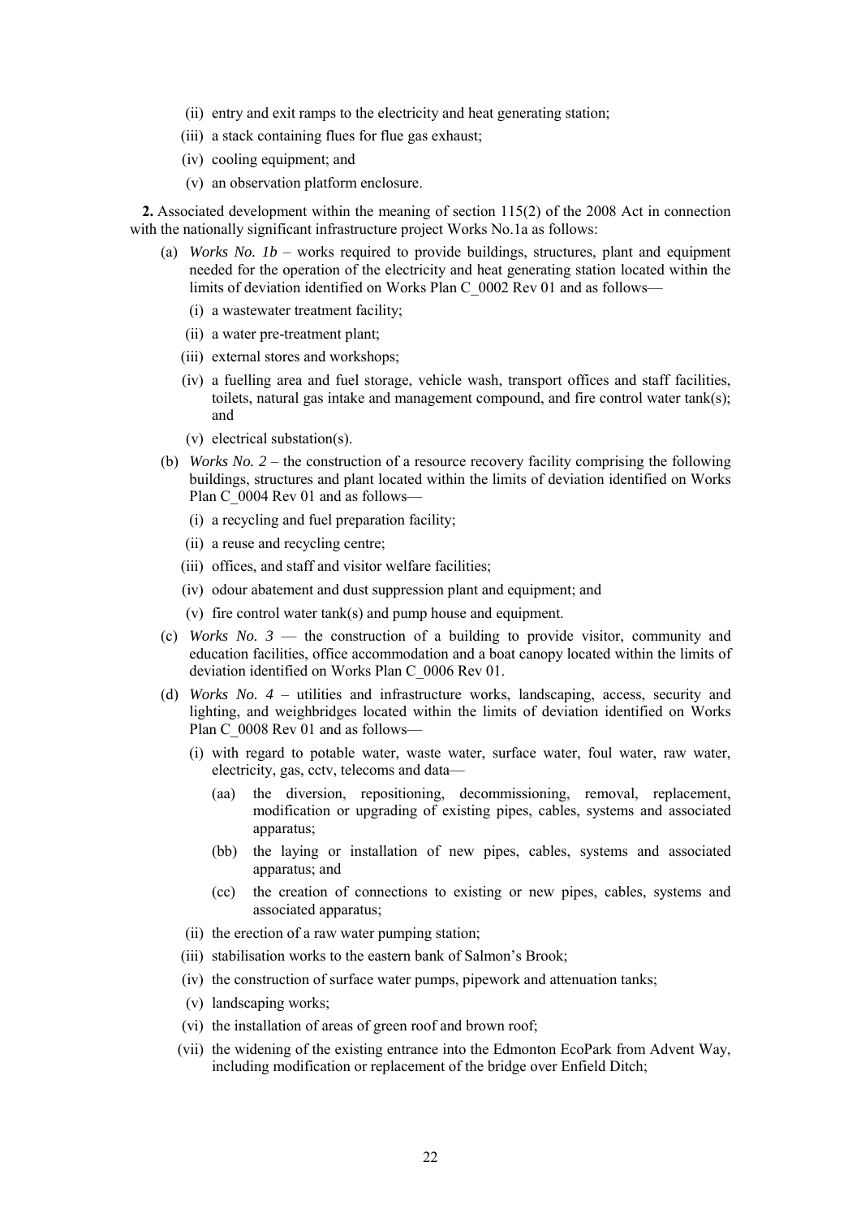- (ii) entry and exit ramps to the electricity and heat generating station;
- (iii) a stack containing flues for flue gas exhaust;
- (iv) cooling equipment; and
- (v) an observation platform enclosure.

**2.** Associated development within the meaning of section 115(2) of the 2008 Act in connection with the nationally significant infrastructure project Works No.1a as follows:

- (a) *Works No. 1b* – works required to provide buildings, structures, plant and equipment needed for the operation of the electricity and heat generating station located within the limits of deviation identified on Works Plan C_0002 Rev 01 and as follows—
  - (i) a wastewater treatment facility;
  - (ii) a water pre-treatment plant;
  - (iii) external stores and workshops;
  - (iv) a fuelling area and fuel storage, vehicle wash, transport offices and staff facilities, toilets, natural gas intake and management compound, and fire control water tank(s); and
  - (v) electrical substation(s).
- (b) *Works No. 2* – the construction of a resource recovery facility comprising the following buildings, structures and plant located within the limits of deviation identified on Works Plan C_0004 Rev 01 and as follows—
  - (i) a recycling and fuel preparation facility;
  - (ii) a reuse and recycling centre;
  - (iii) offices, and staff and visitor welfare facilities;
  - (iv) odour abatement and dust suppression plant and equipment; and
  - (v) fire control water tank(s) and pump house and equipment.
- (c) *Works No. 3* — the construction of a building to provide visitor, community and education facilities, office accommodation and a boat canopy located within the limits of deviation identified on Works Plan C_0006 Rev 01.
- (d) *Works No. 4* – utilities and infrastructure works, landscaping, access, security and lighting, and weighbridges located within the limits of deviation identified on Works Plan C_0008 Rev 01 and as follows—
  - (i) with regard to potable water, waste water, surface water, foul water, raw water, electricity, gas, cctv, telecoms and data—
    - (aa) the diversion, repositioning, decommissioning, removal, replacement, modification or upgrading of existing pipes, cables, systems and associated apparatus;
    - (bb) the laying or installation of new pipes, cables, systems and associated apparatus; and
    - (cc) the creation of connections to existing or new pipes, cables, systems and associated apparatus;
  - (ii) the erection of a raw water pumping station;
  - (iii) stabilisation works to the eastern bank of Salmon's Brook;
  - (iv) the construction of surface water pumps, pipework and attenuation tanks;
  - (v) landscaping works;
  - (vi) the installation of areas of green roof and brown roof;
  - (vii) the widening of the existing entrance into the Edmonton EcoPark from Advent Way, including modification or replacement of the bridge over Enfield Ditch;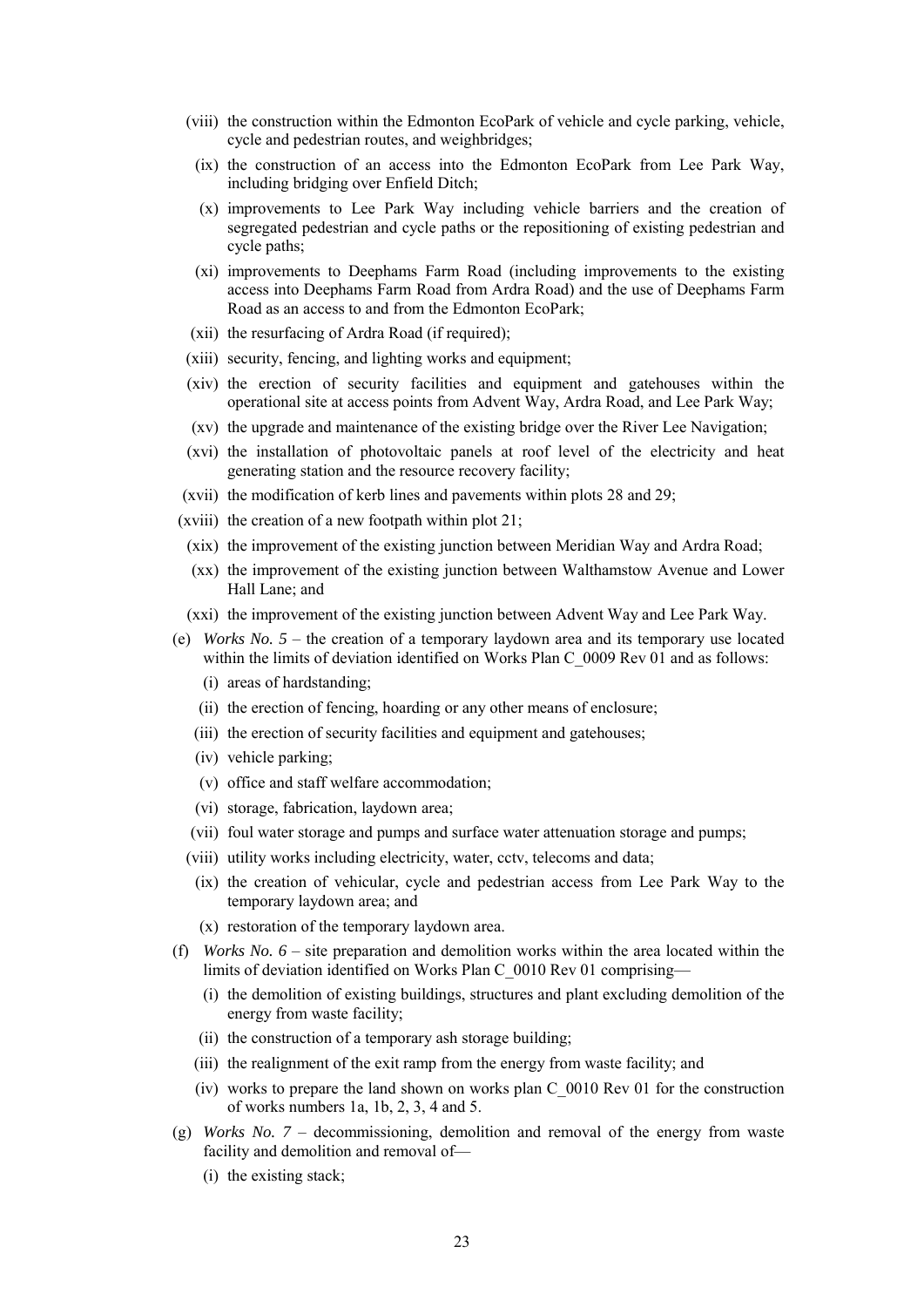(viii) the construction within the Edmonton EcoPark of vehicle and cycle parking, vehicle, cycle and pedestrian routes, and weighbridges;

(ix) the construction of an access into the Edmonton EcoPark from Lee Park Way, including bridging over Enfield Ditch;

(x) improvements to Lee Park Way including vehicle barriers and the creation of segregated pedestrian and cycle paths or the repositioning of existing pedestrian and cycle paths;

(xi) improvements to Deephams Farm Road (including improvements to the existing access into Deephams Farm Road from Ardra Road) and the use of Deephams Farm Road as an access to and from the Edmonton EcoPark;

(xii) the resurfacing of Ardra Road (if required);

(xiii) security, fencing, and lighting works and equipment;

(xiv) the erection of security facilities and equipment and gatehouses within the operational site at access points from Advent Way, Ardra Road, and Lee Park Way;

(xv) the upgrade and maintenance of the existing bridge over the River Lee Navigation;

(xvi) the installation of photovoltaic panels at roof level of the electricity and heat generating station and the resource recovery facility;

(xvii) the modification of kerb lines and pavements within plots 28 and 29;

(xviii) the creation of a new footpath within plot 21;

(xix) the improvement of the existing junction between Meridian Way and Ardra Road;

(xx) the improvement of the existing junction between Walthamstow Avenue and Lower Hall Lane; and

(xxi) the improvement of the existing junction between Advent Way and Lee Park Way.

(e) *Works No. 5* – the creation of a temporary laydown area and its temporary use located within the limits of deviation identified on Works Plan C_0009 Rev 01 and as follows:

(i) areas of hardstanding;

(ii) the erection of fencing, hoarding or any other means of enclosure;

(iii) the erection of security facilities and equipment and gatehouses;

(iv) vehicle parking;

(v) office and staff welfare accommodation;

(vi) storage, fabrication, laydown area;

(vii) foul water storage and pumps and surface water attenuation storage and pumps;

(viii) utility works including electricity, water, cctv, telecoms and data;

(ix) the creation of vehicular, cycle and pedestrian access from Lee Park Way to the temporary laydown area; and

(x) restoration of the temporary laydown area.

(f) *Works No. 6* – site preparation and demolition works within the area located within the limits of deviation identified on Works Plan C_0010 Rev 01 comprising—

(i) the demolition of existing buildings, structures and plant excluding demolition of the energy from waste facility;

(ii) the construction of a temporary ash storage building;

(iii) the realignment of the exit ramp from the energy from waste facility; and

(iv) works to prepare the land shown on works plan C_0010 Rev 01 for the construction of works numbers 1a, 1b, 2, 3, 4 and 5.

(g) *Works No. 7* – decommissioning, demolition and removal of the energy from waste facility and demolition and removal of—

(i) the existing stack;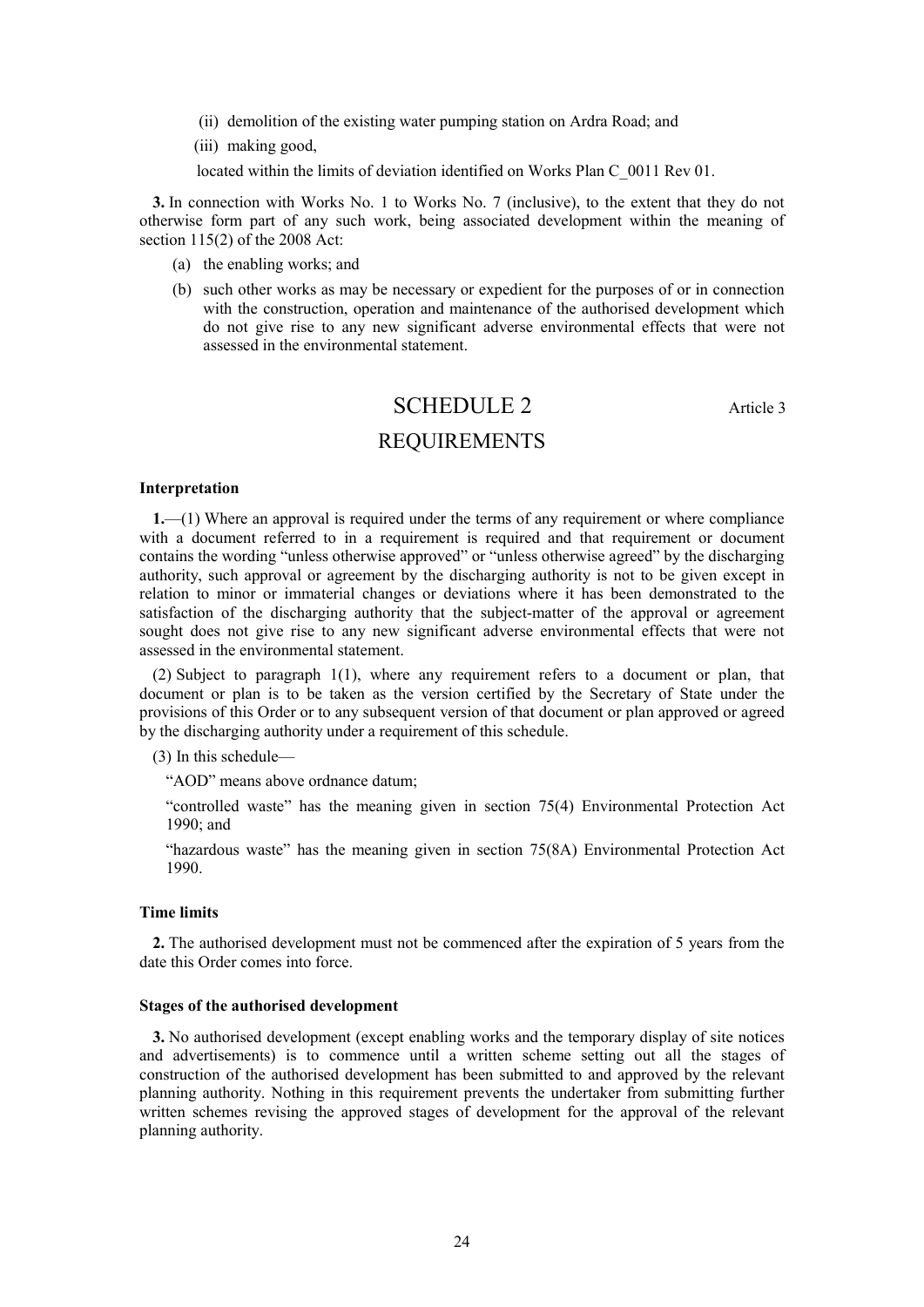(ii) demolition of the existing water pumping station on Ardra Road; and

(iii) making good,

located within the limits of deviation identified on Works Plan C_0011 Rev 01.

**3.** In connection with Works No. 1 to Works No. 7 (inclusive), to the extent that they do not otherwise form part of any such work, being associated development within the meaning of section 115(2) of the 2008 Act:

(a) the enabling works; and

(b) such other works as may be necessary or expedient for the purposes of or in connection with the construction, operation and maintenance of the authorised development which do not give rise to any new significant adverse environmental effects that were not assessed in the environmental statement.

# SCHEDULE 2

Article 3

# REQUIREMENTS

**Interpretation**

**1.**—(1) Where an approval is required under the terms of any requirement or where compliance with a document referred to in a requirement is required and that requirement or document contains the wording "unless otherwise approved" or "unless otherwise agreed" by the discharging authority, such approval or agreement by the discharging authority is not to be given except in relation to minor or immaterial changes or deviations where it has been demonstrated to the satisfaction of the discharging authority that the subject-matter of the approval or agreement sought does not give rise to any new significant adverse environmental effects that were not assessed in the environmental statement.

(2) Subject to paragraph 1(1), where any requirement refers to a document or plan, that document or plan is to be taken as the version certified by the Secretary of State under the provisions of this Order or to any subsequent version of that document or plan approved or agreed by the discharging authority under a requirement of this schedule.

(3) In this schedule—

"AOD" means above ordnance datum;

"controlled waste" has the meaning given in section 75(4) Environmental Protection Act 1990; and

"hazardous waste" has the meaning given in section 75(8A) Environmental Protection Act 1990.

**Time limits**

**2.** The authorised development must not be commenced after the expiration of 5 years from the date this Order comes into force.

**Stages of the authorised development**

**3.** No authorised development (except enabling works and the temporary display of site notices and advertisements) is to commence until a written scheme setting out all the stages of construction of the authorised development has been submitted to and approved by the relevant planning authority. Nothing in this requirement prevents the undertaker from submitting further written schemes revising the approved stages of development for the approval of the relevant planning authority.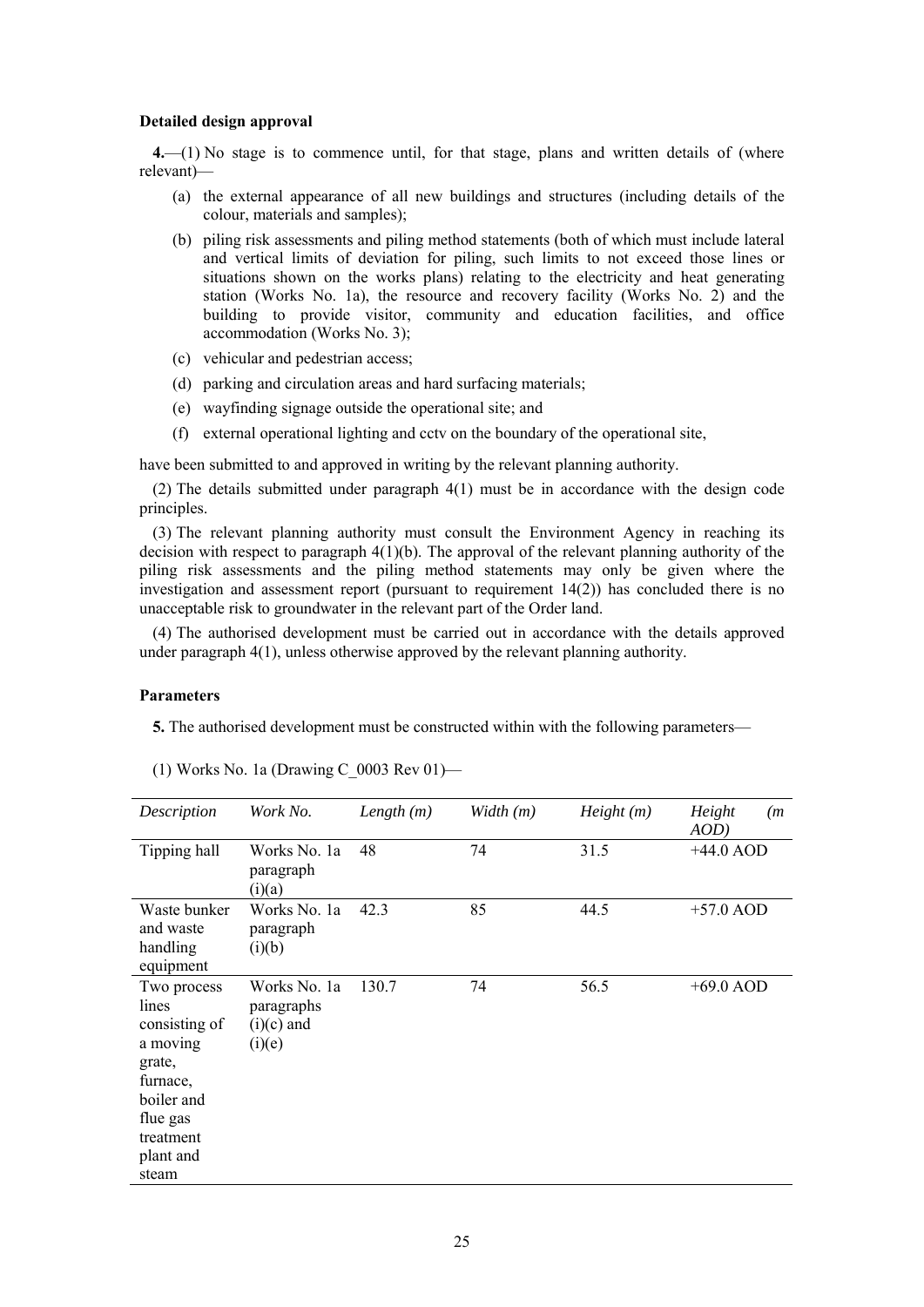**Detailed design approval**

**4.**—(1) No stage is to commence until, for that stage, plans and written details of (where relevant)—

(a) the external appearance of all new buildings and structures (including details of the colour, materials and samples);

(b) piling risk assessments and piling method statements (both of which must include lateral and vertical limits of deviation for piling, such limits to not exceed those lines or situations shown on the works plans) relating to the electricity and heat generating station (Works No. 1a), the resource and recovery facility (Works No. 2) and the building to provide visitor, community and education facilities, and office accommodation (Works No. 3);

(c) vehicular and pedestrian access;

(d) parking and circulation areas and hard surfacing materials;

(e) wayfinding signage outside the operational site; and

(f) external operational lighting and cctv on the boundary of the operational site,

have been submitted to and approved in writing by the relevant planning authority.

(2) The details submitted under paragraph 4(1) must be in accordance with the design code principles.

(3) The relevant planning authority must consult the Environment Agency in reaching its decision with respect to paragraph 4(1)(b). The approval of the relevant planning authority of the piling risk assessments and the piling method statements may only be given where the investigation and assessment report (pursuant to requirement 14(2)) has concluded there is no unacceptable risk to groundwater in the relevant part of the Order land.

(4) The authorised development must be carried out in accordance with the details approved under paragraph 4(1), unless otherwise approved by the relevant planning authority.

**Parameters**

**5.** The authorised development must be constructed within with the following parameters—

(1) Works No. 1a (Drawing C_0003 Rev 01)—

| *Description* | *Work No.* | *Length (m)* | *Width (m)* | *Height (m)* | *Height (m AOD)* |
|---|---|---|---|---|---|
| Tipping hall | Works No. 1a paragraph (i)(a) | 48 | 74 | 31.5 | +44.0 AOD |
| Waste bunker and waste handling equipment | Works No. 1a paragraph (i)(b) | 42.3 | 85 | 44.5 | +57.0 AOD |
| Two process lines consisting of a moving grate, furnace, boiler and flue gas treatment plant and steam | Works No. 1a paragraphs (i)(c) and (i)(e) | 130.7 | 74 | 56.5 | +69.0 AOD |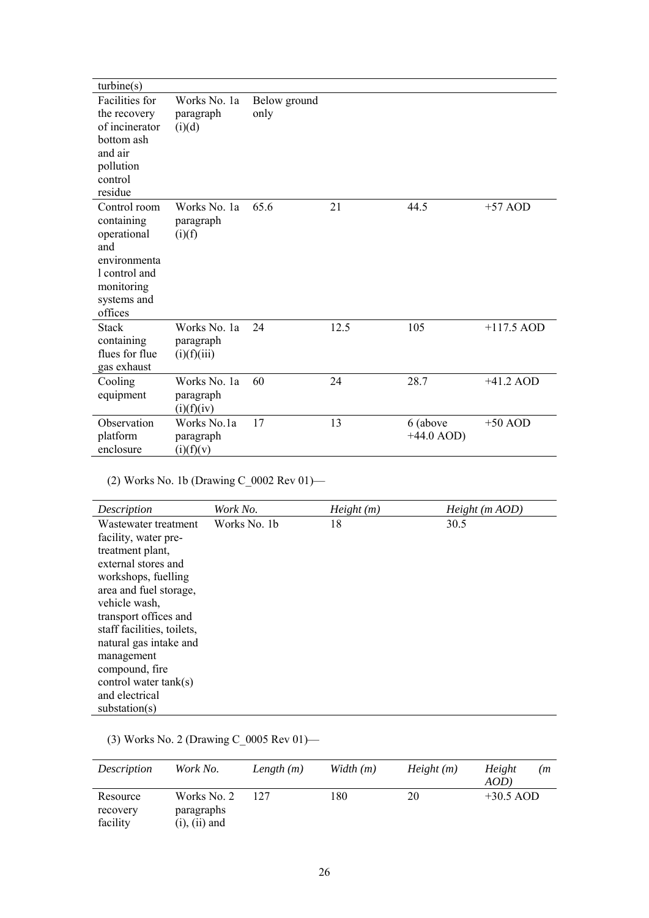| | | | | | |
|---|---|---|---|---|---|
| turbine(s) | | | | | |
| Facilities for the recovery of incinerator bottom ash and air pollution control residue | Works No. 1a paragraph (i)(d) | Below ground only | | | |
| Control room containing operational and environmental control and monitoring systems and offices | Works No. 1a paragraph (i)(f) | 65.6 | 21 | 44.5 | +57 AOD |
| Stack containing flues for flue gas exhaust | Works No. 1a paragraph (i)(f)(iii) | 24 | 12.5 | 105 | +117.5 AOD |
| Cooling equipment | Works No. 1a paragraph (i)(f)(iv) | 60 | 24 | 28.7 | +41.2 AOD |
| Observation platform enclosure | Works No.1a paragraph (i)(f)(v) | 17 | 13 | 6 (above +44.0 AOD) | +50 AOD |

(2) Works No. 1b (Drawing C_0002 Rev 01)—

| *Description* | *Work No.* | *Height (m)* | *Height (m AOD)* |
|---|---|---|---|
| Wastewater treatment facility, water pre-treatment plant, external stores and workshops, fuelling area and fuel storage, vehicle wash, transport offices and staff facilities, toilets, natural gas intake and management compound, fire control water tank(s) and electrical substation(s) | Works No. 1b | 18 | 30.5 |

(3) Works No. 2 (Drawing C_0005 Rev 01)—

| *Description* | *Work No.* | *Length (m)* | *Width (m)* | *Height (m)* | *Height (m AOD)* |
|---|---|---|---|---|---|
| Resource recovery facility | Works No. 2 paragraphs (i), (ii) and | 127 | 180 | 20 | +30.5 AOD |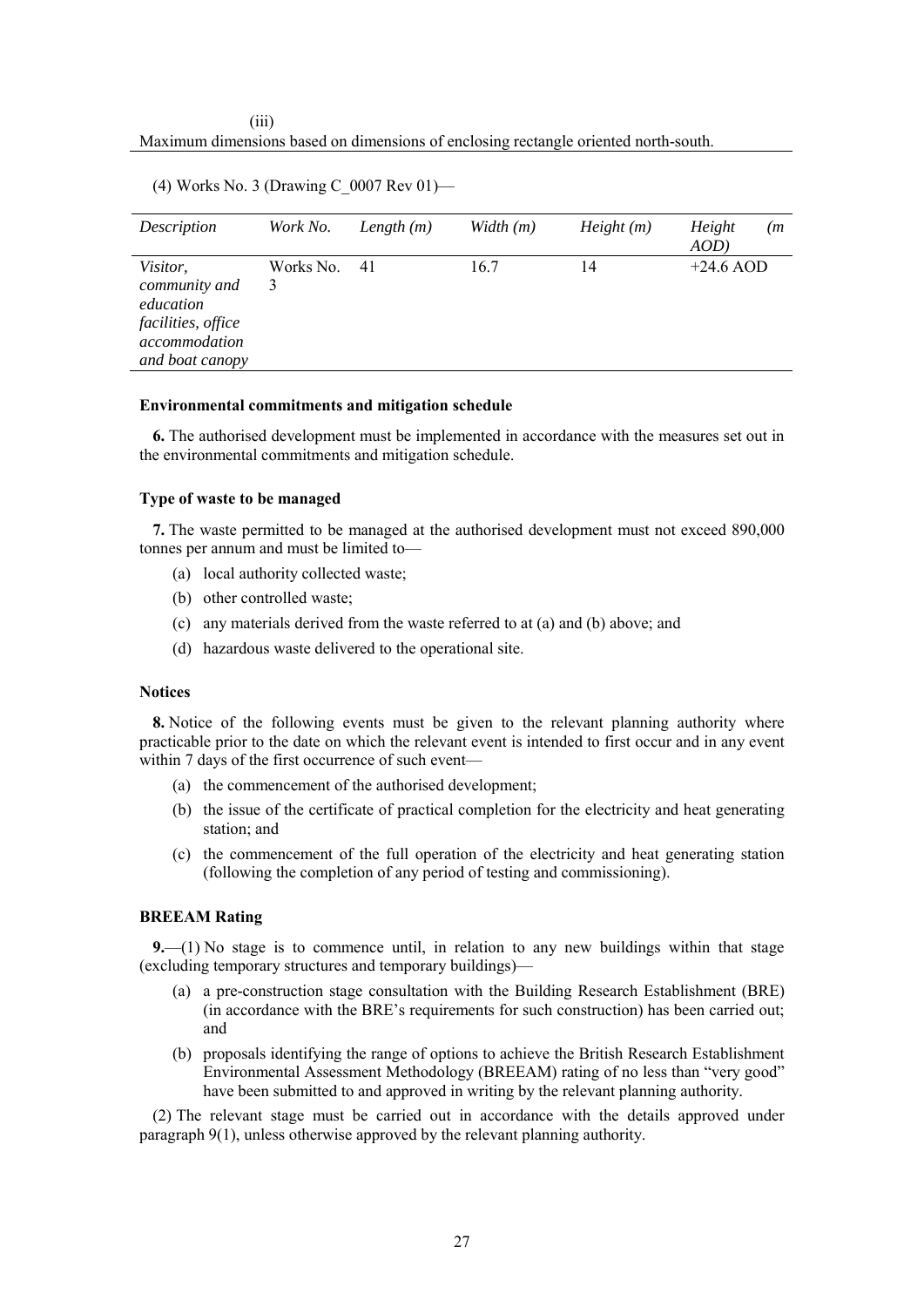(iii)
Maximum dimensions based on dimensions of enclosing rectangle oriented north-south.

(4) Works No. 3 (Drawing C_0007 Rev 01)—

| *Description* | *Work No.* | *Length (m)* | *Width (m)* | *Height (m)* | *Height (m AOD)* |
|---|---|---|---|---|---|
| *Visitor, community and education facilities, office accommodation and boat canopy* | Works No. 3 | 41 | 16.7 | 14 | +24.6 AOD |

**Environmental commitments and mitigation schedule**

**6.** The authorised development must be implemented in accordance with the measures set out in the environmental commitments and mitigation schedule.

**Type of waste to be managed**

**7.** The waste permitted to be managed at the authorised development must not exceed 890,000 tonnes per annum and must be limited to—

(a) local authority collected waste;

(b) other controlled waste;

(c) any materials derived from the waste referred to at (a) and (b) above; and

(d) hazardous waste delivered to the operational site.

**Notices**

**8.** Notice of the following events must be given to the relevant planning authority where practicable prior to the date on which the relevant event is intended to first occur and in any event within 7 days of the first occurrence of such event—

(a) the commencement of the authorised development;

(b) the issue of the certificate of practical completion for the electricity and heat generating station; and

(c) the commencement of the full operation of the electricity and heat generating station (following the completion of any period of testing and commissioning).

**BREEAM Rating**

**9.**—(1) No stage is to commence until, in relation to any new buildings within that stage (excluding temporary structures and temporary buildings)—

(a) a pre-construction stage consultation with the Building Research Establishment (BRE) (in accordance with the BRE's requirements for such construction) has been carried out; and

(b) proposals identifying the range of options to achieve the British Research Establishment Environmental Assessment Methodology (BREEAM) rating of no less than "very good" have been submitted to and approved in writing by the relevant planning authority.

(2) The relevant stage must be carried out in accordance with the details approved under paragraph 9(1), unless otherwise approved by the relevant planning authority.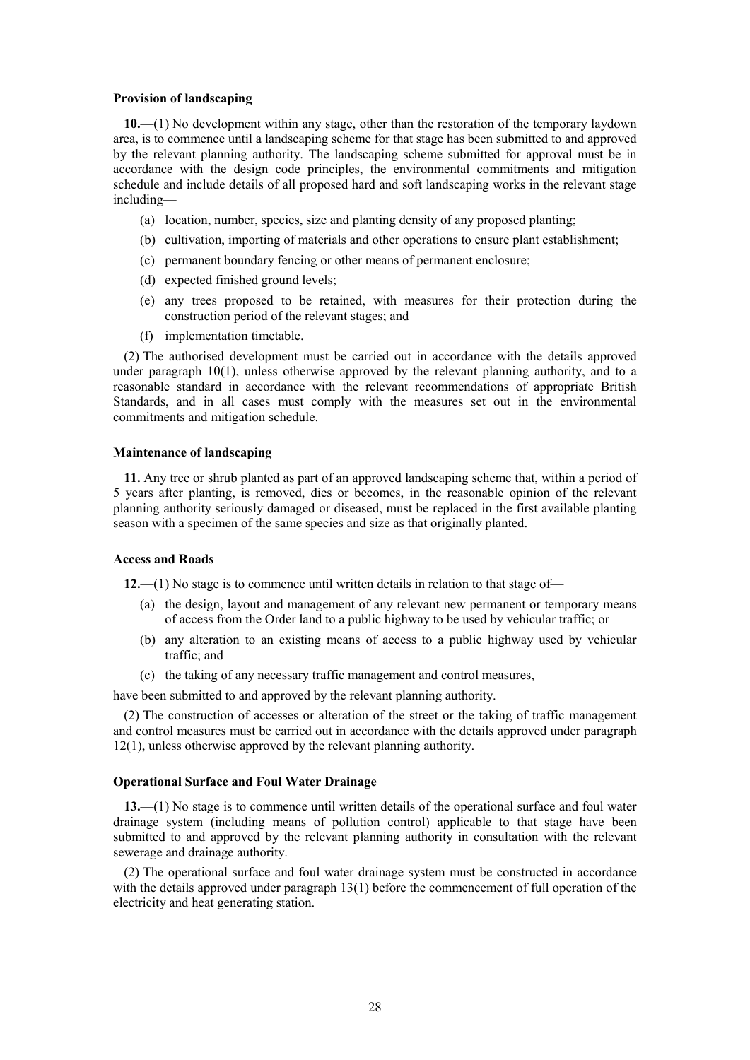**Provision of landscaping**

**10.**—(1) No development within any stage, other than the restoration of the temporary laydown area, is to commence until a landscaping scheme for that stage has been submitted to and approved by the relevant planning authority. The landscaping scheme submitted for approval must be in accordance with the design code principles, the environmental commitments and mitigation schedule and include details of all proposed hard and soft landscaping works in the relevant stage including—

- (a) location, number, species, size and planting density of any proposed planting;
- (b) cultivation, importing of materials and other operations to ensure plant establishment;
- (c) permanent boundary fencing or other means of permanent enclosure;
- (d) expected finished ground levels;
- (e) any trees proposed to be retained, with measures for their protection during the construction period of the relevant stages; and
- (f) implementation timetable.

(2) The authorised development must be carried out in accordance with the details approved under paragraph 10(1), unless otherwise approved by the relevant planning authority, and to a reasonable standard in accordance with the relevant recommendations of appropriate British Standards, and in all cases must comply with the measures set out in the environmental commitments and mitigation schedule.

**Maintenance of landscaping**

**11.** Any tree or shrub planted as part of an approved landscaping scheme that, within a period of 5 years after planting, is removed, dies or becomes, in the reasonable opinion of the relevant planning authority seriously damaged or diseased, must be replaced in the first available planting season with a specimen of the same species and size as that originally planted.

**Access and Roads**

**12.**—(1) No stage is to commence until written details in relation to that stage of—

- (a) the design, layout and management of any relevant new permanent or temporary means of access from the Order land to a public highway to be used by vehicular traffic; or
- (b) any alteration to an existing means of access to a public highway used by vehicular traffic; and
- (c) the taking of any necessary traffic management and control measures,

have been submitted to and approved by the relevant planning authority.

(2) The construction of accesses or alteration of the street or the taking of traffic management and control measures must be carried out in accordance with the details approved under paragraph 12(1), unless otherwise approved by the relevant planning authority.

**Operational Surface and Foul Water Drainage**

**13.**—(1) No stage is to commence until written details of the operational surface and foul water drainage system (including means of pollution control) applicable to that stage have been submitted to and approved by the relevant planning authority in consultation with the relevant sewerage and drainage authority.

(2) The operational surface and foul water drainage system must be constructed in accordance with the details approved under paragraph 13(1) before the commencement of full operation of the electricity and heat generating station.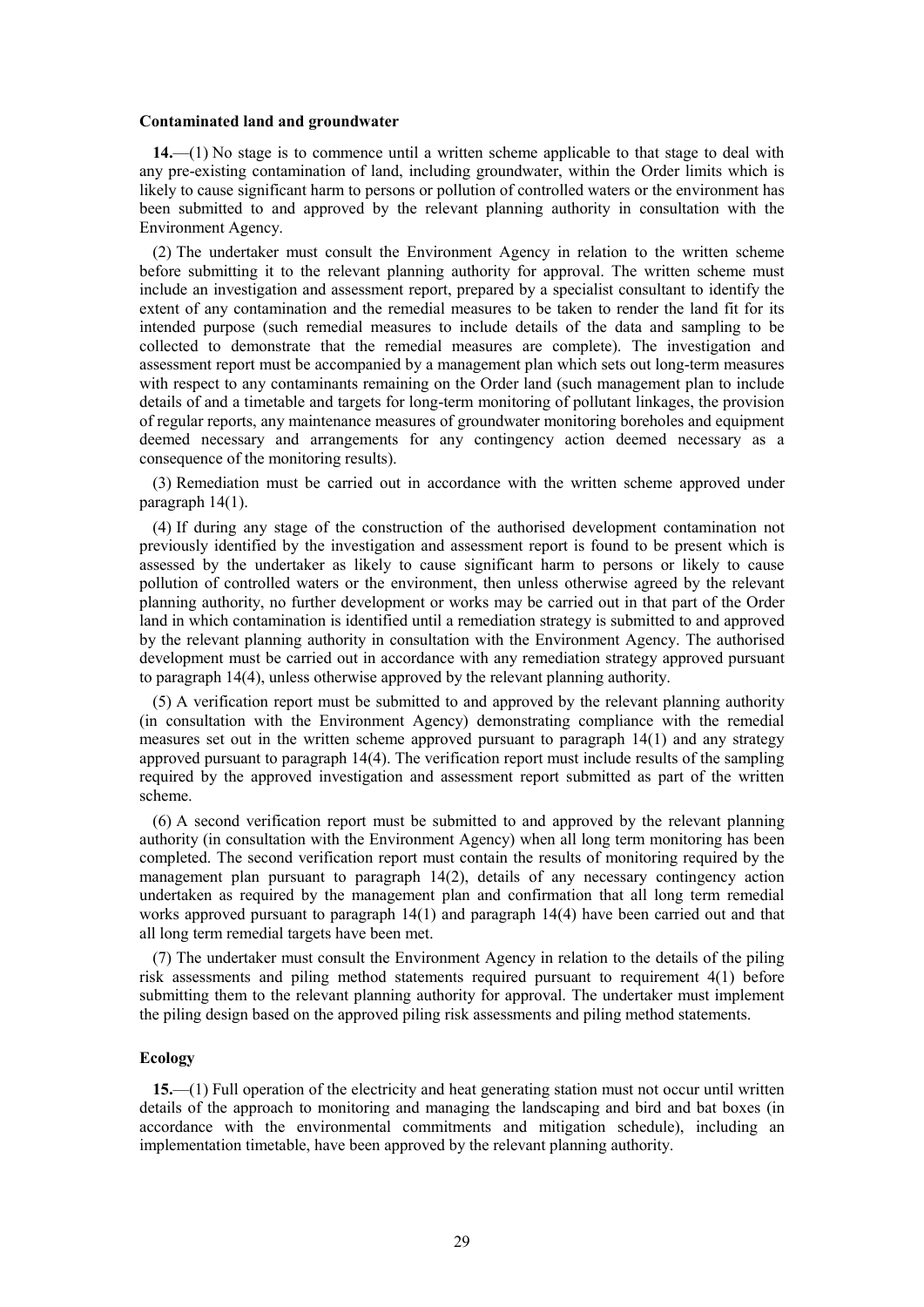**Contaminated land and groundwater**

**14.**—(1) No stage is to commence until a written scheme applicable to that stage to deal with any pre-existing contamination of land, including groundwater, within the Order limits which is likely to cause significant harm to persons or pollution of controlled waters or the environment has been submitted to and approved by the relevant planning authority in consultation with the Environment Agency.

(2) The undertaker must consult the Environment Agency in relation to the written scheme before submitting it to the relevant planning authority for approval. The written scheme must include an investigation and assessment report, prepared by a specialist consultant to identify the extent of any contamination and the remedial measures to be taken to render the land fit for its intended purpose (such remedial measures to include details of the data and sampling to be collected to demonstrate that the remedial measures are complete). The investigation and assessment report must be accompanied by a management plan which sets out long-term measures with respect to any contaminants remaining on the Order land (such management plan to include details of and a timetable and targets for long-term monitoring of pollutant linkages, the provision of regular reports, any maintenance measures of groundwater monitoring boreholes and equipment deemed necessary and arrangements for any contingency action deemed necessary as a consequence of the monitoring results).

(3) Remediation must be carried out in accordance with the written scheme approved under paragraph 14(1).

(4) If during any stage of the construction of the authorised development contamination not previously identified by the investigation and assessment report is found to be present which is assessed by the undertaker as likely to cause significant harm to persons or likely to cause pollution of controlled waters or the environment, then unless otherwise agreed by the relevant planning authority, no further development or works may be carried out in that part of the Order land in which contamination is identified until a remediation strategy is submitted to and approved by the relevant planning authority in consultation with the Environment Agency. The authorised development must be carried out in accordance with any remediation strategy approved pursuant to paragraph 14(4), unless otherwise approved by the relevant planning authority.

(5) A verification report must be submitted to and approved by the relevant planning authority (in consultation with the Environment Agency) demonstrating compliance with the remedial measures set out in the written scheme approved pursuant to paragraph 14(1) and any strategy approved pursuant to paragraph 14(4). The verification report must include results of the sampling required by the approved investigation and assessment report submitted as part of the written scheme.

(6) A second verification report must be submitted to and approved by the relevant planning authority (in consultation with the Environment Agency) when all long term monitoring has been completed. The second verification report must contain the results of monitoring required by the management plan pursuant to paragraph 14(2), details of any necessary contingency action undertaken as required by the management plan and confirmation that all long term remedial works approved pursuant to paragraph 14(1) and paragraph 14(4) have been carried out and that all long term remedial targets have been met.

(7) The undertaker must consult the Environment Agency in relation to the details of the piling risk assessments and piling method statements required pursuant to requirement 4(1) before submitting them to the relevant planning authority for approval. The undertaker must implement the piling design based on the approved piling risk assessments and piling method statements.

**Ecology**

**15.**—(1) Full operation of the electricity and heat generating station must not occur until written details of the approach to monitoring and managing the landscaping and bird and bat boxes (in accordance with the environmental commitments and mitigation schedule), including an implementation timetable, have been approved by the relevant planning authority.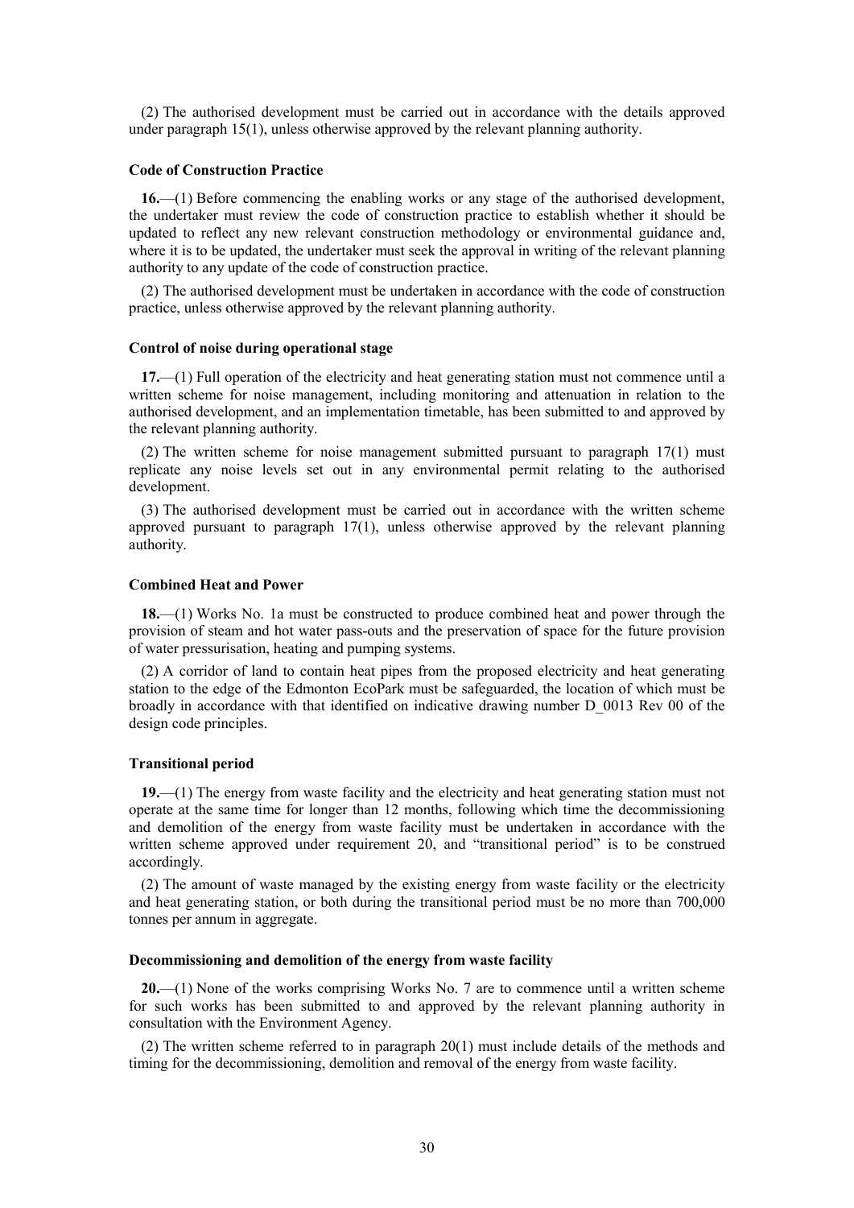(2) The authorised development must be carried out in accordance with the details approved under paragraph 15(1), unless otherwise approved by the relevant planning authority.

**Code of Construction Practice**

**16.**—(1) Before commencing the enabling works or any stage of the authorised development, the undertaker must review the code of construction practice to establish whether it should be updated to reflect any new relevant construction methodology or environmental guidance and, where it is to be updated, the undertaker must seek the approval in writing of the relevant planning authority to any update of the code of construction practice.

(2) The authorised development must be undertaken in accordance with the code of construction practice, unless otherwise approved by the relevant planning authority.

**Control of noise during operational stage**

**17.**—(1) Full operation of the electricity and heat generating station must not commence until a written scheme for noise management, including monitoring and attenuation in relation to the authorised development, and an implementation timetable, has been submitted to and approved by the relevant planning authority.

(2) The written scheme for noise management submitted pursuant to paragraph 17(1) must replicate any noise levels set out in any environmental permit relating to the authorised development.

(3) The authorised development must be carried out in accordance with the written scheme approved pursuant to paragraph 17(1), unless otherwise approved by the relevant planning authority.

**Combined Heat and Power**

**18.**—(1) Works No. 1a must be constructed to produce combined heat and power through the provision of steam and hot water pass-outs and the preservation of space for the future provision of water pressurisation, heating and pumping systems.

(2) A corridor of land to contain heat pipes from the proposed electricity and heat generating station to the edge of the Edmonton EcoPark must be safeguarded, the location of which must be broadly in accordance with that identified on indicative drawing number D_0013 Rev 00 of the design code principles.

**Transitional period**

**19.**—(1) The energy from waste facility and the electricity and heat generating station must not operate at the same time for longer than 12 months, following which time the decommissioning and demolition of the energy from waste facility must be undertaken in accordance with the written scheme approved under requirement 20, and "transitional period" is to be construed accordingly.

(2) The amount of waste managed by the existing energy from waste facility or the electricity and heat generating station, or both during the transitional period must be no more than 700,000 tonnes per annum in aggregate.

**Decommissioning and demolition of the energy from waste facility**

**20.**—(1) None of the works comprising Works No. 7 are to commence until a written scheme for such works has been submitted to and approved by the relevant planning authority in consultation with the Environment Agency.

(2) The written scheme referred to in paragraph 20(1) must include details of the methods and timing for the decommissioning, demolition and removal of the energy from waste facility.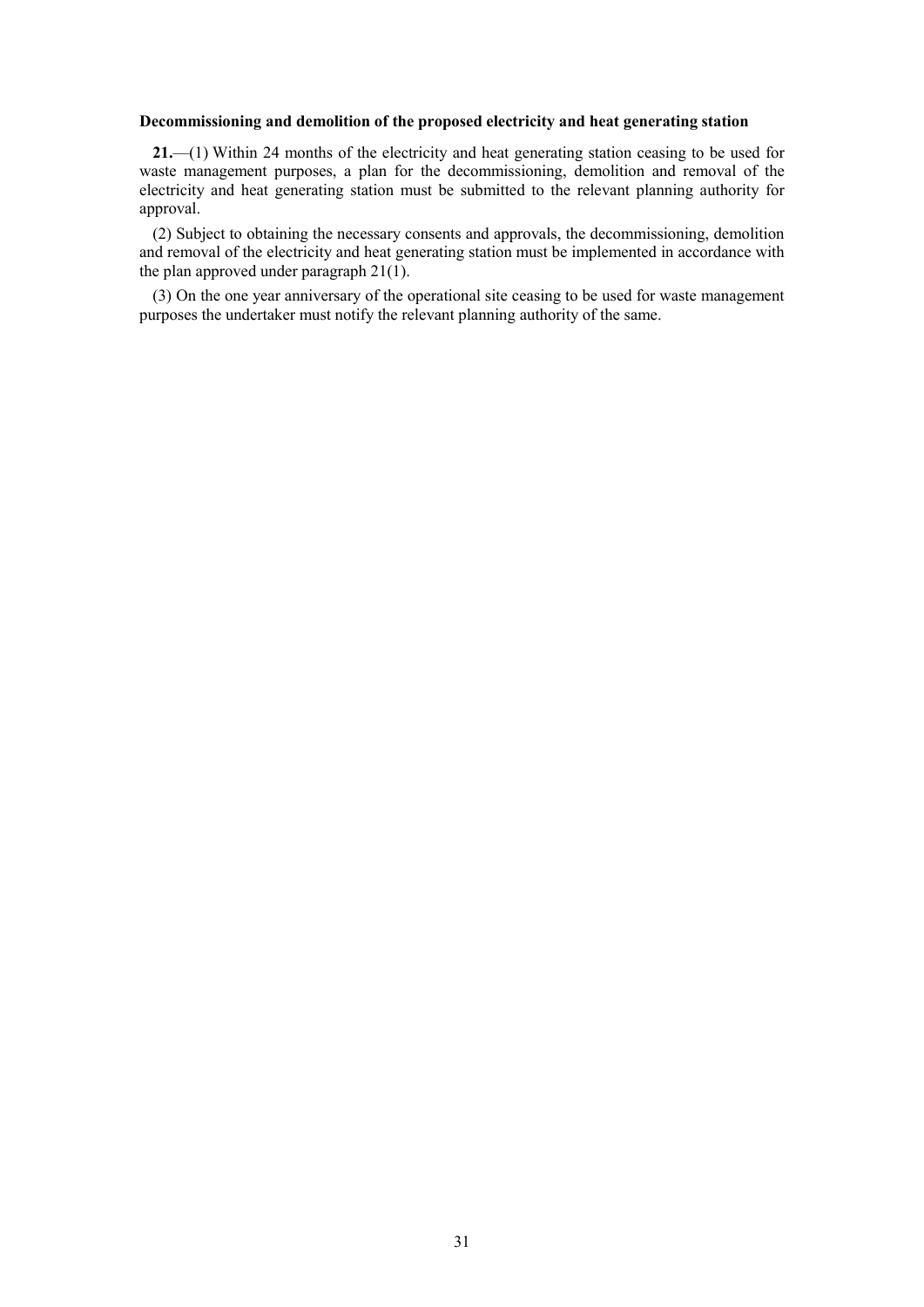**Decommissioning and demolition of the proposed electricity and heat generating station**

**21.**—(1) Within 24 months of the electricity and heat generating station ceasing to be used for waste management purposes, a plan for the decommissioning, demolition and removal of the electricity and heat generating station must be submitted to the relevant planning authority for approval.

(2) Subject to obtaining the necessary consents and approvals, the decommissioning, demolition and removal of the electricity and heat generating station must be implemented in accordance with the plan approved under paragraph 21(1).

(3) On the one year anniversary of the operational site ceasing to be used for waste management purposes the undertaker must notify the relevant planning authority of the same.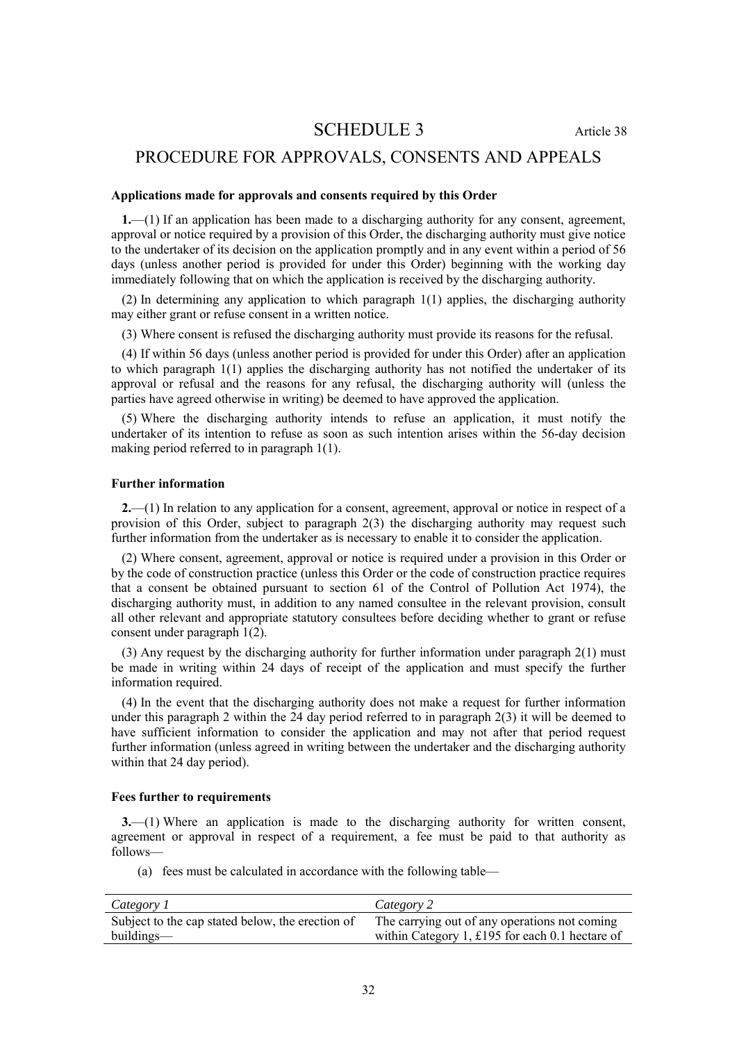# SCHEDULE 3

Article 38

## PROCEDURE FOR APPROVALS, CONSENTS AND APPEALS

**Applications made for approvals and consents required by this Order**

**1.**—(1) If an application has been made to a discharging authority for any consent, agreement, approval or notice required by a provision of this Order, the discharging authority must give notice to the undertaker of its decision on the application promptly and in any event within a period of 56 days (unless another period is provided for under this Order) beginning with the working day immediately following that on which the application is received by the discharging authority.

(2) In determining any application to which paragraph 1(1) applies, the discharging authority may either grant or refuse consent in a written notice.

(3) Where consent is refused the discharging authority must provide its reasons for the refusal.

(4) If within 56 days (unless another period is provided for under this Order) after an application to which paragraph 1(1) applies the discharging authority has not notified the undertaker of its approval or refusal and the reasons for any refusal, the discharging authority will (unless the parties have agreed otherwise in writing) be deemed to have approved the application.

(5) Where the discharging authority intends to refuse an application, it must notify the undertaker of its intention to refuse as soon as such intention arises within the 56-day decision making period referred to in paragraph 1(1).

**Further information**

**2.**—(1) In relation to any application for a consent, agreement, approval or notice in respect of a provision of this Order, subject to paragraph 2(3) the discharging authority may request such further information from the undertaker as is necessary to enable it to consider the application.

(2) Where consent, agreement, approval or notice is required under a provision in this Order or by the code of construction practice (unless this Order or the code of construction practice requires that a consent be obtained pursuant to section 61 of the Control of Pollution Act 1974), the discharging authority must, in addition to any named consultee in the relevant provision, consult all other relevant and appropriate statutory consultees before deciding whether to grant or refuse consent under paragraph 1(2).

(3) Any request by the discharging authority for further information under paragraph 2(1) must be made in writing within 24 days of receipt of the application and must specify the further information required.

(4) In the event that the discharging authority does not make a request for further information under this paragraph 2 within the 24 day period referred to in paragraph 2(3) it will be deemed to have sufficient information to consider the application and may not after that period request further information (unless agreed in writing between the undertaker and the discharging authority within that 24 day period).

**Fees further to requirements**

**3.**—(1) Where an application is made to the discharging authority for written consent, agreement or approval in respect of a requirement, a fee must be paid to that authority as follows—

(a) fees must be calculated in accordance with the following table—

| *Category 1* | *Category 2* |
|---|---|
| Subject to the cap stated below, the erection of buildings— | The carrying out of any operations not coming within Category 1, £195 for each 0.1 hectare of |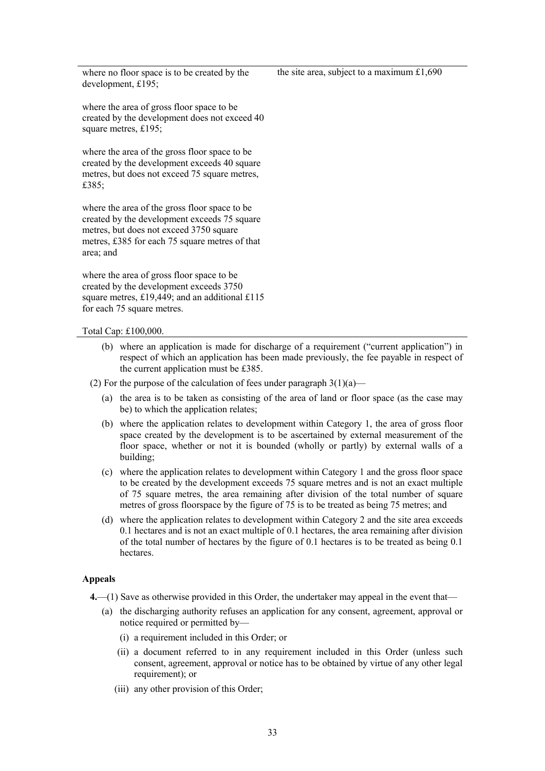| | |
|---|---|
| where no floor space is to be created by the development, £195;<br><br>where the area of gross floor space to be created by the development does not exceed 40 square metres, £195;<br><br>where the area of the gross floor space to be created by the development exceeds 40 square metres, but does not exceed 75 square metres, £385;<br><br>where the area of the gross floor space to be created by the development exceeds 75 square metres, but does not exceed 3750 square metres, £385 for each 75 square metres of that area; and<br><br>where the area of gross floor space to be created by the development exceeds 3750 square metres, £19,449; and an additional £115 for each 75 square metres.<br><br>Total Cap: £100,000. | the site area, subject to a maximum £1,690 |

(b) where an application is made for discharge of a requirement ("current application") in respect of which an application has been made previously, the fee payable in respect of the current application must be £385.

(2) For the purpose of the calculation of fees under paragraph 3(1)(a)—

(a) the area is to be taken as consisting of the area of land or floor space (as the case may be) to which the application relates;

(b) where the application relates to development within Category 1, the area of gross floor space created by the development is to be ascertained by external measurement of the floor space, whether or not it is bounded (wholly or partly) by external walls of a building;

(c) where the application relates to development within Category 1 and the gross floor space to be created by the development exceeds 75 square metres and is not an exact multiple of 75 square metres, the area remaining after division of the total number of square metres of gross floorspace by the figure of 75 is to be treated as being 75 metres; and

(d) where the application relates to development within Category 2 and the site area exceeds 0.1 hectares and is not an exact multiple of 0.1 hectares, the area remaining after division of the total number of hectares by the figure of 0.1 hectares is to be treated as being 0.1 hectares.

**Appeals**

**4.**—(1) Save as otherwise provided in this Order, the undertaker may appeal in the event that—

(a) the discharging authority refuses an application for any consent, agreement, approval or notice required or permitted by—

(i) a requirement included in this Order; or

(ii) a document referred to in any requirement included in this Order (unless such consent, agreement, approval or notice has to be obtained by virtue of any other legal requirement); or

(iii) any other provision of this Order;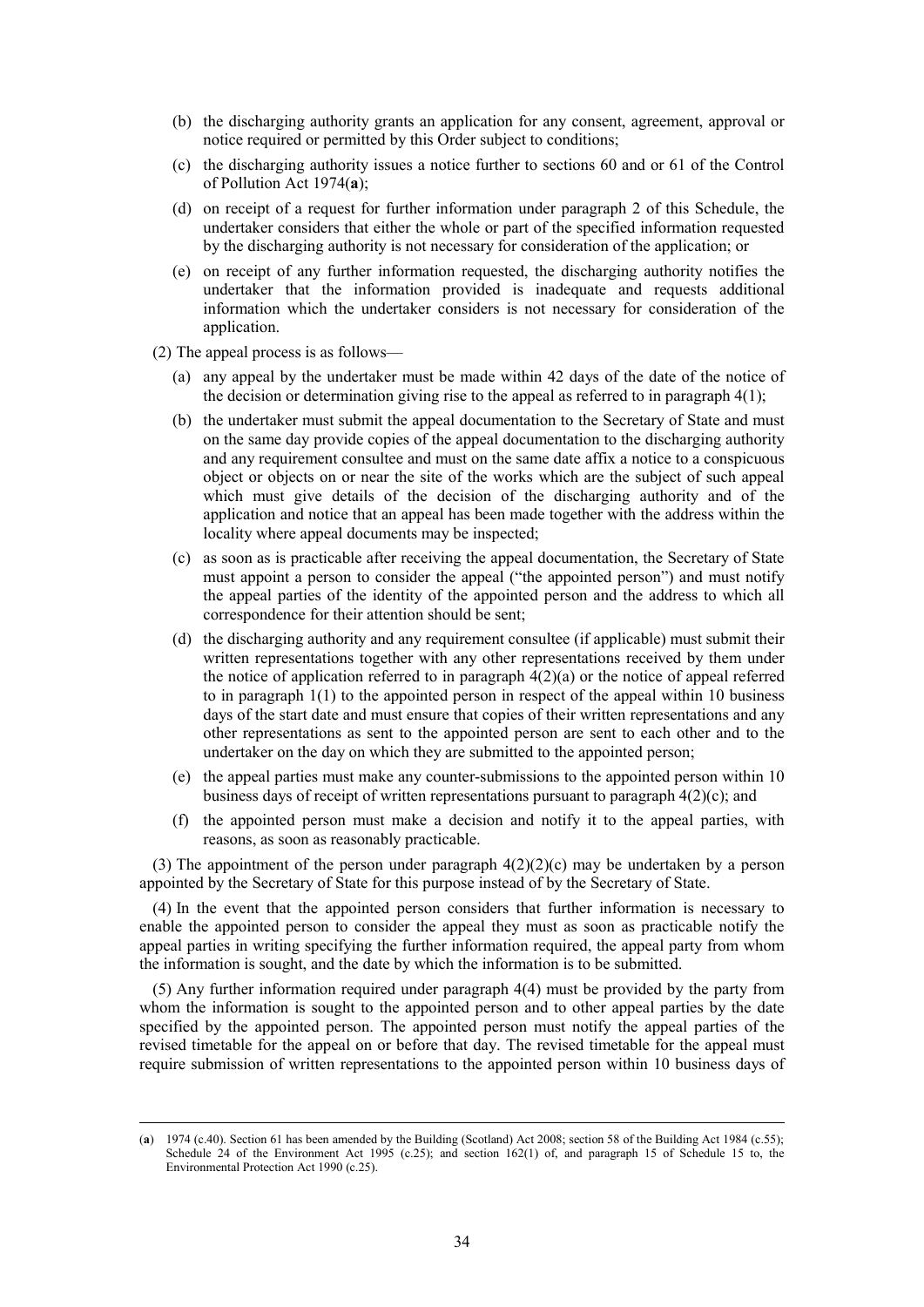(b) the discharging authority grants an application for any consent, agreement, approval or notice required or permitted by this Order subject to conditions;

(c) the discharging authority issues a notice further to sections 60 and or 61 of the Control of Pollution Act 1974(**a**);

(d) on receipt of a request for further information under paragraph 2 of this Schedule, the undertaker considers that either the whole or part of the specified information requested by the discharging authority is not necessary for consideration of the application; or

(e) on receipt of any further information requested, the discharging authority notifies the undertaker that the information provided is inadequate and requests additional information which the undertaker considers is not necessary for consideration of the application.

(2) The appeal process is as follows—

(a) any appeal by the undertaker must be made within 42 days of the date of the notice of the decision or determination giving rise to the appeal as referred to in paragraph 4(1);

(b) the undertaker must submit the appeal documentation to the Secretary of State and must on the same day provide copies of the appeal documentation to the discharging authority and any requirement consultee and must on the same date affix a notice to a conspicuous object or objects on or near the site of the works which are the subject of such appeal which must give details of the decision of the discharging authority and of the application and notice that an appeal has been made together with the address within the locality where appeal documents may be inspected;

(c) as soon as is practicable after receiving the appeal documentation, the Secretary of State must appoint a person to consider the appeal ("the appointed person") and must notify the appeal parties of the identity of the appointed person and the address to which all correspondence for their attention should be sent;

(d) the discharging authority and any requirement consultee (if applicable) must submit their written representations together with any other representations received by them under the notice of application referred to in paragraph 4(2)(a) or the notice of appeal referred to in paragraph 1(1) to the appointed person in respect of the appeal within 10 business days of the start date and must ensure that copies of their written representations and any other representations as sent to the appointed person are sent to each other and to the undertaker on the day on which they are submitted to the appointed person;

(e) the appeal parties must make any counter-submissions to the appointed person within 10 business days of receipt of written representations pursuant to paragraph 4(2)(c); and

(f) the appointed person must make a decision and notify it to the appeal parties, with reasons, as soon as reasonably practicable.

(3) The appointment of the person under paragraph 4(2)(2)(c) may be undertaken by a person appointed by the Secretary of State for this purpose instead of by the Secretary of State.

(4) In the event that the appointed person considers that further information is necessary to enable the appointed person to consider the appeal they must as soon as practicable notify the appeal parties in writing specifying the further information required, the appeal party from whom the information is sought, and the date by which the information is to be submitted.

(5) Any further information required under paragraph 4(4) must be provided by the party from whom the information is sought to the appointed person and to other appeal parties by the date specified by the appointed person. The appointed person must notify the appeal parties of the revised timetable for the appeal on or before that day. The revised timetable for the appeal must require submission of written representations to the appointed person within 10 business days of

---

(**a**) 1974 (c.40). Section 61 has been amended by the Building (Scotland) Act 2008; section 58 of the Building Act 1984 (c.55); Schedule 24 of the Environment Act 1995 (c.25); and section 162(1) of, and paragraph 15 of Schedule 15 to, the Environmental Protection Act 1990 (c.25).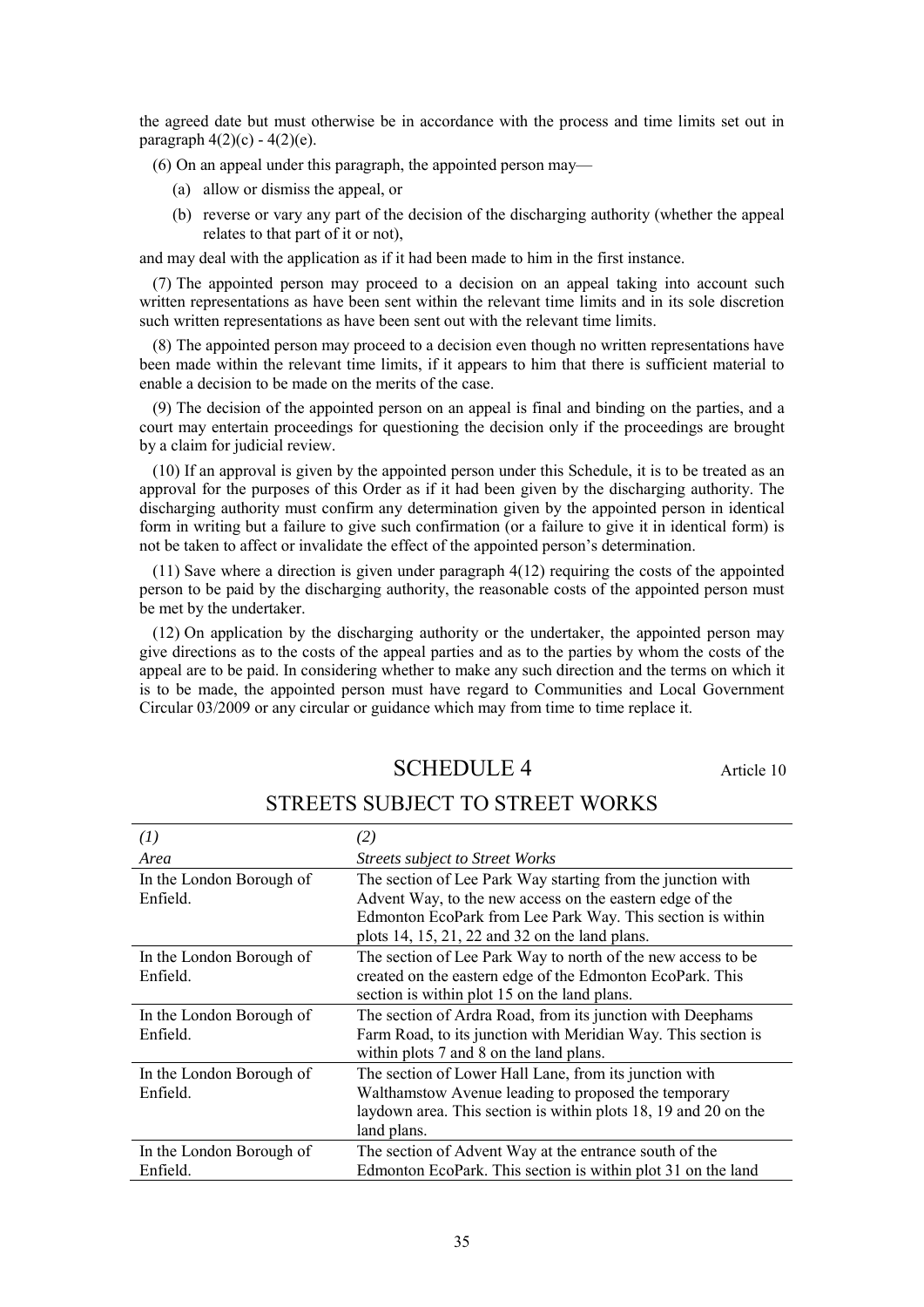the agreed date but must otherwise be in accordance with the process and time limits set out in paragraph 4(2)(c) - 4(2)(e).

(6) On an appeal under this paragraph, the appointed person may—

(a) allow or dismiss the appeal, or

(b) reverse or vary any part of the decision of the discharging authority (whether the appeal relates to that part of it or not),

and may deal with the application as if it had been made to him in the first instance.

(7) The appointed person may proceed to a decision on an appeal taking into account such written representations as have been sent within the relevant time limits and in its sole discretion such written representations as have been sent out with the relevant time limits.

(8) The appointed person may proceed to a decision even though no written representations have been made within the relevant time limits, if it appears to him that there is sufficient material to enable a decision to be made on the merits of the case.

(9) The decision of the appointed person on an appeal is final and binding on the parties, and a court may entertain proceedings for questioning the decision only if the proceedings are brought by a claim for judicial review.

(10) If an approval is given by the appointed person under this Schedule, it is to be treated as an approval for the purposes of this Order as if it had been given by the discharging authority. The discharging authority must confirm any determination given by the appointed person in identical form in writing but a failure to give such confirmation (or a failure to give it in identical form) is not be taken to affect or invalidate the effect of the appointed person's determination.

(11) Save where a direction is given under paragraph 4(12) requiring the costs of the appointed person to be paid by the discharging authority, the reasonable costs of the appointed person must be met by the undertaker.

(12) On application by the discharging authority or the undertaker, the appointed person may give directions as to the costs of the appeal parties and as to the parties by whom the costs of the appeal are to be paid. In considering whether to make any such direction and the terms on which it is to be made, the appointed person must have regard to Communities and Local Government Circular 03/2009 or any circular or guidance which may from time to time replace it.

# SCHEDULE 4

Article 10

## STREETS SUBJECT TO STREET WORKS

| *(1)*<br>*Area* | *(2)*<br>*Streets subject to Street Works* |
|---|---|
| In the London Borough of Enfield. | The section of Lee Park Way starting from the junction with Advent Way, to the new access on the eastern edge of the Edmonton EcoPark from Lee Park Way. This section is within plots 14, 15, 21, 22 and 32 on the land plans. |
| In the London Borough of Enfield. | The section of Lee Park Way to north of the new access to be created on the eastern edge of the Edmonton EcoPark. This section is within plot 15 on the land plans. |
| In the London Borough of Enfield. | The section of Ardra Road, from its junction with Deephams Farm Road, to its junction with Meridian Way. This section is within plots 7 and 8 on the land plans. |
| In the London Borough of Enfield. | The section of Lower Hall Lane, from its junction with Walthamstow Avenue leading to proposed the temporary laydown area. This section is within plots 18, 19 and 20 on the land plans. |
| In the London Borough of Enfield. | The section of Advent Way at the entrance south of the Edmonton EcoPark. This section is within plot 31 on the land |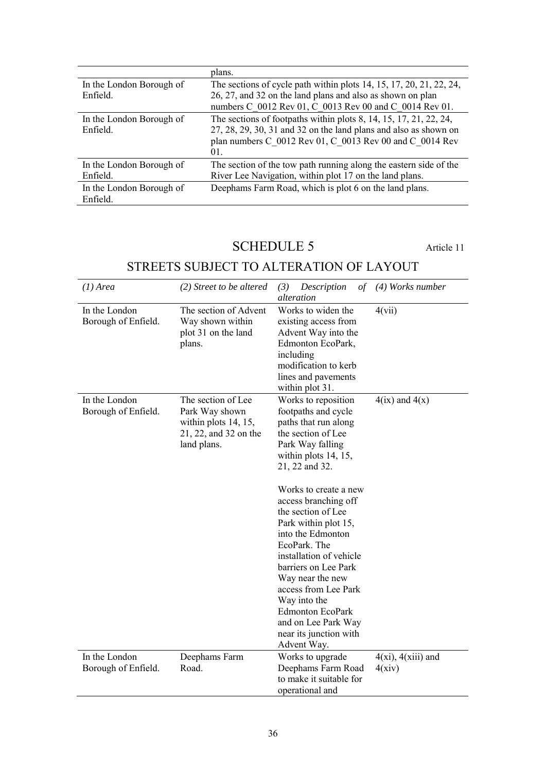| | |
|---|---|
| | plans. |
| In the London Borough of Enfield. | The sections of cycle path within plots 14, 15, 17, 20, 21, 22, 24, 26, 27, and 32 on the land plans and also as shown on plan numbers C_0012 Rev 01, C_0013 Rev 00 and C_0014 Rev 01. |
| In the London Borough of Enfield. | The sections of footpaths within plots 8, 14, 15, 17, 21, 22, 24, 27, 28, 29, 30, 31 and 32 on the land plans and also as shown on plan numbers C_0012 Rev 01, C_0013 Rev 00 and C_0014 Rev 01. |
| In the London Borough of Enfield. | The section of the tow path running along the eastern side of the River Lee Navigation, within plot 17 on the land plans. |
| In the London Borough of Enfield. | Deephams Farm Road, which is plot 6 on the land plans. |

## SCHEDULE 5

Article 11

## STREETS SUBJECT TO ALTERATION OF LAYOUT

| *(1) Area* | *(2) Street to be altered* | *(3) Description of alteration* | *(4) Works number* |
|---|---|---|---|
| In the London Borough of Enfield. | The section of Advent Way shown within plot 31 on the land plans. | Works to widen the existing access from Advent Way into the Edmonton EcoPark, including modification to kerb lines and pavements within plot 31. | 4(vii) |
| In the London Borough of Enfield. | The section of Lee Park Way shown within plots 14, 15, 21, 22, and 32 on the land plans. | Works to reposition footpaths and cycle paths that run along the section of Lee Park Way falling within plots 14, 15, 21, 22 and 32.<br><br>Works to create a new access branching off the section of Lee Park within plot 15, into the Edmonton EcoPark. The installation of vehicle barriers on Lee Park Way near the new access from Lee Park Way into the Edmonton EcoPark and on Lee Park Way near its junction with Advent Way. | 4(ix) and 4(x) |
| In the London Borough of Enfield. | Deephams Farm Road. | Works to upgrade Deephams Farm Road to make it suitable for operational and | 4(xi), 4(xiii) and 4(xiv) |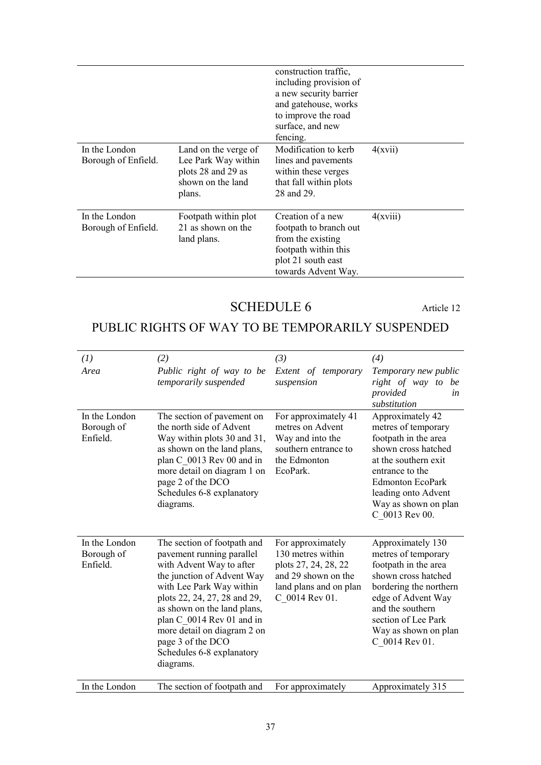| | | | |
|---|---|---|---|
| | | construction traffic, including provision of a new security barrier and gatehouse, works to improve the road surface, and new fencing. | |
| In the London Borough of Enfield. | Land on the verge of Lee Park Way within plots 28 and 29 as shown on the land plans. | Modification to kerb lines and pavements within these verges that fall within plots 28 and 29. | 4(xvii) |
| In the London Borough of Enfield. | Footpath within plot 21 as shown on the land plans. | Creation of a new footpath to branch out from the existing footpath within this plot 21 south east towards Advent Way. | 4(xviii) |

## SCHEDULE 6

Article 12

## PUBLIC RIGHTS OF WAY TO BE TEMPORARILY SUSPENDED

| *(1)* *Area* | *(2)* *Public right of way to be temporarily suspended* | *(3)* *Extent of temporary suspension* | *(4)* *Temporary new public right of way to be provided in substitution* |
|---|---|---|---|
| In the London Borough of Enfield. | The section of pavement on the north side of Advent Way within plots 30 and 31, as shown on the land plans, plan C_0013 Rev 00 and in more detail on diagram 1 on page 2 of the DCO Schedules 6-8 explanatory diagrams. | For approximately 41 metres on Advent Way and into the southern entrance to the Edmonton EcoPark. | Approximately 42 metres of temporary footpath in the area shown cross hatched at the southern exit entrance to the Edmonton EcoPark leading onto Advent Way as shown on plan C_0013 Rev 00. |
| In the London Borough of Enfield. | The section of footpath and pavement running parallel with Advent Way to after the junction of Advent Way with Lee Park Way within plots 22, 24, 27, 28 and 29, as shown on the land plans, plan C_0014 Rev 01 and in more detail on diagram 2 on page 3 of the DCO Schedules 6-8 explanatory diagrams. | For approximately 130 metres within plots 27, 24, 28, 22 and 29 shown on the land plans and on plan C_0014 Rev 01. | Approximately 130 metres of temporary footpath in the area shown cross hatched bordering the northern edge of Advent Way and the southern section of Lee Park Way as shown on plan C_0014 Rev 01. |
| In the London | The section of footpath and | For approximately | Approximately 315 |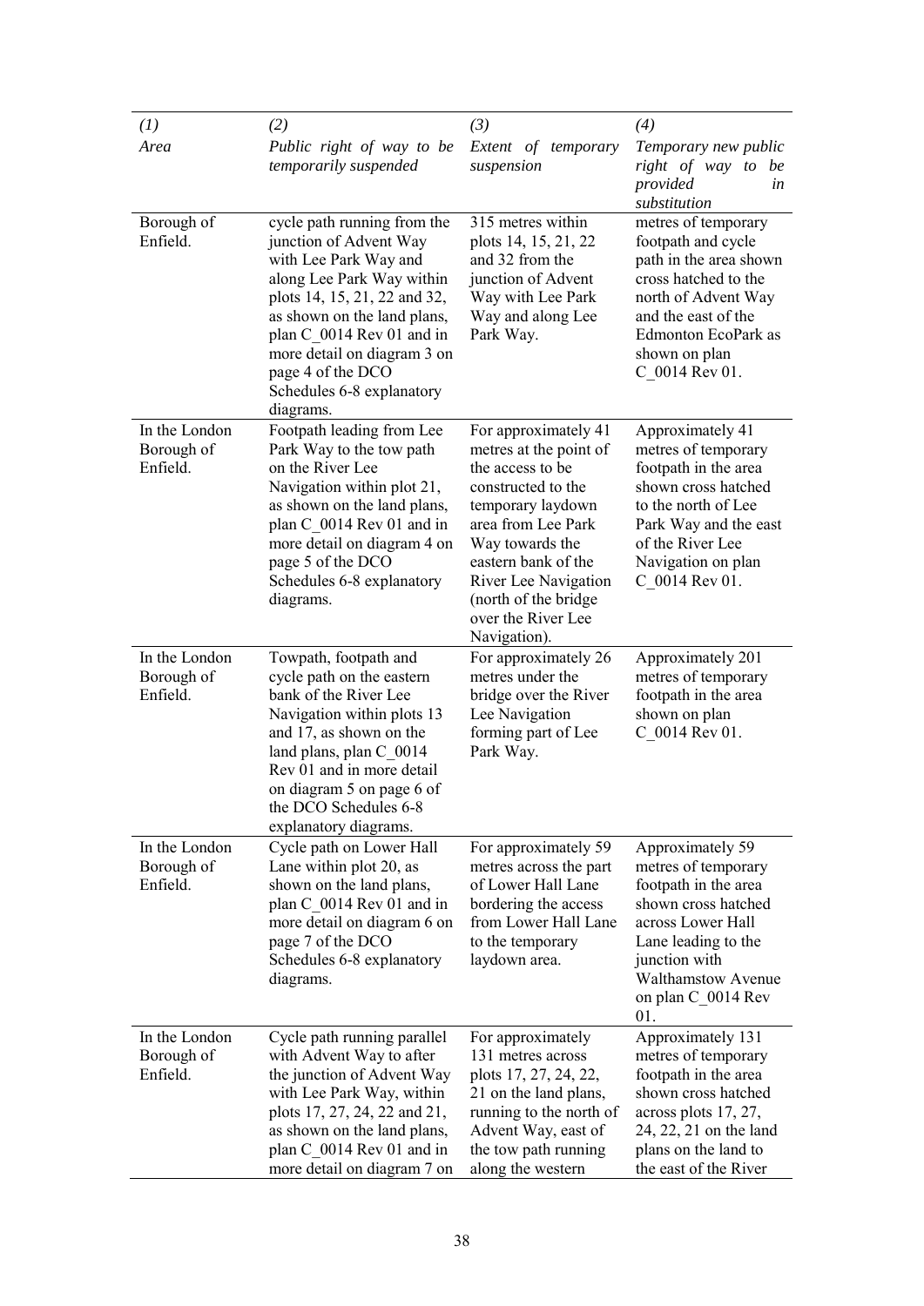| *(1)* *Area* | *(2)* *Public right of way to be temporarily suspended* | *(3)* *Extent of temporary suspension* | *(4)* *Temporary new public right of way to be provided in substitution* |
|---|---|---|---|
| Borough of Enfield. | cycle path running from the junction of Advent Way with Lee Park Way and along Lee Park Way within plots 14, 15, 21, 22 and 32, as shown on the land plans, plan C_0014 Rev 01 and in more detail on diagram 3 on page 4 of the DCO Schedules 6-8 explanatory diagrams. | 315 metres within plots 14, 15, 21, 22 and 32 from the junction of Advent Way with Lee Park Way and along Lee Park Way. | metres of temporary footpath and cycle path in the area shown cross hatched to the north of Advent Way and the east of the Edmonton EcoPark as shown on plan C_0014 Rev 01. |
| In the London Borough of Enfield. | Footpath leading from Lee Park Way to the tow path on the River Lee Navigation within plot 21, as shown on the land plans, plan C_0014 Rev 01 and in more detail on diagram 4 on page 5 of the DCO Schedules 6-8 explanatory diagrams. | For approximately 41 metres at the point of the access to be constructed to the temporary laydown area from Lee Park Way towards the eastern bank of the River Lee Navigation (north of the bridge over the River Lee Navigation). | Approximately 41 metres of temporary footpath in the area shown cross hatched to the north of Lee Park Way and the east of the River Lee Navigation on plan C_0014 Rev 01. |
| In the London Borough of Enfield. | Towpath, footpath and cycle path on the eastern bank of the River Lee Navigation within plots 13 and 17, as shown on the land plans, plan C_0014 Rev 01 and in more detail on diagram 5 on page 6 of the DCO Schedules 6-8 explanatory diagrams. | For approximately 26 metres under the bridge over the River Lee Navigation forming part of Lee Park Way. | Approximately 201 metres of temporary footpath in the area shown on plan C_0014 Rev 01. |
| In the London Borough of Enfield. | Cycle path on Lower Hall Lane within plot 20, as shown on the land plans, plan C_0014 Rev 01 and in more detail on diagram 6 on page 7 of the DCO Schedules 6-8 explanatory diagrams. | For approximately 59 metres across the part of Lower Hall Lane bordering the access from Lower Hall Lane to the temporary laydown area. | Approximately 59 metres of temporary footpath in the area shown cross hatched across Lower Hall Lane leading to the junction with Walthamstow Avenue on plan C_0014 Rev 01. |
| In the London Borough of Enfield. | Cycle path running parallel with Advent Way to after the junction of Advent Way with Lee Park Way, within plots 17, 27, 24, 22 and 21, as shown on the land plans, plan C_0014 Rev 01 and in more detail on diagram 7 on | For approximately 131 metres across plots 17, 27, 24, 22, 21 on the land plans, running to the north of Advent Way, east of the tow path running along the western | Approximately 131 metres of temporary footpath in the area shown cross hatched across plots 17, 27, 24, 22, 21 on the land plans on the land to the east of the River |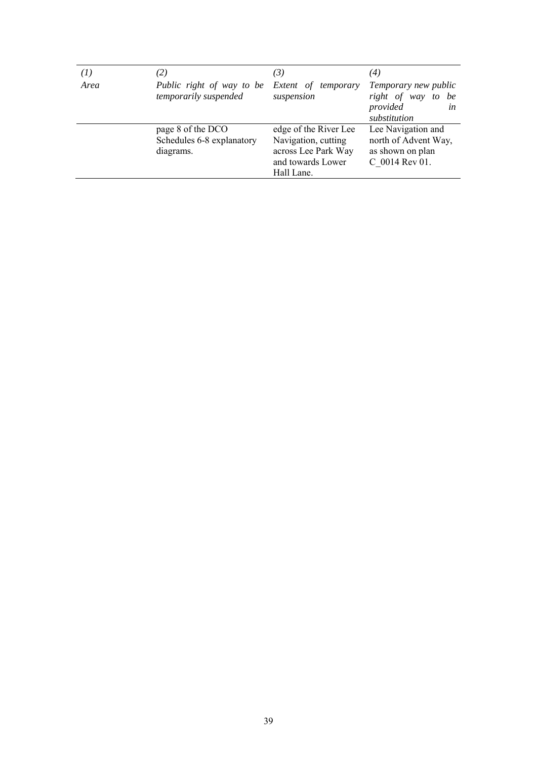| *(1)* <br> *Area* | *(2)* <br> *Public right of way to be temporarily suspended* | *(3)* <br> *Extent of temporary suspension* | *(4)* <br> *Temporary new public right of way to be provided in substitution* |
|---|---|---|---|
| | page 8 of the DCO Schedules 6-8 explanatory diagrams. | edge of the River Lee Navigation, cutting across Lee Park Way and towards Lower Hall Lane. | Lee Navigation and north of Advent Way, as shown on plan C_0014 Rev 01. |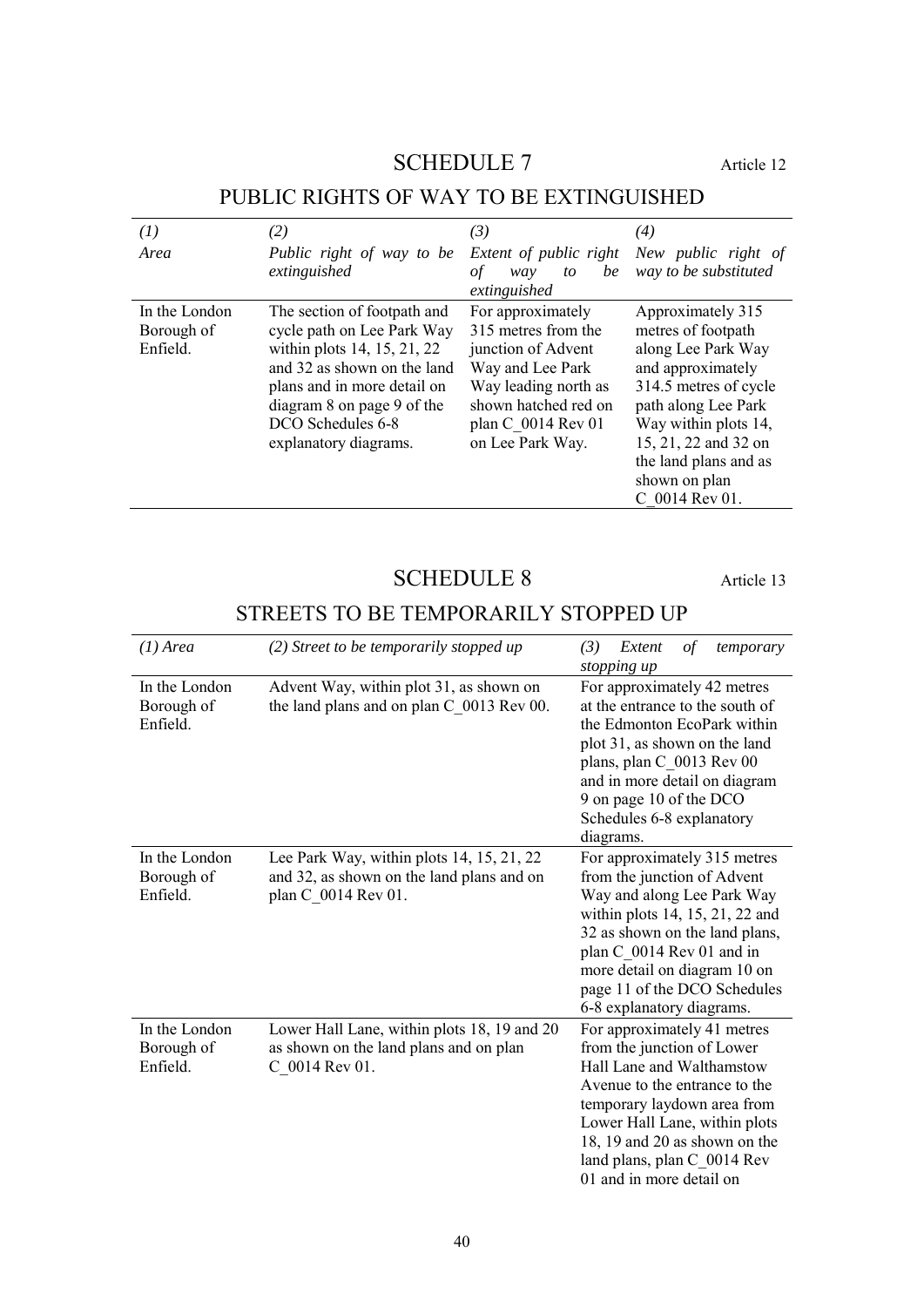# SCHEDULE 7

Article 12

## PUBLIC RIGHTS OF WAY TO BE EXTINGUISHED

| *(1)* *Area* | *(2)* *Public right of way to be extinguished* | *(3)* *Extent of public right of way to be extinguished* | *(4)* *New public right of way to be substituted* |
|---|---|---|---|
| In the London Borough of Enfield. | The section of footpath and cycle path on Lee Park Way within plots 14, 15, 21, 22 and 32 as shown on the land plans and in more detail on diagram 8 on page 9 of the DCO Schedules 6-8 explanatory diagrams. | For approximately 315 metres from the junction of Advent Way and Lee Park Way leading north as shown hatched red on plan C_0014 Rev 01 on Lee Park Way. | Approximately 315 metres of footpath along Lee Park Way and approximately 314.5 metres of cycle path along Lee Park Way within plots 14, 15, 21, 22 and 32 on the land plans and as shown on plan C_0014 Rev 01. |

# SCHEDULE 8

Article 13

## STREETS TO BE TEMPORARILY STOPPED UP

| *(1) Area* | *(2) Street to be temporarily stopped up* | *(3) Extent of temporary stopping up* |
|---|---|---|
| In the London Borough of Enfield. | Advent Way, within plot 31, as shown on the land plans and on plan C_0013 Rev 00. | For approximately 42 metres at the entrance to the south of the Edmonton EcoPark within plot 31, as shown on the land plans, plan C_0013 Rev 00 and in more detail on diagram 9 on page 10 of the DCO Schedules 6-8 explanatory diagrams. |
| In the London Borough of Enfield. | Lee Park Way, within plots 14, 15, 21, 22 and 32, as shown on the land plans and on plan C_0014 Rev 01. | For approximately 315 metres from the junction of Advent Way and along Lee Park Way within plots 14, 15, 21, 22 and 32 as shown on the land plans, plan C_0014 Rev 01 and in more detail on diagram 10 on page 11 of the DCO Schedules 6-8 explanatory diagrams. |
| In the London Borough of Enfield. | Lower Hall Lane, within plots 18, 19 and 20 as shown on the land plans and on plan C_0014 Rev 01. | For approximately 41 metres from the junction of Lower Hall Lane and Walthamstow Avenue to the entrance to the temporary laydown area from Lower Hall Lane, within plots 18, 19 and 20 as shown on the land plans, plan C_0014 Rev 01 and in more detail on |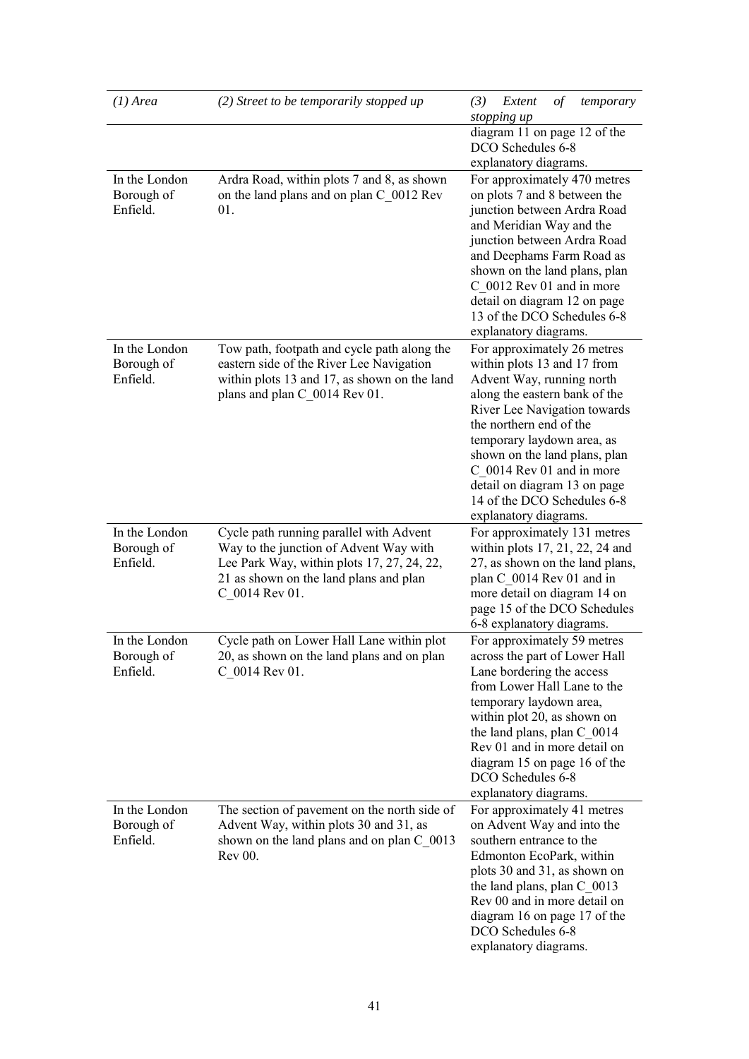| *(1) Area* | *(2) Street to be temporarily stopped up* | *(3) Extent of temporary stopping up* |
|---|---|---|
| | | diagram 11 on page 12 of the DCO Schedules 6-8 explanatory diagrams. |
| In the London Borough of Enfield. | Ardra Road, within plots 7 and 8, as shown on the land plans and on plan C_0012 Rev 01. | For approximately 470 metres on plots 7 and 8 between the junction between Ardra Road and Meridian Way and the junction between Ardra Road and Deephams Farm Road as shown on the land plans, plan C_0012 Rev 01 and in more detail on diagram 12 on page 13 of the DCO Schedules 6-8 explanatory diagrams. |
| In the London Borough of Enfield. | Tow path, footpath and cycle path along the eastern side of the River Lee Navigation within plots 13 and 17, as shown on the land plans and plan C_0014 Rev 01. | For approximately 26 metres within plots 13 and 17 from Advent Way, running north along the eastern bank of the River Lee Navigation towards the northern end of the temporary laydown area, as shown on the land plans, plan C_0014 Rev 01 and in more detail on diagram 13 on page 14 of the DCO Schedules 6-8 explanatory diagrams. |
| In the London Borough of Enfield. | Cycle path running parallel with Advent Way to the junction of Advent Way with Lee Park Way, within plots 17, 27, 24, 22, 21 as shown on the land plans and plan C_0014 Rev 01. | For approximately 131 metres within plots 17, 21, 22, 24 and 27, as shown on the land plans, plan C_0014 Rev 01 and in more detail on diagram 14 on page 15 of the DCO Schedules 6-8 explanatory diagrams. |
| In the London Borough of Enfield. | Cycle path on Lower Hall Lane within plot 20, as shown on the land plans and on plan C_0014 Rev 01. | For approximately 59 metres across the part of Lower Hall Lane bordering the access from Lower Hall Lane to the temporary laydown area, within plot 20, as shown on the land plans, plan C_0014 Rev 01 and in more detail on diagram 15 on page 16 of the DCO Schedules 6-8 explanatory diagrams. |
| In the London Borough of Enfield. | The section of pavement on the north side of Advent Way, within plots 30 and 31, as shown on the land plans and on plan C_0013 Rev 00. | For approximately 41 metres on Advent Way and into the southern entrance to the Edmonton EcoPark, within plots 30 and 31, as shown on the land plans, plan C_0013 Rev 00 and in more detail on diagram 16 on page 17 of the DCO Schedules 6-8 explanatory diagrams. |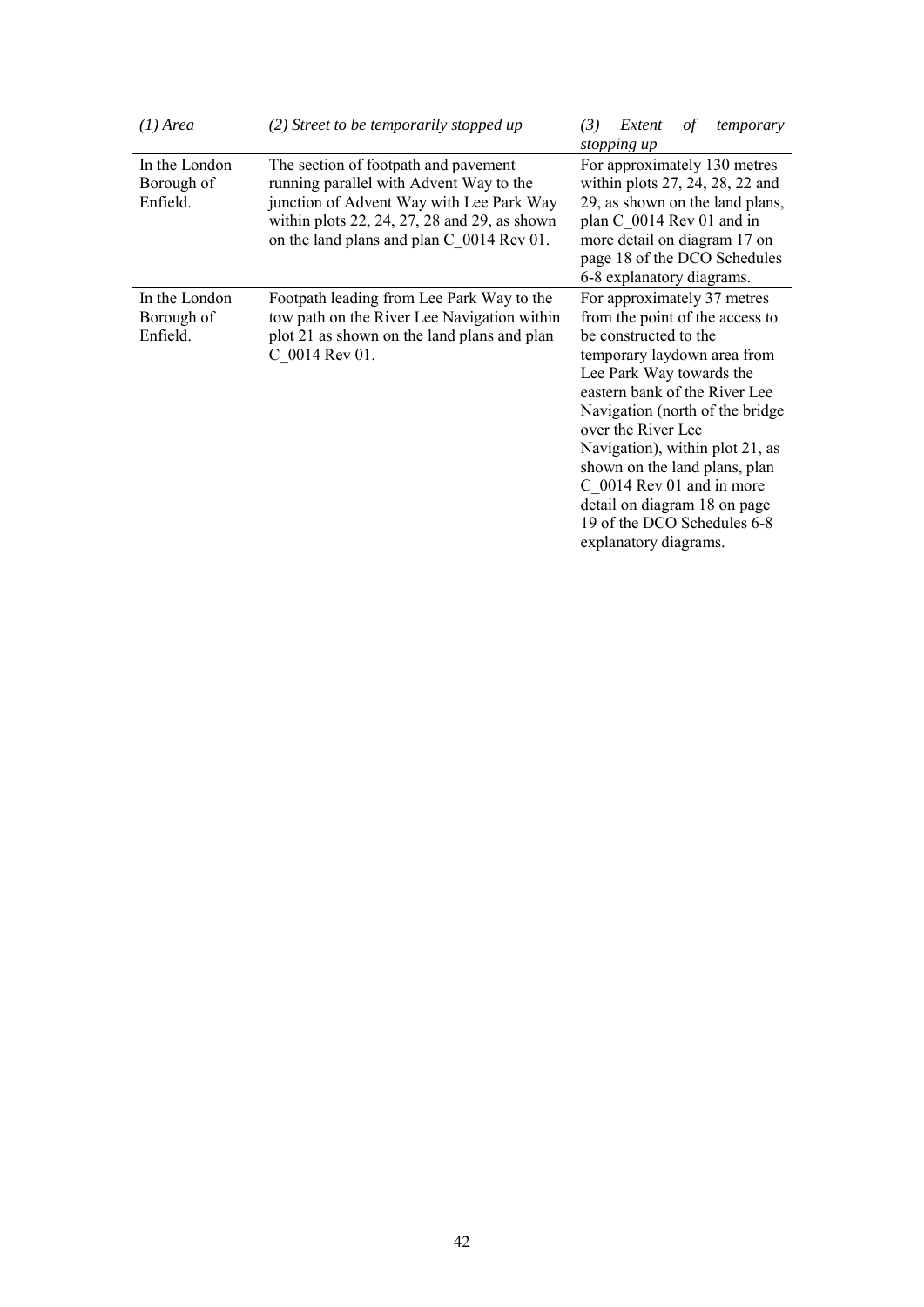| *(1) Area* | *(2) Street to be temporarily stopped up* | *(3) Extent of temporary stopping up* |
|---|---|---|
| In the London Borough of Enfield. | The section of footpath and pavement running parallel with Advent Way to the junction of Advent Way with Lee Park Way within plots 22, 24, 27, 28 and 29, as shown on the land plans and plan C_0014 Rev 01. | For approximately 130 metres within plots 27, 24, 28, 22 and 29, as shown on the land plans, plan C_0014 Rev 01 and in more detail on diagram 17 on page 18 of the DCO Schedules 6-8 explanatory diagrams. |
| In the London Borough of Enfield. | Footpath leading from Lee Park Way to the tow path on the River Lee Navigation within plot 21 as shown on the land plans and plan C_0014 Rev 01. | For approximately 37 metres from the point of the access to be constructed to the temporary laydown area from Lee Park Way towards the eastern bank of the River Lee Navigation (north of the bridge over the River Lee Navigation), within plot 21, as shown on the land plans, plan C_0014 Rev 01 and in more detail on diagram 18 on page 19 of the DCO Schedules 6-8 explanatory diagrams. |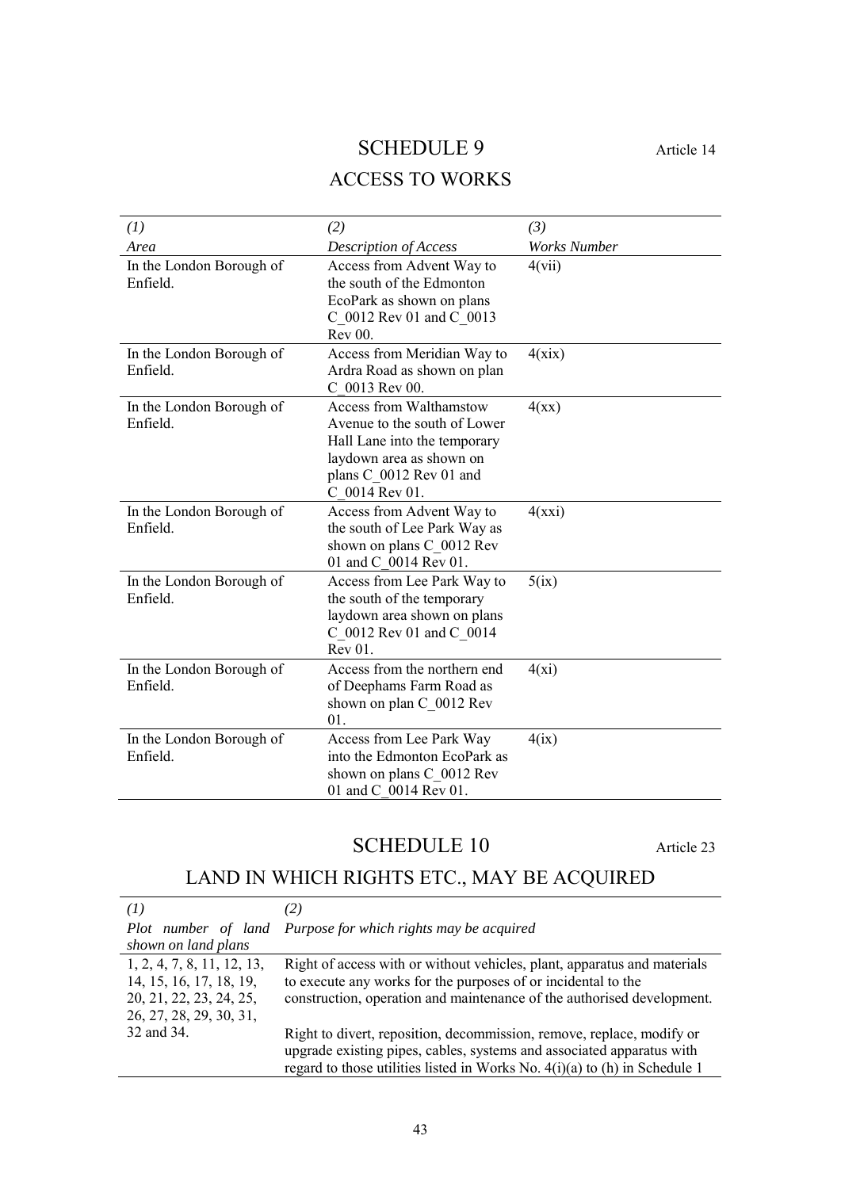# SCHEDULE 9

Article 14

## ACCESS TO WORKS

| *(1)* *Area* | *(2)* *Description of Access* | *(3)* *Works Number* |
|---|---|---|
| In the London Borough of Enfield. | Access from Advent Way to the south of the Edmonton EcoPark as shown on plans C_0012 Rev 01 and C_0013 Rev 00. | 4(vii) |
| In the London Borough of Enfield. | Access from Meridian Way to Ardra Road as shown on plan C_0013 Rev 00. | 4(xix) |
| In the London Borough of Enfield. | Access from Walthamstow Avenue to the south of Lower Hall Lane into the temporary laydown area as shown on plans C_0012 Rev 01 and C_0014 Rev 01. | 4(xx) |
| In the London Borough of Enfield. | Access from Advent Way to the south of Lee Park Way as shown on plans C_0012 Rev 01 and C_0014 Rev 01. | 4(xxi) |
| In the London Borough of Enfield. | Access from Lee Park Way to the south of the temporary laydown area shown on plans C_0012 Rev 01 and C_0014 Rev 01. | 5(ix) |
| In the London Borough of Enfield. | Access from the northern end of Deephams Farm Road as shown on plan C_0012 Rev 01. | 4(xi) |
| In the London Borough of Enfield. | Access from Lee Park Way into the Edmonton EcoPark as shown on plans C_0012 Rev 01 and C_0014 Rev 01. | 4(ix) |

# SCHEDULE 10

Article 23

## LAND IN WHICH RIGHTS ETC., MAY BE ACQUIRED

| *(1)* *Plot number of land shown on land plans* | *(2)* *Purpose for which rights may be acquired* |
|---|---|
| 1, 2, 4, 7, 8, 11, 12, 13, 14, 15, 16, 17, 18, 19, 20, 21, 22, 23, 24, 25, 26, 27, 28, 29, 30, 31, 32 and 34. | Right of access with or without vehicles, plant, apparatus and materials to execute any works for the purposes of or incidental to the construction, operation and maintenance of the authorised development. Right to divert, reposition, decommission, remove, replace, modify or upgrade existing pipes, cables, systems and associated apparatus with regard to those utilities listed in Works No. 4(i)(a) to (h) in Schedule 1 |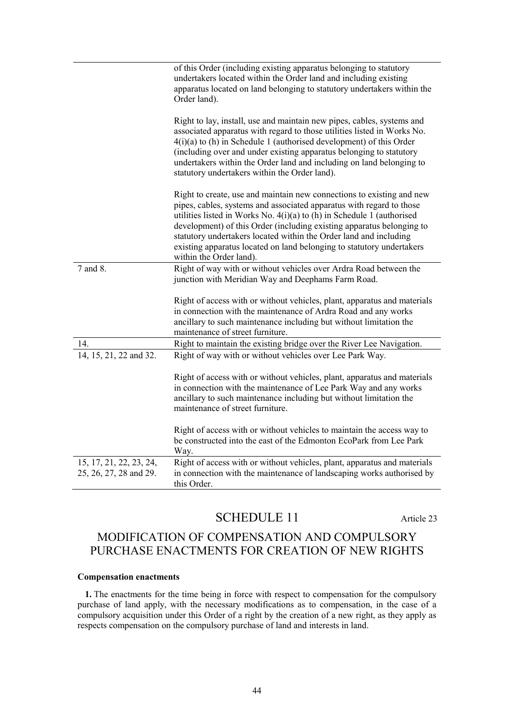| | |
|---|---|
| | of this Order (including existing apparatus belonging to statutory undertakers located within the Order land and including existing apparatus located on land belonging to statutory undertakers within the Order land).<br><br>Right to lay, install, use and maintain new pipes, cables, systems and associated apparatus with regard to those utilities listed in Works No. 4(i)(a) to (h) in Schedule 1 (authorised development) of this Order (including over and under existing apparatus belonging to statutory undertakers within the Order land and including on land belonging to statutory undertakers within the Order land).<br><br>Right to create, use and maintain new connections to existing and new pipes, cables, systems and associated apparatus with regard to those utilities listed in Works No. 4(i)(a) to (h) in Schedule 1 (authorised development) of this Order (including existing apparatus belonging to statutory undertakers located within the Order land and including existing apparatus located on land belonging to statutory undertakers within the Order land). |
| 7 and 8. | Right of way with or without vehicles over Ardra Road between the junction with Meridian Way and Deephams Farm Road.<br><br>Right of access with or without vehicles, plant, apparatus and materials in connection with the maintenance of Ardra Road and any works ancillary to such maintenance including but without limitation the maintenance of street furniture. |
| 14. | Right to maintain the existing bridge over the River Lee Navigation. |
| 14, 15, 21, 22 and 32. | Right of way with or without vehicles over Lee Park Way.<br><br>Right of access with or without vehicles, plant, apparatus and materials in connection with the maintenance of Lee Park Way and any works ancillary to such maintenance including but without limitation the maintenance of street furniture.<br><br>Right of access with or without vehicles to maintain the access way to be constructed into the east of the Edmonton EcoPark from Lee Park Way. |
| 15, 17, 21, 22, 23, 24, 25, 26, 27, 28 and 29. | Right of access with or without vehicles, plant, apparatus and materials in connection with the maintenance of landscaping works authorised by this Order. |

## SCHEDULE 11

Article 23

## MODIFICATION OF COMPENSATION AND COMPULSORY PURCHASE ENACTMENTS FOR CREATION OF NEW RIGHTS

**Compensation enactments**

**1.** The enactments for the time being in force with respect to compensation for the compulsory purchase of land apply, with the necessary modifications as to compensation, in the case of a compulsory acquisition under this Order of a right by the creation of a new right, as they apply as respects compensation on the compulsory purchase of land and interests in land.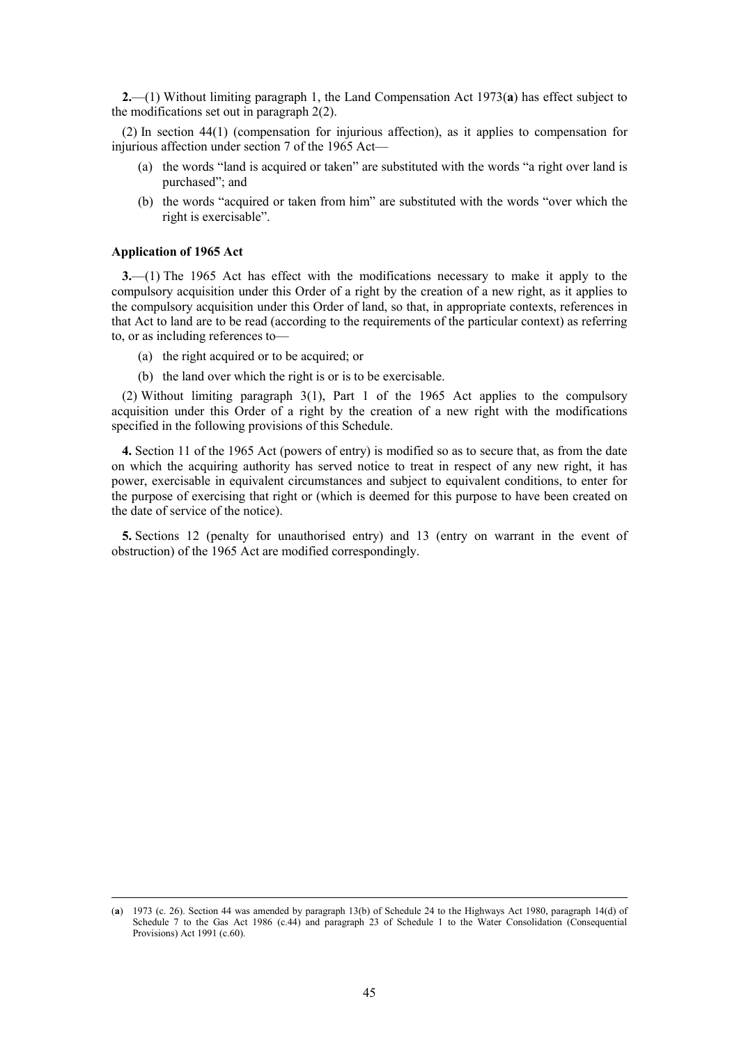**2.**—(1) Without limiting paragraph 1, the Land Compensation Act 1973(**a**) has effect subject to the modifications set out in paragraph 2(2).

(2) In section 44(1) (compensation for injurious affection), as it applies to compensation for injurious affection under section 7 of the 1965 Act—

- (a) the words "land is acquired or taken" are substituted with the words "a right over land is purchased"; and
- (b) the words "acquired or taken from him" are substituted with the words "over which the right is exercisable".

**Application of 1965 Act**

**3.**—(1) The 1965 Act has effect with the modifications necessary to make it apply to the compulsory acquisition under this Order of a right by the creation of a new right, as it applies to the compulsory acquisition under this Order of land, so that, in appropriate contexts, references in that Act to land are to be read (according to the requirements of the particular context) as referring to, or as including references to—

- (a) the right acquired or to be acquired; or
- (b) the land over which the right is or is to be exercisable.

(2) Without limiting paragraph 3(1), Part 1 of the 1965 Act applies to the compulsory acquisition under this Order of a right by the creation of a new right with the modifications specified in the following provisions of this Schedule.

**4.** Section 11 of the 1965 Act (powers of entry) is modified so as to secure that, as from the date on which the acquiring authority has served notice to treat in respect of any new right, it has power, exercisable in equivalent circumstances and subject to equivalent conditions, to enter for the purpose of exercising that right or (which is deemed for this purpose to have been created on the date of service of the notice).

**5.** Sections 12 (penalty for unauthorised entry) and 13 (entry on warrant in the event of obstruction) of the 1965 Act are modified correspondingly.

---

(**a**) 1973 (c. 26). Section 44 was amended by paragraph 13(b) of Schedule 24 to the Highways Act 1980, paragraph 14(d) of Schedule 7 to the Gas Act 1986 (c.44) and paragraph 23 of Schedule 1 to the Water Consolidation (Consequential Provisions) Act 1991 (c.60).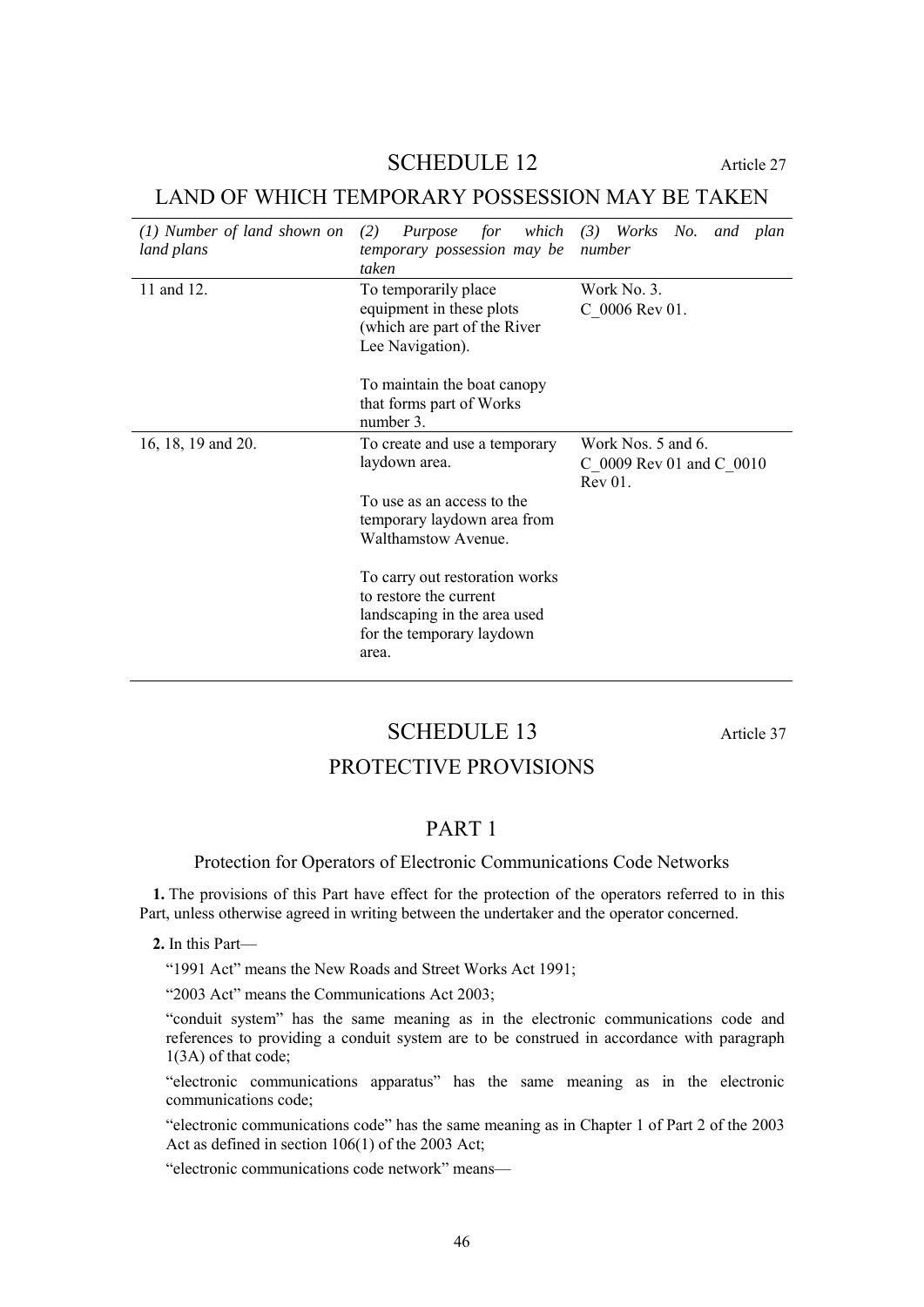## SCHEDULE 12

Article 27

## LAND OF WHICH TEMPORARY POSSESSION MAY BE TAKEN

| *(1) Number of land shown on land plans* | *(2) Purpose for which temporary possession may be taken* | *(3) Works No. and plan number* |
|---|---|---|
| 11 and 12. | To temporarily place equipment in these plots (which are part of the River Lee Navigation).<br><br>To maintain the boat canopy that forms part of Works number 3. | Work No. 3.<br>C_0006 Rev 01. |
| 16, 18, 19 and 20. | To create and use a temporary laydown area.<br><br>To use as an access to the temporary laydown area from Walthamstow Avenue.<br><br>To carry out restoration works to restore the current landscaping in the area used for the temporary laydown area. | Work Nos. 5 and 6.<br>C_0009 Rev 01 and C_0010 Rev 01. |

## SCHEDULE 13

Article 37

## PROTECTIVE PROVISIONS

### PART 1

#### Protection for Operators of Electronic Communications Code Networks

**1.** The provisions of this Part have effect for the protection of the operators referred to in this Part, unless otherwise agreed in writing between the undertaker and the operator concerned.

**2.** In this Part—

"1991 Act" means the New Roads and Street Works Act 1991;

"2003 Act" means the Communications Act 2003;

"conduit system" has the same meaning as in the electronic communications code and references to providing a conduit system are to be construed in accordance with paragraph 1(3A) of that code;

"electronic communications apparatus" has the same meaning as in the electronic communications code;

"electronic communications code" has the same meaning as in Chapter 1 of Part 2 of the 2003 Act as defined in section 106(1) of the 2003 Act;

"electronic communications code network" means—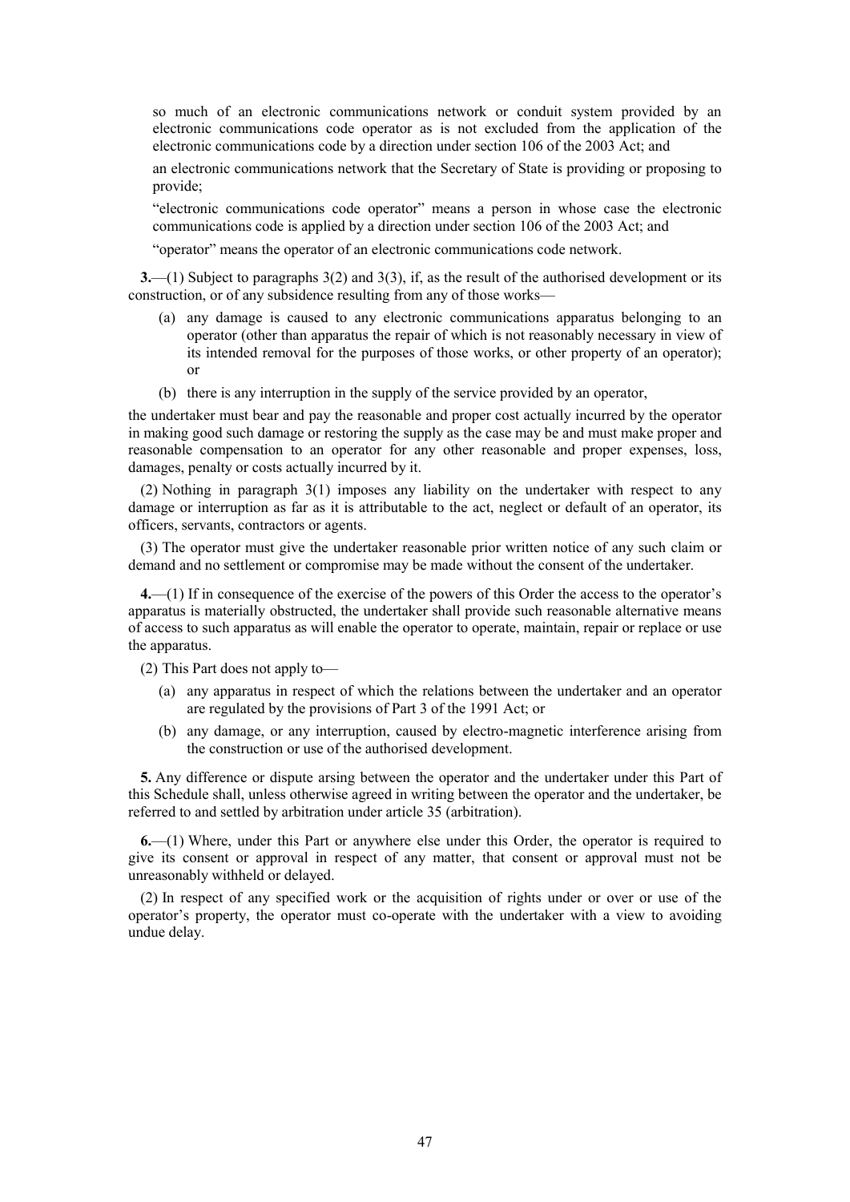so much of an electronic communications network or conduit system provided by an electronic communications code operator as is not excluded from the application of the electronic communications code by a direction under section 106 of the 2003 Act; and

an electronic communications network that the Secretary of State is providing or proposing to provide;

"electronic communications code operator" means a person in whose case the electronic communications code is applied by a direction under section 106 of the 2003 Act; and

"operator" means the operator of an electronic communications code network.

**3.**—(1) Subject to paragraphs 3(2) and 3(3), if, as the result of the authorised development or its construction, or of any subsidence resulting from any of those works—

(a) any damage is caused to any electronic communications apparatus belonging to an operator (other than apparatus the repair of which is not reasonably necessary in view of its intended removal for the purposes of those works, or other property of an operator); or

(b) there is any interruption in the supply of the service provided by an operator,

the undertaker must bear and pay the reasonable and proper cost actually incurred by the operator in making good such damage or restoring the supply as the case may be and must make proper and reasonable compensation to an operator for any other reasonable and proper expenses, loss, damages, penalty or costs actually incurred by it.

(2) Nothing in paragraph 3(1) imposes any liability on the undertaker with respect to any damage or interruption as far as it is attributable to the act, neglect or default of an operator, its officers, servants, contractors or agents.

(3) The operator must give the undertaker reasonable prior written notice of any such claim or demand and no settlement or compromise may be made without the consent of the undertaker.

**4.**—(1) If in consequence of the exercise of the powers of this Order the access to the operator's apparatus is materially obstructed, the undertaker shall provide such reasonable alternative means of access to such apparatus as will enable the operator to operate, maintain, repair or replace or use the apparatus.

(2) This Part does not apply to—

(a) any apparatus in respect of which the relations between the undertaker and an operator are regulated by the provisions of Part 3 of the 1991 Act; or

(b) any damage, or any interruption, caused by electro-magnetic interference arising from the construction or use of the authorised development.

**5.** Any difference or dispute arsing between the operator and the undertaker under this Part of this Schedule shall, unless otherwise agreed in writing between the operator and the undertaker, be referred to and settled by arbitration under article 35 (arbitration).

**6.**—(1) Where, under this Part or anywhere else under this Order, the operator is required to give its consent or approval in respect of any matter, that consent or approval must not be unreasonably withheld or delayed.

(2) In respect of any specified work or the acquisition of rights under or over or use of the operator's property, the operator must co-operate with the undertaker with a view to avoiding undue delay.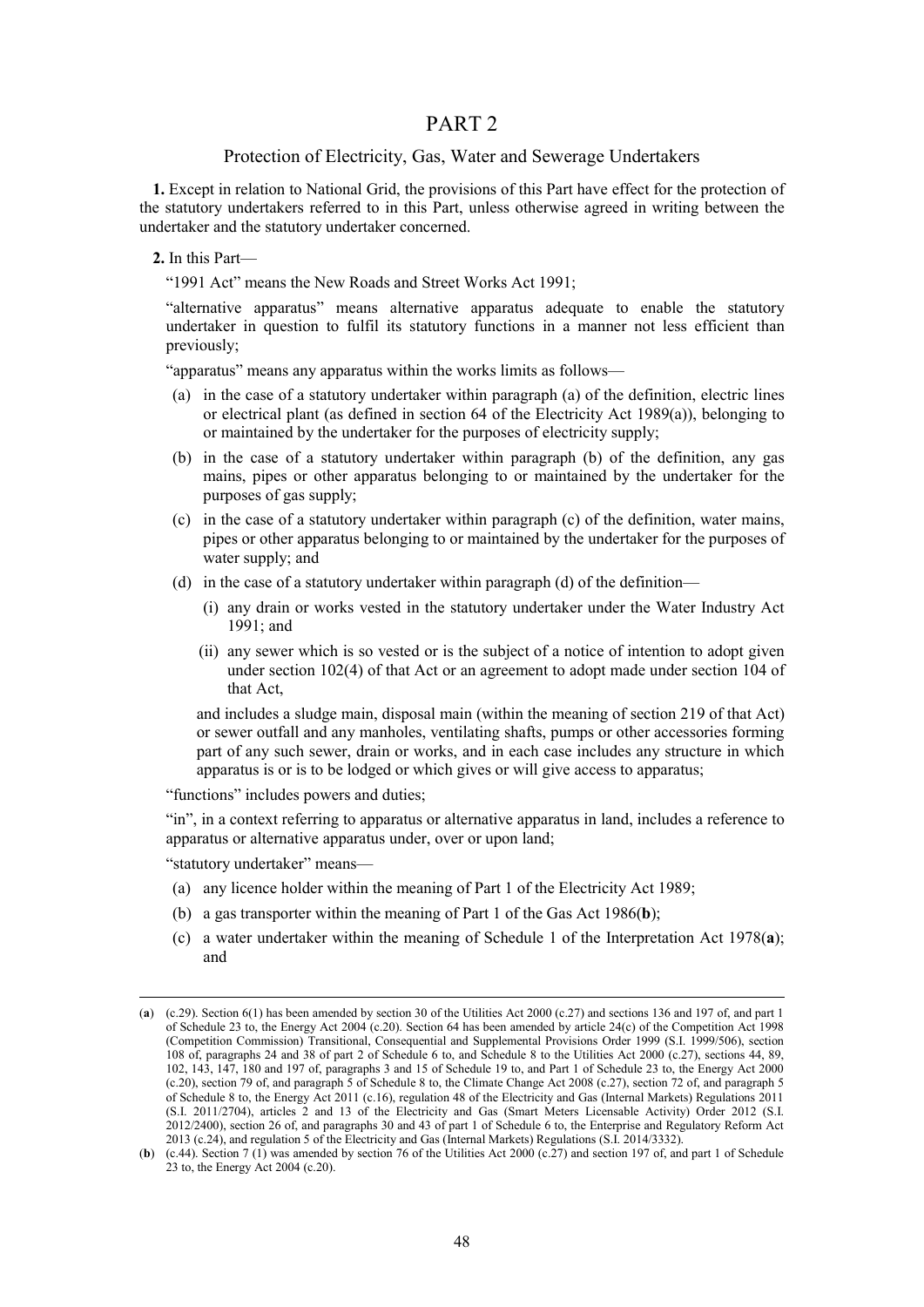# PART 2

## Protection of Electricity, Gas, Water and Sewerage Undertakers

**1.** Except in relation to National Grid, the provisions of this Part have effect for the protection of the statutory undertakers referred to in this Part, unless otherwise agreed in writing between the undertaker and the statutory undertaker concerned.

**2.** In this Part—

"1991 Act" means the New Roads and Street Works Act 1991;

"alternative apparatus" means alternative apparatus adequate to enable the statutory undertaker in question to fulfil its statutory functions in a manner not less efficient than previously;

"apparatus" means any apparatus within the works limits as follows—

(a) in the case of a statutory undertaker within paragraph (a) of the definition, electric lines or electrical plant (as defined in section 64 of the Electricity Act 1989(a)), belonging to or maintained by the undertaker for the purposes of electricity supply;

(b) in the case of a statutory undertaker within paragraph (b) of the definition, any gas mains, pipes or other apparatus belonging to or maintained by the undertaker for the purposes of gas supply;

(c) in the case of a statutory undertaker within paragraph (c) of the definition, water mains, pipes or other apparatus belonging to or maintained by the undertaker for the purposes of water supply; and

(d) in the case of a statutory undertaker within paragraph (d) of the definition—

(i) any drain or works vested in the statutory undertaker under the Water Industry Act 1991; and

(ii) any sewer which is so vested or is the subject of a notice of intention to adopt given under section 102(4) of that Act or an agreement to adopt made under section 104 of that Act,

and includes a sludge main, disposal main (within the meaning of section 219 of that Act) or sewer outfall and any manholes, ventilating shafts, pumps or other accessories forming part of any such sewer, drain or works, and in each case includes any structure in which apparatus is or is to be lodged or which gives or will give access to apparatus;

"functions" includes powers and duties;

"in", in a context referring to apparatus or alternative apparatus in land, includes a reference to apparatus or alternative apparatus under, over or upon land;

"statutory undertaker" means—

(a) any licence holder within the meaning of Part 1 of the Electricity Act 1989;

(b) a gas transporter within the meaning of Part 1 of the Gas Act 1986(**b**);

(c) a water undertaker within the meaning of Schedule 1 of the Interpretation Act 1978(**a**); and

---

(**a**) (c.29). Section 6(1) has been amended by section 30 of the Utilities Act 2000 (c.27) and sections 136 and 197 of, and part 1 of Schedule 23 to, the Energy Act 2004 (c.20). Section 64 has been amended by article 24(c) of the Competition Act 1998 (Competition Commission) Transitional, Consequential and Supplemental Provisions Order 1999 (S.I. 1999/506), section 108 of, paragraphs 24 and 38 of part 2 of Schedule 6 to, and Schedule 8 to the Utilities Act 2000 (c.27), sections 44, 89, 102, 143, 147, 180 and 197 of, paragraphs 3 and 15 of Schedule 19 to, and Part 1 of Schedule 23 to, the Energy Act 2000 (c.20), section 79 of, and paragraph 5 of Schedule 8 to, the Climate Change Act 2008 (c.27), section 72 of, and paragraph 5 of Schedule 8 to, the Energy Act 2011 (c.16), regulation 48 of the Electricity and Gas (Internal Markets) Regulations 2011 (S.I. 2011/2704), articles 2 and 13 of the Electricity and Gas (Smart Meters Licensable Activity) Order 2012 (S.I. 2012/2400), section 26 of, and paragraphs 30 and 43 of part 1 of Schedule 6 to, the Enterprise and Regulatory Reform Act 2013 (c.24), and regulation 5 of the Electricity and Gas (Internal Markets) Regulations (S.I. 2014/3332).

(**b**) (c.44). Section 7 (1) was amended by section 76 of the Utilities Act 2000 (c.27) and section 197 of, and part 1 of Schedule 23 to, the Energy Act 2004 (c.20).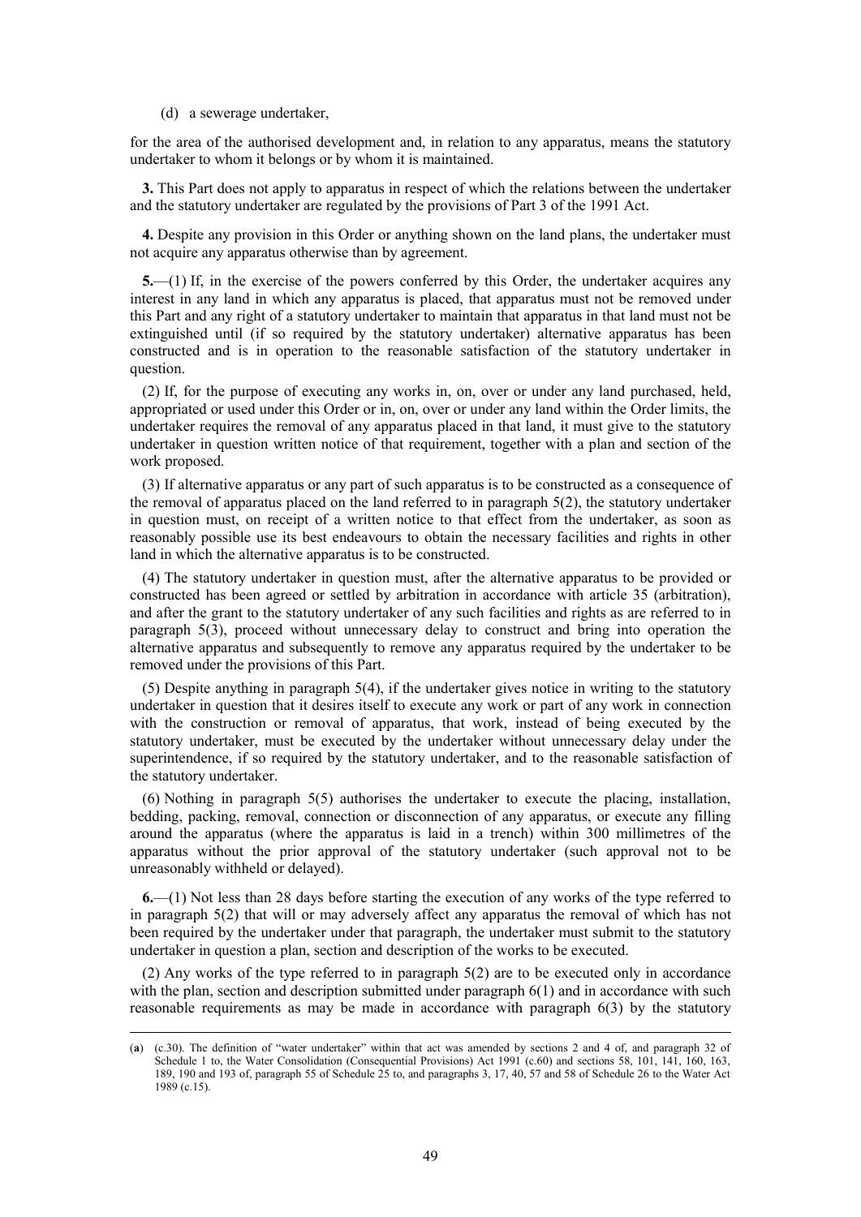(d) a sewerage undertaker,

for the area of the authorised development and, in relation to any apparatus, means the statutory undertaker to whom it belongs or by whom it is maintained.

**3.** This Part does not apply to apparatus in respect of which the relations between the undertaker and the statutory undertaker are regulated by the provisions of Part 3 of the 1991 Act.

**4.** Despite any provision in this Order or anything shown on the land plans, the undertaker must not acquire any apparatus otherwise than by agreement.

**5.**—(1) If, in the exercise of the powers conferred by this Order, the undertaker acquires any interest in any land in which any apparatus is placed, that apparatus must not be removed under this Part and any right of a statutory undertaker to maintain that apparatus in that land must not be extinguished until (if so required by the statutory undertaker) alternative apparatus has been constructed and is in operation to the reasonable satisfaction of the statutory undertaker in question.

(2) If, for the purpose of executing any works in, on, over or under any land purchased, held, appropriated or used under this Order or in, on, over or under any land within the Order limits, the undertaker requires the removal of any apparatus placed in that land, it must give to the statutory undertaker in question written notice of that requirement, together with a plan and section of the work proposed.

(3) If alternative apparatus or any part of such apparatus is to be constructed as a consequence of the removal of apparatus placed on the land referred to in paragraph 5(2), the statutory undertaker in question must, on receipt of a written notice to that effect from the undertaker, as soon as reasonably possible use its best endeavours to obtain the necessary facilities and rights in other land in which the alternative apparatus is to be constructed.

(4) The statutory undertaker in question must, after the alternative apparatus to be provided or constructed has been agreed or settled by arbitration in accordance with article 35 (arbitration), and after the grant to the statutory undertaker of any such facilities and rights as are referred to in paragraph 5(3), proceed without unnecessary delay to construct and bring into operation the alternative apparatus and subsequently to remove any apparatus required by the undertaker to be removed under the provisions of this Part.

(5) Despite anything in paragraph 5(4), if the undertaker gives notice in writing to the statutory undertaker in question that it desires itself to execute any work or part of any work in connection with the construction or removal of apparatus, that work, instead of being executed by the statutory undertaker, must be executed by the undertaker without unnecessary delay under the superintendence, if so required by the statutory undertaker, and to the reasonable satisfaction of the statutory undertaker.

(6) Nothing in paragraph 5(5) authorises the undertaker to execute the placing, installation, bedding, packing, removal, connection or disconnection of any apparatus, or execute any filling around the apparatus (where the apparatus is laid in a trench) within 300 millimetres of the apparatus without the prior approval of the statutory undertaker (such approval not to be unreasonably withheld or delayed).

**6.**—(1) Not less than 28 days before starting the execution of any works of the type referred to in paragraph 5(2) that will or may adversely affect any apparatus the removal of which has not been required by the undertaker under that paragraph, the undertaker must submit to the statutory undertaker in question a plan, section and description of the works to be executed.

(2) Any works of the type referred to in paragraph 5(2) are to be executed only in accordance with the plan, section and description submitted under paragraph 6(1) and in accordance with such reasonable requirements as may be made in accordance with paragraph 6(3) by the statutory

---

(**a**) (c.30). The definition of "water undertaker" within that act was amended by sections 2 and 4 of, and paragraph 32 of Schedule 1 to, the Water Consolidation (Consequential Provisions) Act 1991 (c.60) and sections 58, 101, 141, 160, 163, 189, 190 and 193 of, paragraph 55 of Schedule 25 to, and paragraphs 3, 17, 40, 57 and 58 of Schedule 26 to the Water Act 1989 (c.15).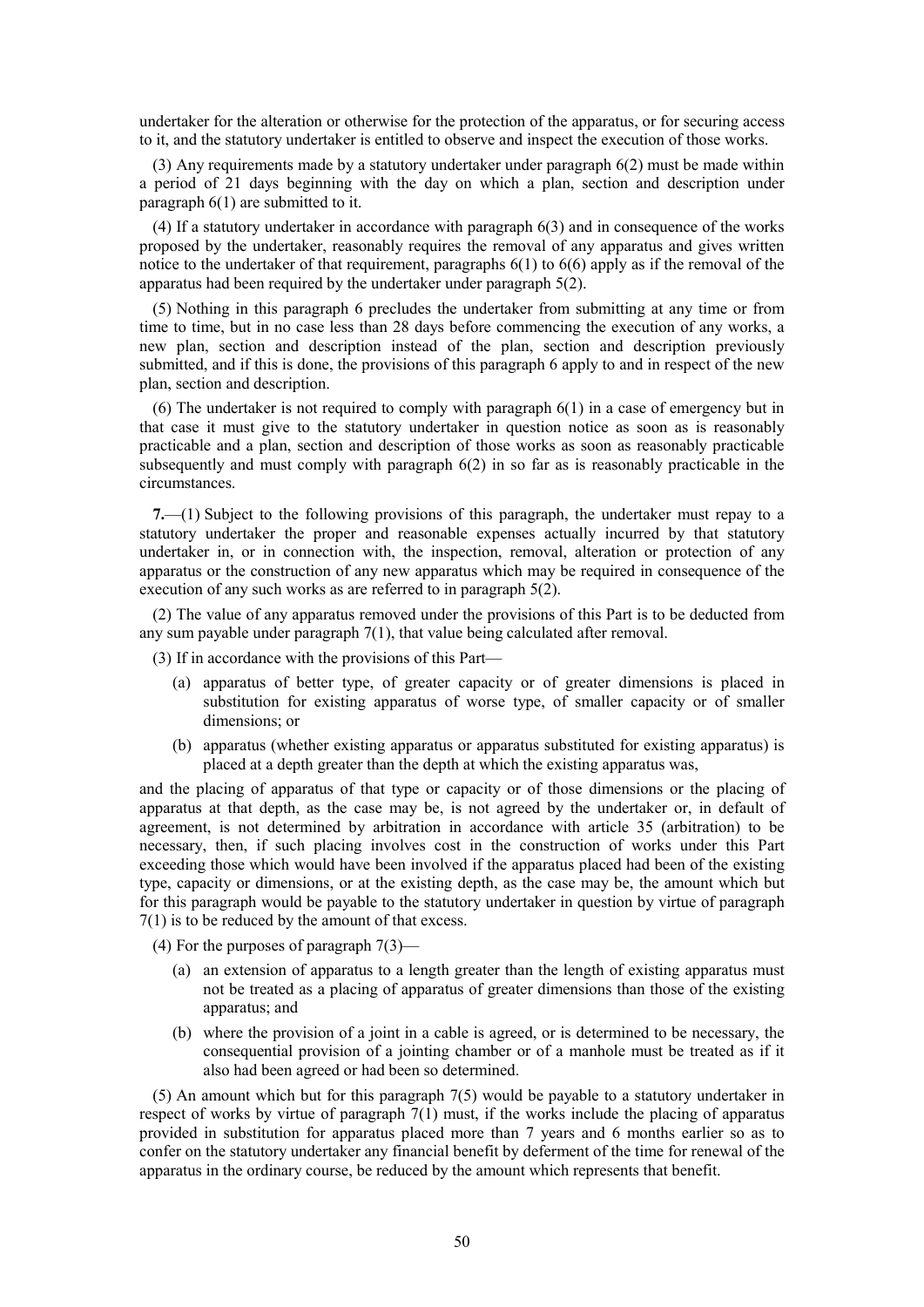undertaker for the alteration or otherwise for the protection of the apparatus, or for securing access to it, and the statutory undertaker is entitled to observe and inspect the execution of those works.

(3) Any requirements made by a statutory undertaker under paragraph 6(2) must be made within a period of 21 days beginning with the day on which a plan, section and description under paragraph 6(1) are submitted to it.

(4) If a statutory undertaker in accordance with paragraph 6(3) and in consequence of the works proposed by the undertaker, reasonably requires the removal of any apparatus and gives written notice to the undertaker of that requirement, paragraphs 6(1) to 6(6) apply as if the removal of the apparatus had been required by the undertaker under paragraph 5(2).

(5) Nothing in this paragraph 6 precludes the undertaker from submitting at any time or from time to time, but in no case less than 28 days before commencing the execution of any works, a new plan, section and description instead of the plan, section and description previously submitted, and if this is done, the provisions of this paragraph 6 apply to and in respect of the new plan, section and description.

(6) The undertaker is not required to comply with paragraph 6(1) in a case of emergency but in that case it must give to the statutory undertaker in question notice as soon as is reasonably practicable and a plan, section and description of those works as soon as reasonably practicable subsequently and must comply with paragraph 6(2) in so far as is reasonably practicable in the circumstances.

**7.**—(1) Subject to the following provisions of this paragraph, the undertaker must repay to a statutory undertaker the proper and reasonable expenses actually incurred by that statutory undertaker in, or in connection with, the inspection, removal, alteration or protection of any apparatus or the construction of any new apparatus which may be required in consequence of the execution of any such works as are referred to in paragraph 5(2).

(2) The value of any apparatus removed under the provisions of this Part is to be deducted from any sum payable under paragraph 7(1), that value being calculated after removal.

(3) If in accordance with the provisions of this Part—

(a) apparatus of better type, of greater capacity or of greater dimensions is placed in substitution for existing apparatus of worse type, of smaller capacity or of smaller dimensions; or

(b) apparatus (whether existing apparatus or apparatus substituted for existing apparatus) is placed at a depth greater than the depth at which the existing apparatus was,

and the placing of apparatus of that type or capacity or of those dimensions or the placing of apparatus at that depth, as the case may be, is not agreed by the undertaker or, in default of agreement, is not determined by arbitration in accordance with article 35 (arbitration) to be necessary, then, if such placing involves cost in the construction of works under this Part exceeding those which would have been involved if the apparatus placed had been of the existing type, capacity or dimensions, or at the existing depth, as the case may be, the amount which but for this paragraph would be payable to the statutory undertaker in question by virtue of paragraph 7(1) is to be reduced by the amount of that excess.

(4) For the purposes of paragraph 7(3)—

(a) an extension of apparatus to a length greater than the length of existing apparatus must not be treated as a placing of apparatus of greater dimensions than those of the existing apparatus; and

(b) where the provision of a joint in a cable is agreed, or is determined to be necessary, the consequential provision of a jointing chamber or of a manhole must be treated as if it also had been agreed or had been so determined.

(5) An amount which but for this paragraph 7(5) would be payable to a statutory undertaker in respect of works by virtue of paragraph 7(1) must, if the works include the placing of apparatus provided in substitution for apparatus placed more than 7 years and 6 months earlier so as to confer on the statutory undertaker any financial benefit by deferment of the time for renewal of the apparatus in the ordinary course, be reduced by the amount which represents that benefit.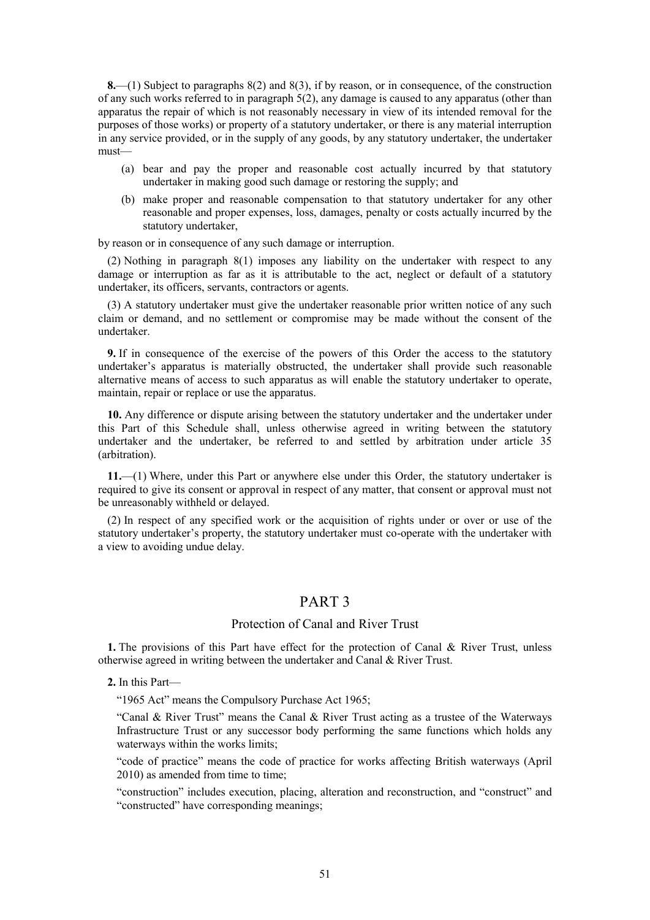**8.**—(1) Subject to paragraphs 8(2) and 8(3), if by reason, or in consequence, of the construction of any such works referred to in paragraph 5(2), any damage is caused to any apparatus (other than apparatus the repair of which is not reasonably necessary in view of its intended removal for the purposes of those works) or property of a statutory undertaker, or there is any material interruption in any service provided, or in the supply of any goods, by any statutory undertaker, the undertaker must—

(a) bear and pay the proper and reasonable cost actually incurred by that statutory undertaker in making good such damage or restoring the supply; and

(b) make proper and reasonable compensation to that statutory undertaker for any other reasonable and proper expenses, loss, damages, penalty or costs actually incurred by the statutory undertaker,

by reason or in consequence of any such damage or interruption.

(2) Nothing in paragraph 8(1) imposes any liability on the undertaker with respect to any damage or interruption as far as it is attributable to the act, neglect or default of a statutory undertaker, its officers, servants, contractors or agents.

(3) A statutory undertaker must give the undertaker reasonable prior written notice of any such claim or demand, and no settlement or compromise may be made without the consent of the undertaker.

**9.** If in consequence of the exercise of the powers of this Order the access to the statutory undertaker's apparatus is materially obstructed, the undertaker shall provide such reasonable alternative means of access to such apparatus as will enable the statutory undertaker to operate, maintain, repair or replace or use the apparatus.

**10.** Any difference or dispute arising between the statutory undertaker and the undertaker under this Part of this Schedule shall, unless otherwise agreed in writing between the statutory undertaker and the undertaker, be referred to and settled by arbitration under article 35 (arbitration).

**11.**—(1) Where, under this Part or anywhere else under this Order, the statutory undertaker is required to give its consent or approval in respect of any matter, that consent or approval must not be unreasonably withheld or delayed.

(2) In respect of any specified work or the acquisition of rights under or over or use of the statutory undertaker's property, the statutory undertaker must co-operate with the undertaker with a view to avoiding undue delay.

## PART 3

### Protection of Canal and River Trust

**1.** The provisions of this Part have effect for the protection of Canal & River Trust, unless otherwise agreed in writing between the undertaker and Canal & River Trust.

**2.** In this Part—

"1965 Act" means the Compulsory Purchase Act 1965;

"Canal & River Trust" means the Canal & River Trust acting as a trustee of the Waterways Infrastructure Trust or any successor body performing the same functions which holds any waterways within the works limits;

"code of practice" means the code of practice for works affecting British waterways (April 2010) as amended from time to time;

"construction" includes execution, placing, alteration and reconstruction, and "construct" and "constructed" have corresponding meanings;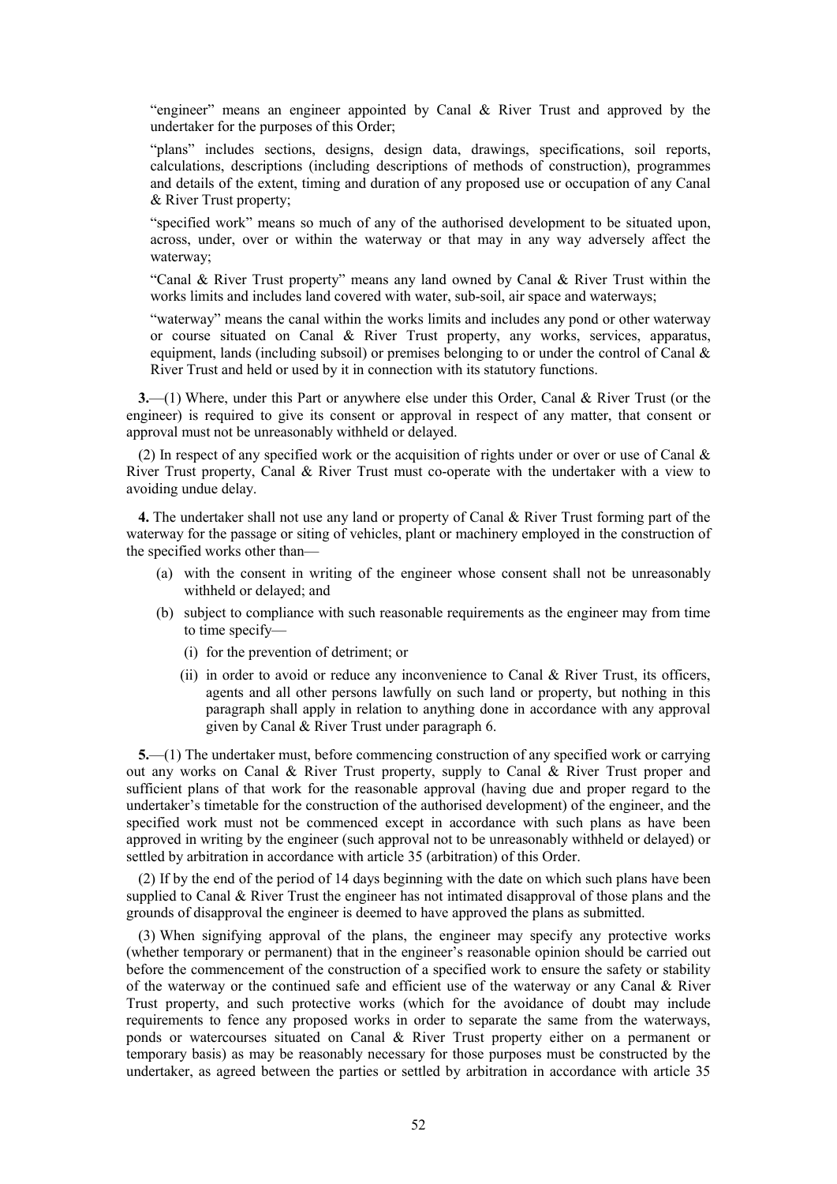"engineer" means an engineer appointed by Canal & River Trust and approved by the undertaker for the purposes of this Order;

"plans" includes sections, designs, design data, drawings, specifications, soil reports, calculations, descriptions (including descriptions of methods of construction), programmes and details of the extent, timing and duration of any proposed use or occupation of any Canal & River Trust property;

"specified work" means so much of any of the authorised development to be situated upon, across, under, over or within the waterway or that may in any way adversely affect the waterway;

"Canal & River Trust property" means any land owned by Canal & River Trust within the works limits and includes land covered with water, sub-soil, air space and waterways;

"waterway" means the canal within the works limits and includes any pond or other waterway or course situated on Canal & River Trust property, any works, services, apparatus, equipment, lands (including subsoil) or premises belonging to or under the control of Canal & River Trust and held or used by it in connection with its statutory functions.

**3.**—(1) Where, under this Part or anywhere else under this Order, Canal & River Trust (or the engineer) is required to give its consent or approval in respect of any matter, that consent or approval must not be unreasonably withheld or delayed.

(2) In respect of any specified work or the acquisition of rights under or over or use of Canal & River Trust property, Canal & River Trust must co-operate with the undertaker with a view to avoiding undue delay.

**4.** The undertaker shall not use any land or property of Canal & River Trust forming part of the waterway for the passage or siting of vehicles, plant or machinery employed in the construction of the specified works other than—

(a) with the consent in writing of the engineer whose consent shall not be unreasonably withheld or delayed; and

(b) subject to compliance with such reasonable requirements as the engineer may from time to time specify—

(i) for the prevention of detriment; or

(ii) in order to avoid or reduce any inconvenience to Canal & River Trust, its officers, agents and all other persons lawfully on such land or property, but nothing in this paragraph shall apply in relation to anything done in accordance with any approval given by Canal & River Trust under paragraph 6.

**5.**—(1) The undertaker must, before commencing construction of any specified work or carrying out any works on Canal & River Trust property, supply to Canal & River Trust proper and sufficient plans of that work for the reasonable approval (having due and proper regard to the undertaker's timetable for the construction of the authorised development) of the engineer, and the specified work must not be commenced except in accordance with such plans as have been approved in writing by the engineer (such approval not to be unreasonably withheld or delayed) or settled by arbitration in accordance with article 35 (arbitration) of this Order.

(2) If by the end of the period of 14 days beginning with the date on which such plans have been supplied to Canal & River Trust the engineer has not intimated disapproval of those plans and the grounds of disapproval the engineer is deemed to have approved the plans as submitted.

(3) When signifying approval of the plans, the engineer may specify any protective works (whether temporary or permanent) that in the engineer's reasonable opinion should be carried out before the commencement of the construction of a specified work to ensure the safety or stability of the waterway or the continued safe and efficient use of the waterway or any Canal & River Trust property, and such protective works (which for the avoidance of doubt may include requirements to fence any proposed works in order to separate the same from the waterways, ponds or watercourses situated on Canal & River Trust property either on a permanent or temporary basis) as may be reasonably necessary for those purposes must be constructed by the undertaker, as agreed between the parties or settled by arbitration in accordance with article 35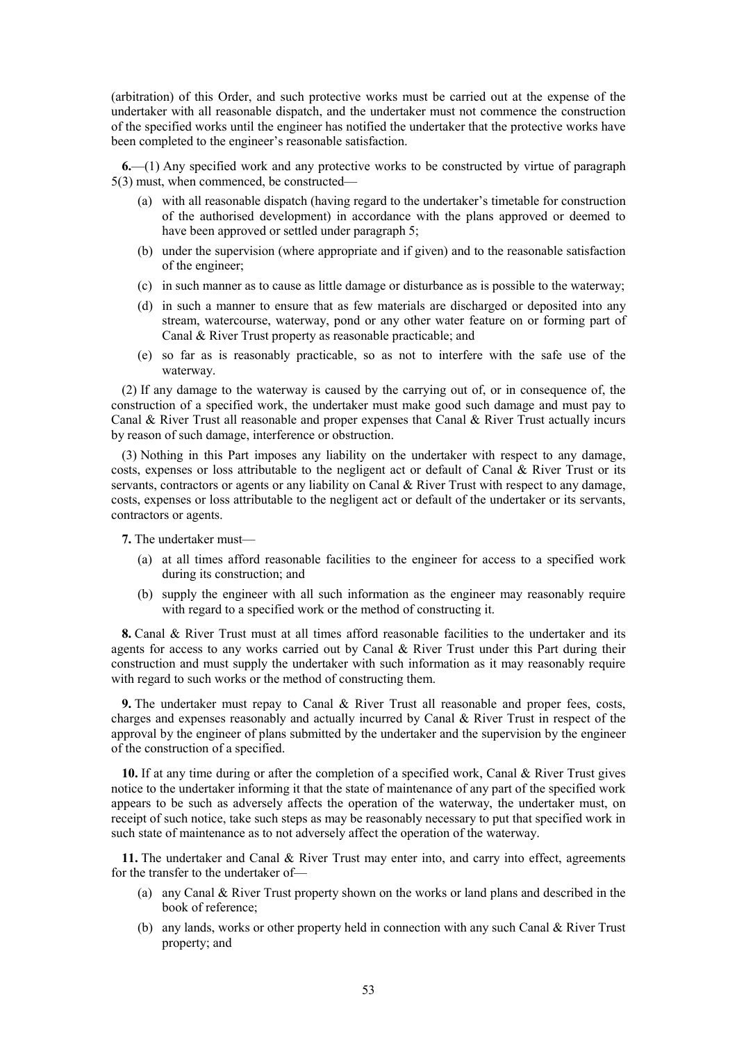(arbitration) of this Order, and such protective works must be carried out at the expense of the undertaker with all reasonable dispatch, and the undertaker must not commence the construction of the specified works until the engineer has notified the undertaker that the protective works have been completed to the engineer's reasonable satisfaction.

**6.**—(1) Any specified work and any protective works to be constructed by virtue of paragraph 5(3) must, when commenced, be constructed—

(a) with all reasonable dispatch (having regard to the undertaker's timetable for construction of the authorised development) in accordance with the plans approved or deemed to have been approved or settled under paragraph 5;

(b) under the supervision (where appropriate and if given) and to the reasonable satisfaction of the engineer;

(c) in such manner as to cause as little damage or disturbance as is possible to the waterway;

(d) in such a manner to ensure that as few materials are discharged or deposited into any stream, watercourse, waterway, pond or any other water feature on or forming part of Canal & River Trust property as reasonable practicable; and

(e) so far as is reasonably practicable, so as not to interfere with the safe use of the waterway.

(2) If any damage to the waterway is caused by the carrying out of, or in consequence of, the construction of a specified work, the undertaker must make good such damage and must pay to Canal & River Trust all reasonable and proper expenses that Canal & River Trust actually incurs by reason of such damage, interference or obstruction.

(3) Nothing in this Part imposes any liability on the undertaker with respect to any damage, costs, expenses or loss attributable to the negligent act or default of Canal & River Trust or its servants, contractors or agents or any liability on Canal & River Trust with respect to any damage, costs, expenses or loss attributable to the negligent act or default of the undertaker or its servants, contractors or agents.

**7.** The undertaker must—

(a) at all times afford reasonable facilities to the engineer for access to a specified work during its construction; and

(b) supply the engineer with all such information as the engineer may reasonably require with regard to a specified work or the method of constructing it.

**8.** Canal & River Trust must at all times afford reasonable facilities to the undertaker and its agents for access to any works carried out by Canal & River Trust under this Part during their construction and must supply the undertaker with such information as it may reasonably require with regard to such works or the method of constructing them.

**9.** The undertaker must repay to Canal & River Trust all reasonable and proper fees, costs, charges and expenses reasonably and actually incurred by Canal & River Trust in respect of the approval by the engineer of plans submitted by the undertaker and the supervision by the engineer of the construction of a specified.

**10.** If at any time during or after the completion of a specified work, Canal & River Trust gives notice to the undertaker informing it that the state of maintenance of any part of the specified work appears to be such as adversely affects the operation of the waterway, the undertaker must, on receipt of such notice, take such steps as may be reasonably necessary to put that specified work in such state of maintenance as to not adversely affect the operation of the waterway.

**11.** The undertaker and Canal & River Trust may enter into, and carry into effect, agreements for the transfer to the undertaker of—

(a) any Canal & River Trust property shown on the works or land plans and described in the book of reference;

(b) any lands, works or other property held in connection with any such Canal & River Trust property; and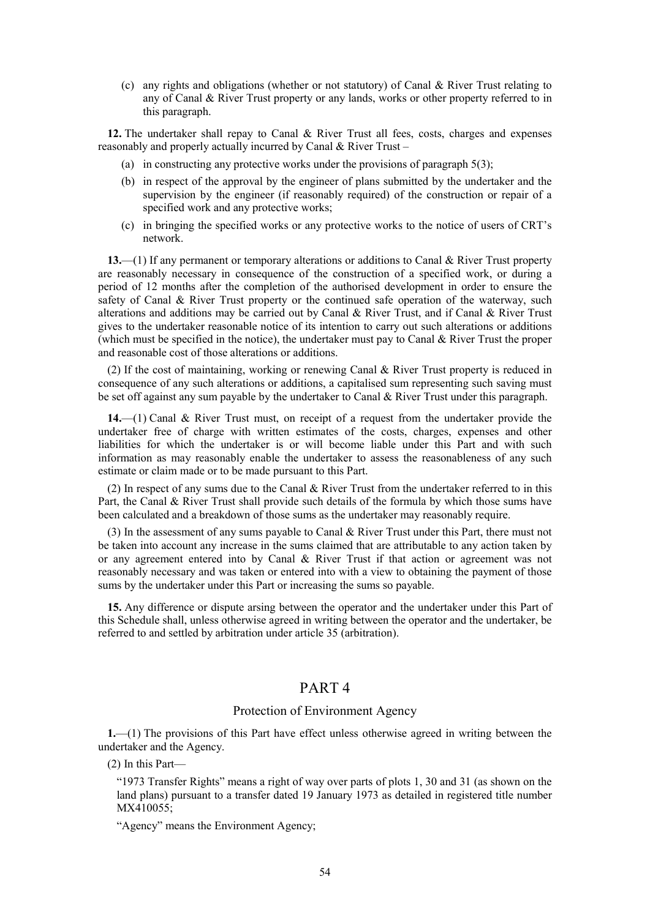(c) any rights and obligations (whether or not statutory) of Canal & River Trust relating to any of Canal & River Trust property or any lands, works or other property referred to in this paragraph.

**12.** The undertaker shall repay to Canal & River Trust all fees, costs, charges and expenses reasonably and properly actually incurred by Canal & River Trust –

(a) in constructing any protective works under the provisions of paragraph 5(3);

(b) in respect of the approval by the engineer of plans submitted by the undertaker and the supervision by the engineer (if reasonably required) of the construction or repair of a specified work and any protective works;

(c) in bringing the specified works or any protective works to the notice of users of CRT's network.

**13.**—(1) If any permanent or temporary alterations or additions to Canal & River Trust property are reasonably necessary in consequence of the construction of a specified work, or during a period of 12 months after the completion of the authorised development in order to ensure the safety of Canal & River Trust property or the continued safe operation of the waterway, such alterations and additions may be carried out by Canal & River Trust, and if Canal & River Trust gives to the undertaker reasonable notice of its intention to carry out such alterations or additions (which must be specified in the notice), the undertaker must pay to Canal & River Trust the proper and reasonable cost of those alterations or additions.

(2) If the cost of maintaining, working or renewing Canal & River Trust property is reduced in consequence of any such alterations or additions, a capitalised sum representing such saving must be set off against any sum payable by the undertaker to Canal & River Trust under this paragraph.

**14.**—(1) Canal & River Trust must, on receipt of a request from the undertaker provide the undertaker free of charge with written estimates of the costs, charges, expenses and other liabilities for which the undertaker is or will become liable under this Part and with such information as may reasonably enable the undertaker to assess the reasonableness of any such estimate or claim made or to be made pursuant to this Part.

(2) In respect of any sums due to the Canal & River Trust from the undertaker referred to in this Part, the Canal & River Trust shall provide such details of the formula by which those sums have been calculated and a breakdown of those sums as the undertaker may reasonably require.

(3) In the assessment of any sums payable to Canal & River Trust under this Part, there must not be taken into account any increase in the sums claimed that are attributable to any action taken by or any agreement entered into by Canal & River Trust if that action or agreement was not reasonably necessary and was taken or entered into with a view to obtaining the payment of those sums by the undertaker under this Part or increasing the sums so payable.

**15.** Any difference or dispute arsing between the operator and the undertaker under this Part of this Schedule shall, unless otherwise agreed in writing between the operator and the undertaker, be referred to and settled by arbitration under article 35 (arbitration).

## PART 4

### Protection of Environment Agency

**1.**—(1) The provisions of this Part have effect unless otherwise agreed in writing between the undertaker and the Agency.

(2) In this Part—

"1973 Transfer Rights" means a right of way over parts of plots 1, 30 and 31 (as shown on the land plans) pursuant to a transfer dated 19 January 1973 as detailed in registered title number MX410055;

"Agency" means the Environment Agency;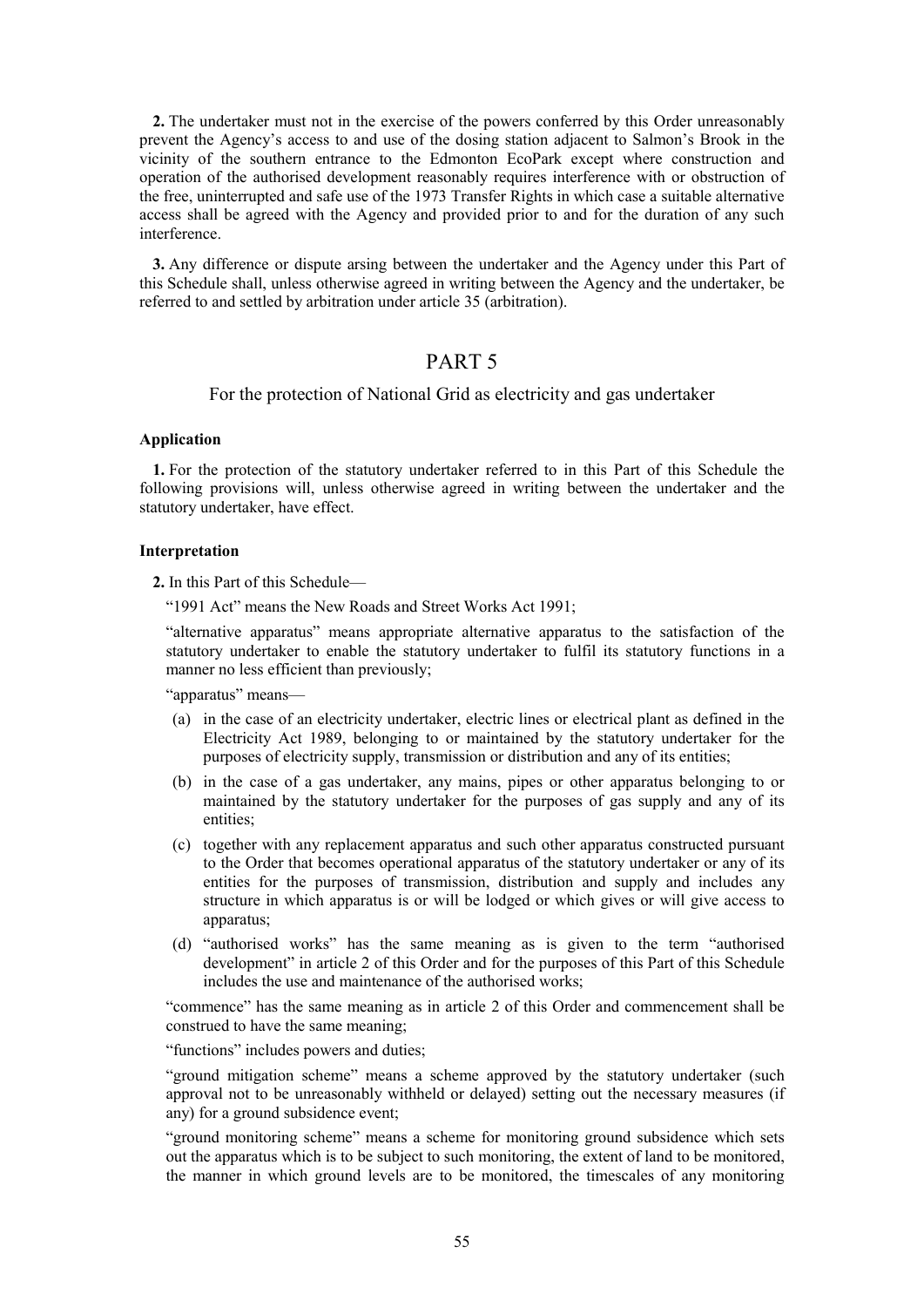**2.** The undertaker must not in the exercise of the powers conferred by this Order unreasonably prevent the Agency's access to and use of the dosing station adjacent to Salmon's Brook in the vicinity of the southern entrance to the Edmonton EcoPark except where construction and operation of the authorised development reasonably requires interference with or obstruction of the free, uninterrupted and safe use of the 1973 Transfer Rights in which case a suitable alternative access shall be agreed with the Agency and provided prior to and for the duration of any such interference.

**3.** Any difference or dispute arsing between the undertaker and the Agency under this Part of this Schedule shall, unless otherwise agreed in writing between the Agency and the undertaker, be referred to and settled by arbitration under article 35 (arbitration).

## PART 5

### For the protection of National Grid as electricity and gas undertaker

#### Application

**1.** For the protection of the statutory undertaker referred to in this Part of this Schedule the following provisions will, unless otherwise agreed in writing between the undertaker and the statutory undertaker, have effect.

#### Interpretation

**2.** In this Part of this Schedule—

"1991 Act" means the New Roads and Street Works Act 1991;

"alternative apparatus" means appropriate alternative apparatus to the satisfaction of the statutory undertaker to enable the statutory undertaker to fulfil its statutory functions in a manner no less efficient than previously;

"apparatus" means—

(a) in the case of an electricity undertaker, electric lines or electrical plant as defined in the Electricity Act 1989, belonging to or maintained by the statutory undertaker for the purposes of electricity supply, transmission or distribution and any of its entities;

(b) in the case of a gas undertaker, any mains, pipes or other apparatus belonging to or maintained by the statutory undertaker for the purposes of gas supply and any of its entities;

(c) together with any replacement apparatus and such other apparatus constructed pursuant to the Order that becomes operational apparatus of the statutory undertaker or any of its entities for the purposes of transmission, distribution and supply and includes any structure in which apparatus is or will be lodged or which gives or will give access to apparatus;

(d) "authorised works" has the same meaning as is given to the term "authorised development" in article 2 of this Order and for the purposes of this Part of this Schedule includes the use and maintenance of the authorised works;

"commence" has the same meaning as in article 2 of this Order and commencement shall be construed to have the same meaning;

"functions" includes powers and duties;

"ground mitigation scheme" means a scheme approved by the statutory undertaker (such approval not to be unreasonably withheld or delayed) setting out the necessary measures (if any) for a ground subsidence event;

"ground monitoring scheme" means a scheme for monitoring ground subsidence which sets out the apparatus which is to be subject to such monitoring, the extent of land to be monitored, the manner in which ground levels are to be monitored, the timescales of any monitoring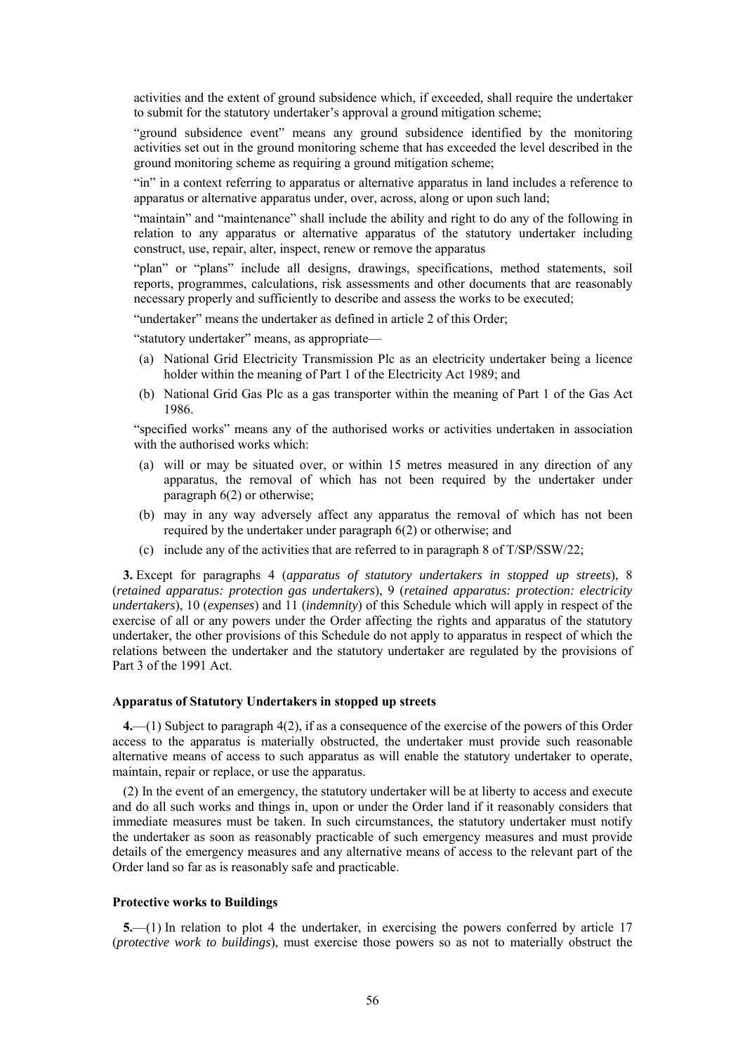activities and the extent of ground subsidence which, if exceeded, shall require the undertaker to submit for the statutory undertaker's approval a ground mitigation scheme;

"ground subsidence event" means any ground subsidence identified by the monitoring activities set out in the ground monitoring scheme that has exceeded the level described in the ground monitoring scheme as requiring a ground mitigation scheme;

"in" in a context referring to apparatus or alternative apparatus in land includes a reference to apparatus or alternative apparatus under, over, across, along or upon such land;

"maintain" and "maintenance" shall include the ability and right to do any of the following in relation to any apparatus or alternative apparatus of the statutory undertaker including construct, use, repair, alter, inspect, renew or remove the apparatus

"plan" or "plans" include all designs, drawings, specifications, method statements, soil reports, programmes, calculations, risk assessments and other documents that are reasonably necessary properly and sufficiently to describe and assess the works to be executed;

"undertaker" means the undertaker as defined in article 2 of this Order;

"statutory undertaker" means, as appropriate—

(a) National Grid Electricity Transmission Plc as an electricity undertaker being a licence holder within the meaning of Part 1 of the Electricity Act 1989; and

(b) National Grid Gas Plc as a gas transporter within the meaning of Part 1 of the Gas Act 1986.

"specified works" means any of the authorised works or activities undertaken in association with the authorised works which:

(a) will or may be situated over, or within 15 metres measured in any direction of any apparatus, the removal of which has not been required by the undertaker under paragraph 6(2) or otherwise;

(b) may in any way adversely affect any apparatus the removal of which has not been required by the undertaker under paragraph 6(2) or otherwise; and

(c) include any of the activities that are referred to in paragraph 8 of T/SP/SSW/22;

**3.** Except for paragraphs 4 (*apparatus of statutory undertakers in stopped up streets*), 8 (*retained apparatus: protection gas undertakers*), 9 (*retained apparatus: protection: electricity undertakers*), 10 (*expenses*) and 11 (*indemnity*) of this Schedule which will apply in respect of the exercise of all or any powers under the Order affecting the rights and apparatus of the statutory undertaker, the other provisions of this Schedule do not apply to apparatus in respect of which the relations between the undertaker and the statutory undertaker are regulated by the provisions of Part 3 of the 1991 Act.

### Apparatus of Statutory Undertakers in stopped up streets

**4.**—(1) Subject to paragraph 4(2), if as a consequence of the exercise of the powers of this Order access to the apparatus is materially obstructed, the undertaker must provide such reasonable alternative means of access to such apparatus as will enable the statutory undertaker to operate, maintain, repair or replace, or use the apparatus.

(2) In the event of an emergency, the statutory undertaker will be at liberty to access and execute and do all such works and things in, upon or under the Order land if it reasonably considers that immediate measures must be taken. In such circumstances, the statutory undertaker must notify the undertaker as soon as reasonably practicable of such emergency measures and must provide details of the emergency measures and any alternative means of access to the relevant part of the Order land so far as is reasonably safe and practicable.

### Protective works to Buildings

**5.**—(1) In relation to plot 4 the undertaker, in exercising the powers conferred by article 17 (*protective work to buildings*), must exercise those powers so as not to materially obstruct the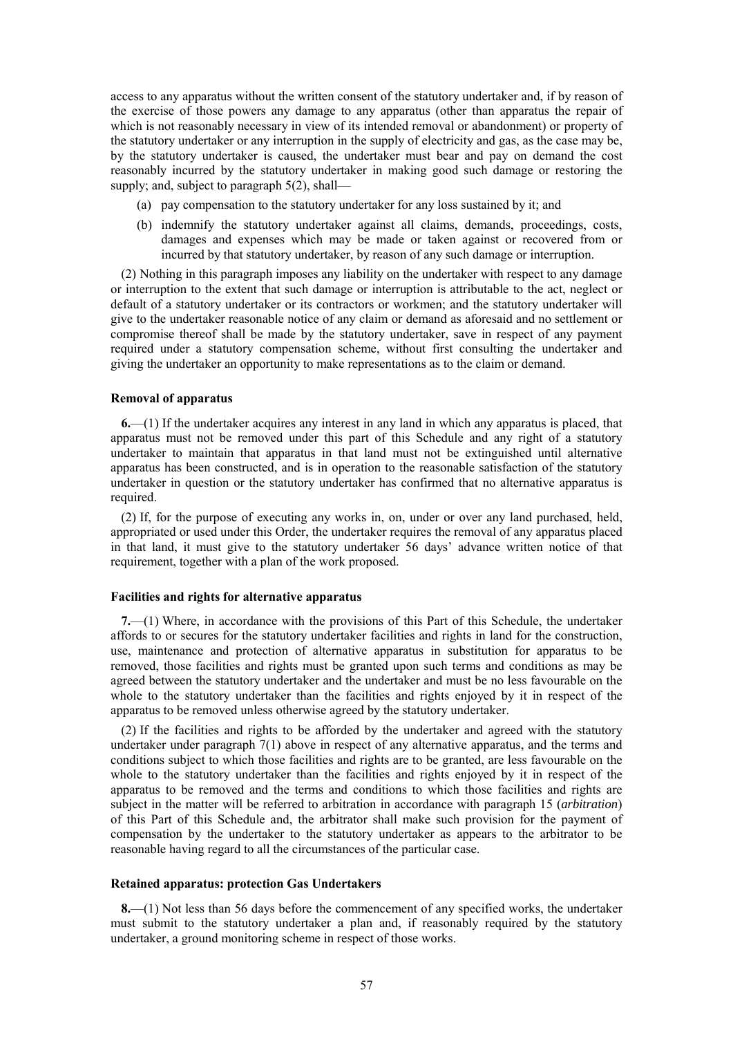access to any apparatus without the written consent of the statutory undertaker and, if by reason of the exercise of those powers any damage to any apparatus (other than apparatus the repair of which is not reasonably necessary in view of its intended removal or abandonment) or property of the statutory undertaker or any interruption in the supply of electricity and gas, as the case may be, by the statutory undertaker is caused, the undertaker must bear and pay on demand the cost reasonably incurred by the statutory undertaker in making good such damage or restoring the supply; and, subject to paragraph 5(2), shall—

(a) pay compensation to the statutory undertaker for any loss sustained by it; and

(b) indemnify the statutory undertaker against all claims, demands, proceedings, costs, damages and expenses which may be made or taken against or recovered from or incurred by that statutory undertaker, by reason of any such damage or interruption.

(2) Nothing in this paragraph imposes any liability on the undertaker with respect to any damage or interruption to the extent that such damage or interruption is attributable to the act, neglect or default of a statutory undertaker or its contractors or workmen; and the statutory undertaker will give to the undertaker reasonable notice of any claim or demand as aforesaid and no settlement or compromise thereof shall be made by the statutory undertaker, save in respect of any payment required under a statutory compensation scheme, without first consulting the undertaker and giving the undertaker an opportunity to make representations as to the claim or demand.

**Removal of apparatus**

**6.**—(1) If the undertaker acquires any interest in any land in which any apparatus is placed, that apparatus must not be removed under this part of this Schedule and any right of a statutory undertaker to maintain that apparatus in that land must not be extinguished until alternative apparatus has been constructed, and is in operation to the reasonable satisfaction of the statutory undertaker in question or the statutory undertaker has confirmed that no alternative apparatus is required.

(2) If, for the purpose of executing any works in, on, under or over any land purchased, held, appropriated or used under this Order, the undertaker requires the removal of any apparatus placed in that land, it must give to the statutory undertaker 56 days' advance written notice of that requirement, together with a plan of the work proposed.

**Facilities and rights for alternative apparatus**

**7.**—(1) Where, in accordance with the provisions of this Part of this Schedule, the undertaker affords to or secures for the statutory undertaker facilities and rights in land for the construction, use, maintenance and protection of alternative apparatus in substitution for apparatus to be removed, those facilities and rights must be granted upon such terms and conditions as may be agreed between the statutory undertaker and the undertaker and must be no less favourable on the whole to the statutory undertaker than the facilities and rights enjoyed by it in respect of the apparatus to be removed unless otherwise agreed by the statutory undertaker.

(2) If the facilities and rights to be afforded by the undertaker and agreed with the statutory undertaker under paragraph 7(1) above in respect of any alternative apparatus, and the terms and conditions subject to which those facilities and rights are to be granted, are less favourable on the whole to the statutory undertaker than the facilities and rights enjoyed by it in respect of the apparatus to be removed and the terms and conditions to which those facilities and rights are subject in the matter will be referred to arbitration in accordance with paragraph 15 (*arbitration*) of this Part of this Schedule and, the arbitrator shall make such provision for the payment of compensation by the undertaker to the statutory undertaker as appears to the arbitrator to be reasonable having regard to all the circumstances of the particular case.

**Retained apparatus: protection Gas Undertakers**

**8.**—(1) Not less than 56 days before the commencement of any specified works, the undertaker must submit to the statutory undertaker a plan and, if reasonably required by the statutory undertaker, a ground monitoring scheme in respect of those works.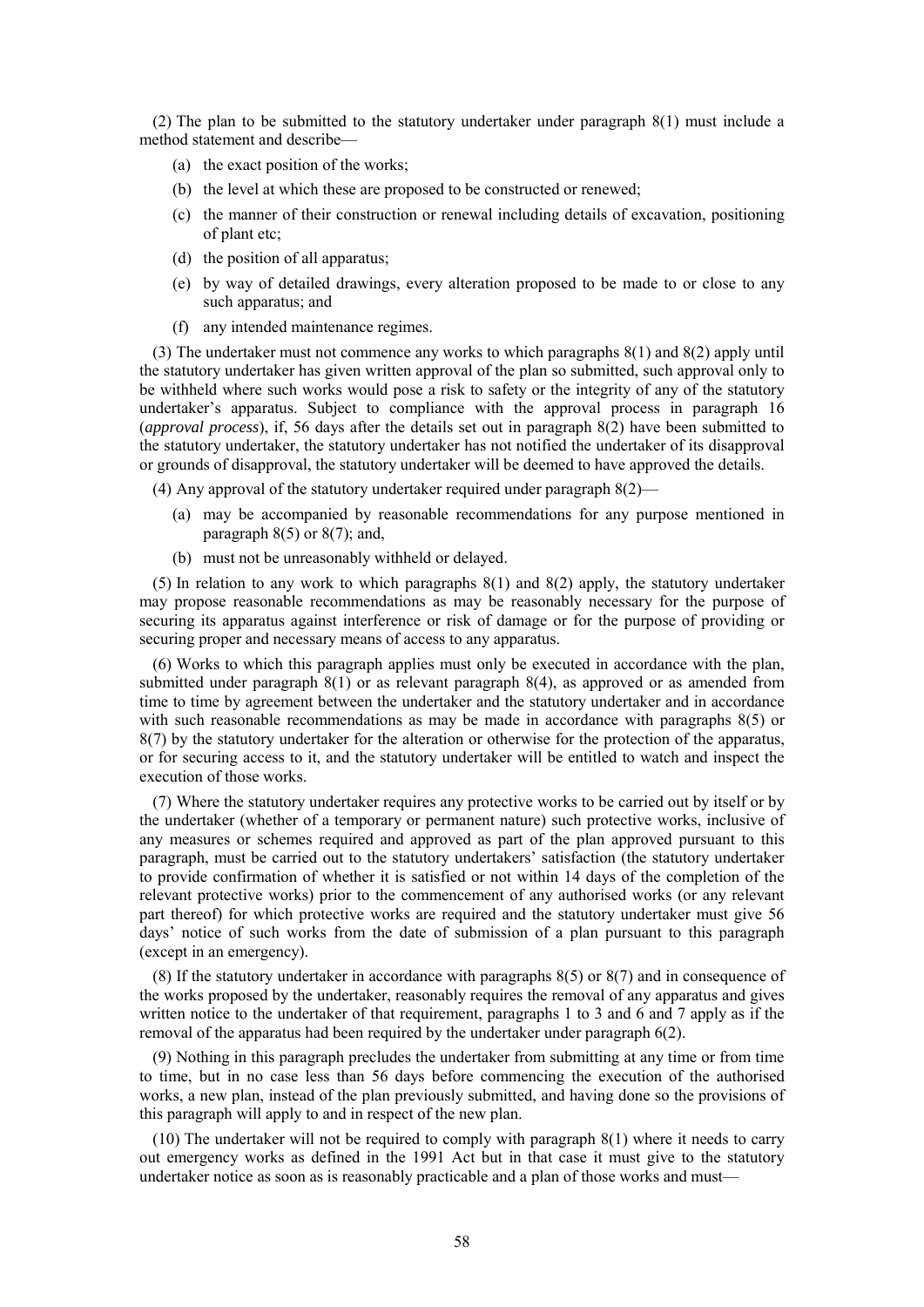(2) The plan to be submitted to the statutory undertaker under paragraph 8(1) must include a method statement and describe—

- (a) the exact position of the works;
- (b) the level at which these are proposed to be constructed or renewed;
- (c) the manner of their construction or renewal including details of excavation, positioning of plant etc;
- (d) the position of all apparatus;
- (e) by way of detailed drawings, every alteration proposed to be made to or close to any such apparatus; and
- (f) any intended maintenance regimes.

(3) The undertaker must not commence any works to which paragraphs 8(1) and 8(2) apply until the statutory undertaker has given written approval of the plan so submitted, such approval only to be withheld where such works would pose a risk to safety or the integrity of any of the statutory undertaker's apparatus. Subject to compliance with the approval process in paragraph 16 (*approval process*), if, 56 days after the details set out in paragraph 8(2) have been submitted to the statutory undertaker, the statutory undertaker has not notified the undertaker of its disapproval or grounds of disapproval, the statutory undertaker will be deemed to have approved the details.

(4) Any approval of the statutory undertaker required under paragraph 8(2)—

- (a) may be accompanied by reasonable recommendations for any purpose mentioned in paragraph 8(5) or 8(7); and,
- (b) must not be unreasonably withheld or delayed.

(5) In relation to any work to which paragraphs 8(1) and 8(2) apply, the statutory undertaker may propose reasonable recommendations as may be reasonably necessary for the purpose of securing its apparatus against interference or risk of damage or for the purpose of providing or securing proper and necessary means of access to any apparatus.

(6) Works to which this paragraph applies must only be executed in accordance with the plan, submitted under paragraph 8(1) or as relevant paragraph 8(4), as approved or as amended from time to time by agreement between the undertaker and the statutory undertaker and in accordance with such reasonable recommendations as may be made in accordance with paragraphs 8(5) or 8(7) by the statutory undertaker for the alteration or otherwise for the protection of the apparatus, or for securing access to it, and the statutory undertaker will be entitled to watch and inspect the execution of those works.

(7) Where the statutory undertaker requires any protective works to be carried out by itself or by the undertaker (whether of a temporary or permanent nature) such protective works, inclusive of any measures or schemes required and approved as part of the plan approved pursuant to this paragraph, must be carried out to the statutory undertakers' satisfaction (the statutory undertaker to provide confirmation of whether it is satisfied or not within 14 days of the completion of the relevant protective works) prior to the commencement of any authorised works (or any relevant part thereof) for which protective works are required and the statutory undertaker must give 56 days' notice of such works from the date of submission of a plan pursuant to this paragraph (except in an emergency).

(8) If the statutory undertaker in accordance with paragraphs 8(5) or 8(7) and in consequence of the works proposed by the undertaker, reasonably requires the removal of any apparatus and gives written notice to the undertaker of that requirement, paragraphs 1 to 3 and 6 and 7 apply as if the removal of the apparatus had been required by the undertaker under paragraph 6(2).

(9) Nothing in this paragraph precludes the undertaker from submitting at any time or from time to time, but in no case less than 56 days before commencing the execution of the authorised works, a new plan, instead of the plan previously submitted, and having done so the provisions of this paragraph will apply to and in respect of the new plan.

(10) The undertaker will not be required to comply with paragraph 8(1) where it needs to carry out emergency works as defined in the 1991 Act but in that case it must give to the statutory undertaker notice as soon as is reasonably practicable and a plan of those works and must—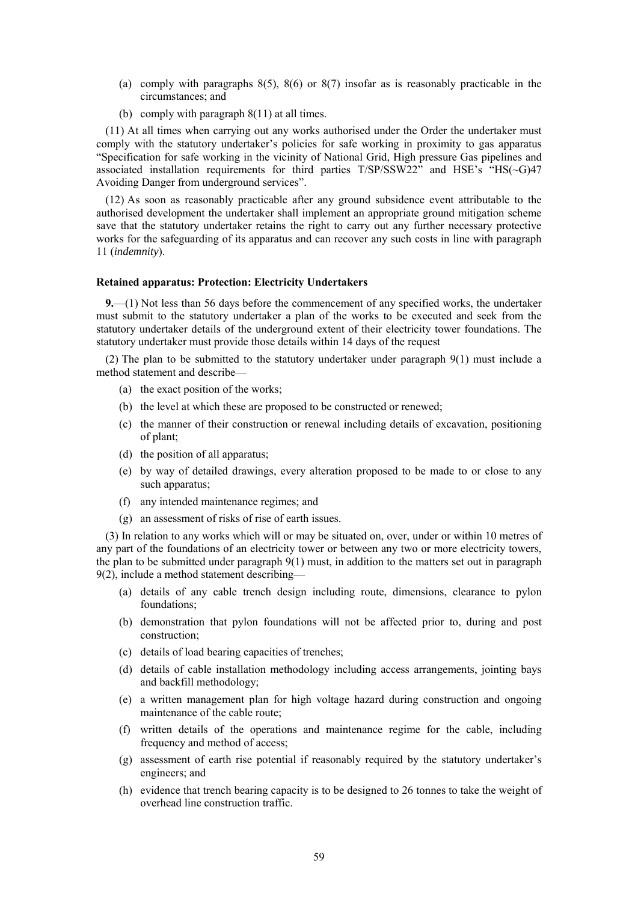(a) comply with paragraphs 8(5), 8(6) or 8(7) insofar as is reasonably practicable in the circumstances; and

(b) comply with paragraph 8(11) at all times.

(11) At all times when carrying out any works authorised under the Order the undertaker must comply with the statutory undertaker's policies for safe working in proximity to gas apparatus "Specification for safe working in the vicinity of National Grid, High pressure Gas pipelines and associated installation requirements for third parties T/SP/SSW22" and HSE's "HS(~G)47 Avoiding Danger from underground services".

(12) As soon as reasonably practicable after any ground subsidence event attributable to the authorised development the undertaker shall implement an appropriate ground mitigation scheme save that the statutory undertaker retains the right to carry out any further necessary protective works for the safeguarding of its apparatus and can recover any such costs in line with paragraph 11 (*indemnity*).

**Retained apparatus: Protection: Electricity Undertakers**

**9.**—(1) Not less than 56 days before the commencement of any specified works, the undertaker must submit to the statutory undertaker a plan of the works to be executed and seek from the statutory undertaker details of the underground extent of their electricity tower foundations. The statutory undertaker must provide those details within 14 days of the request

(2) The plan to be submitted to the statutory undertaker under paragraph 9(1) must include a method statement and describe—

(a) the exact position of the works;

(b) the level at which these are proposed to be constructed or renewed;

(c) the manner of their construction or renewal including details of excavation, positioning of plant;

(d) the position of all apparatus;

(e) by way of detailed drawings, every alteration proposed to be made to or close to any such apparatus;

(f) any intended maintenance regimes; and

(g) an assessment of risks of rise of earth issues.

(3) In relation to any works which will or may be situated on, over, under or within 10 metres of any part of the foundations of an electricity tower or between any two or more electricity towers, the plan to be submitted under paragraph 9(1) must, in addition to the matters set out in paragraph 9(2), include a method statement describing—

(a) details of any cable trench design including route, dimensions, clearance to pylon foundations;

(b) demonstration that pylon foundations will not be affected prior to, during and post construction;

(c) details of load bearing capacities of trenches;

(d) details of cable installation methodology including access arrangements, jointing bays and backfill methodology;

(e) a written management plan for high voltage hazard during construction and ongoing maintenance of the cable route;

(f) written details of the operations and maintenance regime for the cable, including frequency and method of access;

(g) assessment of earth rise potential if reasonably required by the statutory undertaker's engineers; and

(h) evidence that trench bearing capacity is to be designed to 26 tonnes to take the weight of overhead line construction traffic.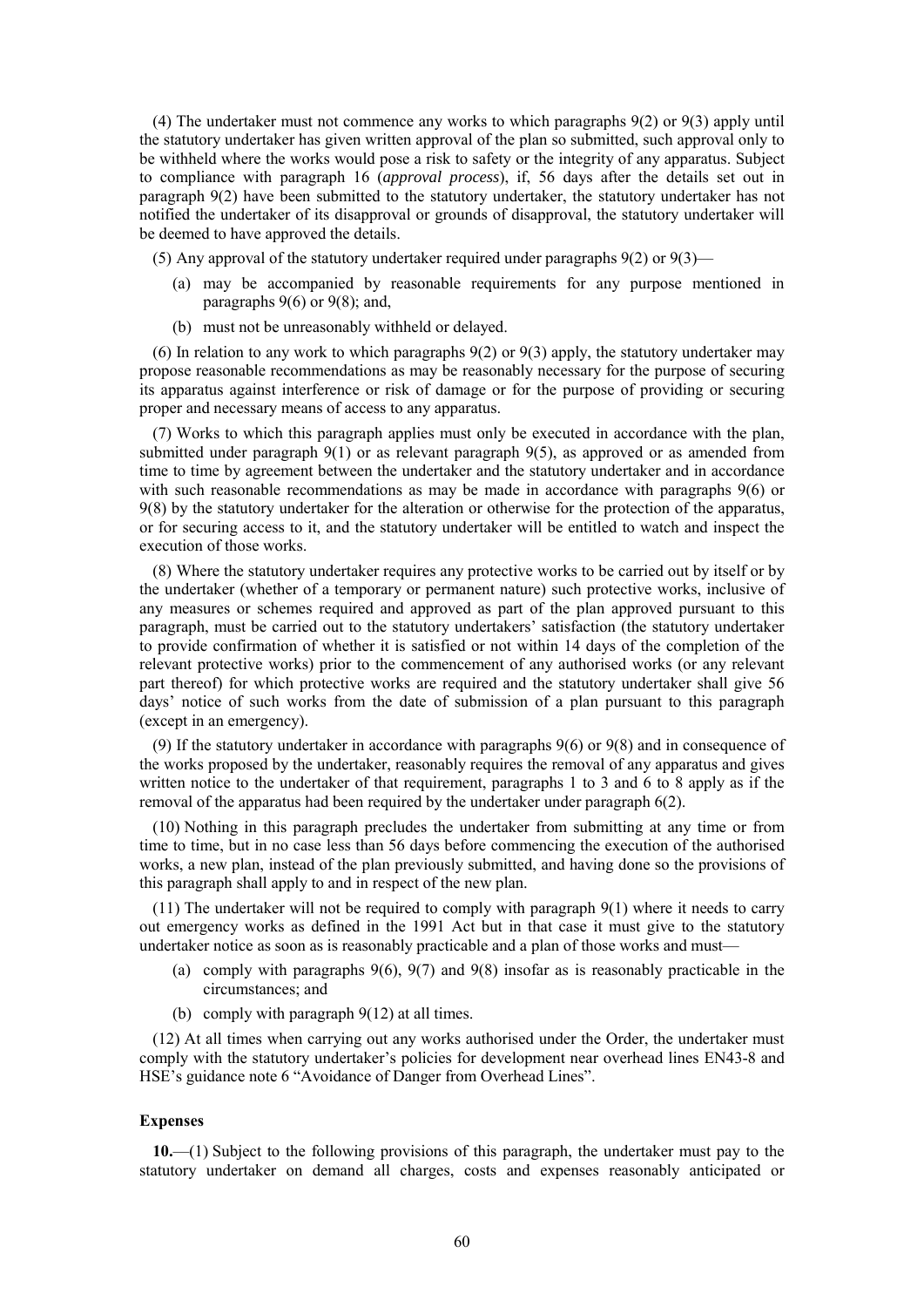(4) The undertaker must not commence any works to which paragraphs 9(2) or 9(3) apply until the statutory undertaker has given written approval of the plan so submitted, such approval only to be withheld where the works would pose a risk to safety or the integrity of any apparatus. Subject to compliance with paragraph 16 (*approval process*), if, 56 days after the details set out in paragraph 9(2) have been submitted to the statutory undertaker, the statutory undertaker has not notified the undertaker of its disapproval or grounds of disapproval, the statutory undertaker will be deemed to have approved the details.

(5) Any approval of the statutory undertaker required under paragraphs 9(2) or 9(3)—

- (a) may be accompanied by reasonable requirements for any purpose mentioned in paragraphs 9(6) or 9(8); and,
- (b) must not be unreasonably withheld or delayed.

(6) In relation to any work to which paragraphs 9(2) or 9(3) apply, the statutory undertaker may propose reasonable recommendations as may be reasonably necessary for the purpose of securing its apparatus against interference or risk of damage or for the purpose of providing or securing proper and necessary means of access to any apparatus.

(7) Works to which this paragraph applies must only be executed in accordance with the plan, submitted under paragraph 9(1) or as relevant paragraph 9(5), as approved or as amended from time to time by agreement between the undertaker and the statutory undertaker and in accordance with such reasonable recommendations as may be made in accordance with paragraphs 9(6) or 9(8) by the statutory undertaker for the alteration or otherwise for the protection of the apparatus, or for securing access to it, and the statutory undertaker will be entitled to watch and inspect the execution of those works.

(8) Where the statutory undertaker requires any protective works to be carried out by itself or by the undertaker (whether of a temporary or permanent nature) such protective works, inclusive of any measures or schemes required and approved as part of the plan approved pursuant to this paragraph, must be carried out to the statutory undertakers' satisfaction (the statutory undertaker to provide confirmation of whether it is satisfied or not within 14 days of the completion of the relevant protective works) prior to the commencement of any authorised works (or any relevant part thereof) for which protective works are required and the statutory undertaker shall give 56 days' notice of such works from the date of submission of a plan pursuant to this paragraph (except in an emergency).

(9) If the statutory undertaker in accordance with paragraphs 9(6) or 9(8) and in consequence of the works proposed by the undertaker, reasonably requires the removal of any apparatus and gives written notice to the undertaker of that requirement, paragraphs 1 to 3 and 6 to 8 apply as if the removal of the apparatus had been required by the undertaker under paragraph 6(2).

(10) Nothing in this paragraph precludes the undertaker from submitting at any time or from time to time, but in no case less than 56 days before commencing the execution of the authorised works, a new plan, instead of the plan previously submitted, and having done so the provisions of this paragraph shall apply to and in respect of the new plan.

(11) The undertaker will not be required to comply with paragraph 9(1) where it needs to carry out emergency works as defined in the 1991 Act but in that case it must give to the statutory undertaker notice as soon as is reasonably practicable and a plan of those works and must—

- (a) comply with paragraphs 9(6), 9(7) and 9(8) insofar as is reasonably practicable in the circumstances; and
- (b) comply with paragraph 9(12) at all times.

(12) At all times when carrying out any works authorised under the Order, the undertaker must comply with the statutory undertaker's policies for development near overhead lines EN43-8 and HSE's guidance note 6 "Avoidance of Danger from Overhead Lines".

**Expenses**

**10.**—(1) Subject to the following provisions of this paragraph, the undertaker must pay to the statutory undertaker on demand all charges, costs and expenses reasonably anticipated or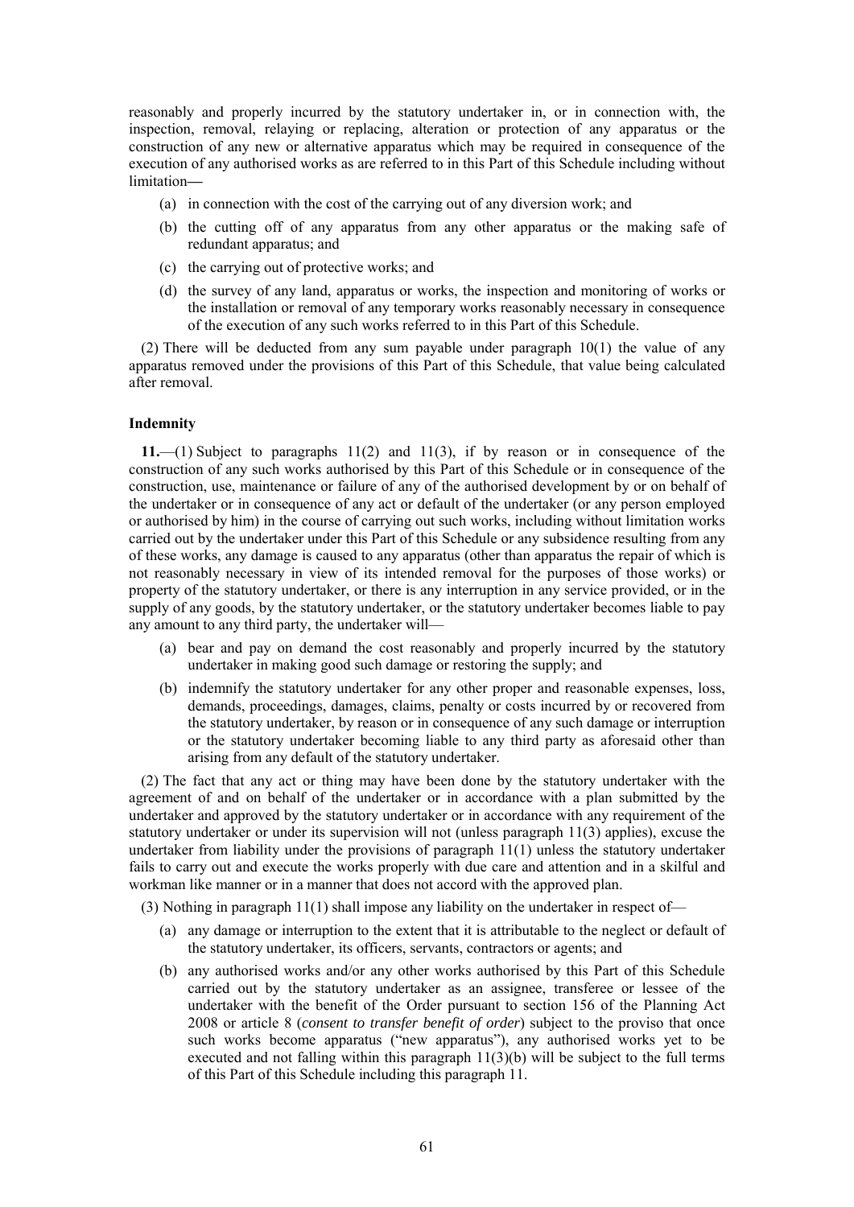reasonably and properly incurred by the statutory undertaker in, or in connection with, the inspection, removal, relaying or replacing, alteration or protection of any apparatus or the construction of any new or alternative apparatus which may be required in consequence of the execution of any authorised works as are referred to in this Part of this Schedule including without limitation—

(a) in connection with the cost of the carrying out of any diversion work; and

(b) the cutting off of any apparatus from any other apparatus or the making safe of redundant apparatus; and

(c) the carrying out of protective works; and

(d) the survey of any land, apparatus or works, the inspection and monitoring of works or the installation or removal of any temporary works reasonably necessary in consequence of the execution of any such works referred to in this Part of this Schedule.

(2) There will be deducted from any sum payable under paragraph 10(1) the value of any apparatus removed under the provisions of this Part of this Schedule, that value being calculated after removal.

**Indemnity**

**11.**—(1) Subject to paragraphs 11(2) and 11(3), if by reason or in consequence of the construction of any such works authorised by this Part of this Schedule or in consequence of the construction, use, maintenance or failure of any of the authorised development by or on behalf of the undertaker or in consequence of any act or default of the undertaker (or any person employed or authorised by him) in the course of carrying out such works, including without limitation works carried out by the undertaker under this Part of this Schedule or any subsidence resulting from any of these works, any damage is caused to any apparatus (other than apparatus the repair of which is not reasonably necessary in view of its intended removal for the purposes of those works) or property of the statutory undertaker, or there is any interruption in any service provided, or in the supply of any goods, by the statutory undertaker, or the statutory undertaker becomes liable to pay any amount to any third party, the undertaker will—

(a) bear and pay on demand the cost reasonably and properly incurred by the statutory undertaker in making good such damage or restoring the supply; and

(b) indemnify the statutory undertaker for any other proper and reasonable expenses, loss, demands, proceedings, damages, claims, penalty or costs incurred by or recovered from the statutory undertaker, by reason or in consequence of any such damage or interruption or the statutory undertaker becoming liable to any third party as aforesaid other than arising from any default of the statutory undertaker.

(2) The fact that any act or thing may have been done by the statutory undertaker with the agreement of and on behalf of the undertaker or in accordance with a plan submitted by the undertaker and approved by the statutory undertaker or in accordance with any requirement of the statutory undertaker or under its supervision will not (unless paragraph 11(3) applies), excuse the undertaker from liability under the provisions of paragraph 11(1) unless the statutory undertaker fails to carry out and execute the works properly with due care and attention and in a skilful and workman like manner or in a manner that does not accord with the approved plan.

(3) Nothing in paragraph 11(1) shall impose any liability on the undertaker in respect of—

(a) any damage or interruption to the extent that it is attributable to the neglect or default of the statutory undertaker, its officers, servants, contractors or agents; and

(b) any authorised works and/or any other works authorised by this Part of this Schedule carried out by the statutory undertaker as an assignee, transferee or lessee of the undertaker with the benefit of the Order pursuant to section 156 of the Planning Act 2008 or article 8 (*consent to transfer benefit of order*) subject to the proviso that once such works become apparatus ("new apparatus"), any authorised works yet to be executed and not falling within this paragraph 11(3)(b) will be subject to the full terms of this Part of this Schedule including this paragraph 11.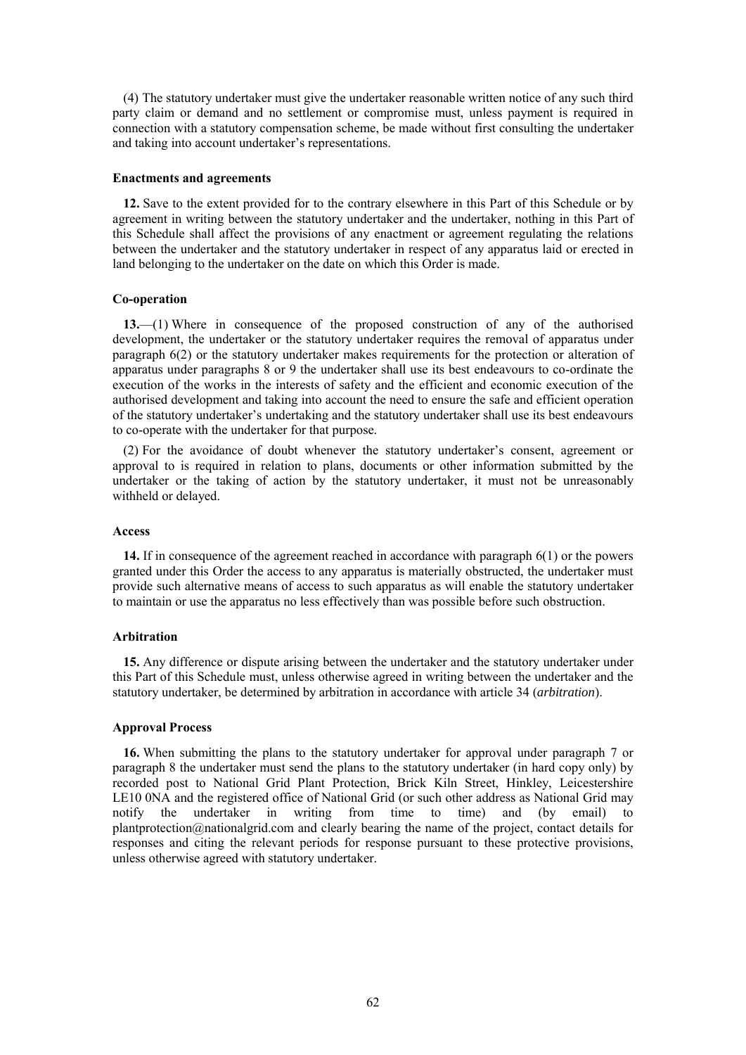(4) The statutory undertaker must give the undertaker reasonable written notice of any such third party claim or demand and no settlement or compromise must, unless payment is required in connection with a statutory compensation scheme, be made without first consulting the undertaker and taking into account undertaker's representations.

**Enactments and agreements**

**12.** Save to the extent provided for to the contrary elsewhere in this Part of this Schedule or by agreement in writing between the statutory undertaker and the undertaker, nothing in this Part of this Schedule shall affect the provisions of any enactment or agreement regulating the relations between the undertaker and the statutory undertaker in respect of any apparatus laid or erected in land belonging to the undertaker on the date on which this Order is made.

**Co-operation**

**13.**—(1) Where in consequence of the proposed construction of any of the authorised development, the undertaker or the statutory undertaker requires the removal of apparatus under paragraph 6(2) or the statutory undertaker makes requirements for the protection or alteration of apparatus under paragraphs 8 or 9 the undertaker shall use its best endeavours to co-ordinate the execution of the works in the interests of safety and the efficient and economic execution of the authorised development and taking into account the need to ensure the safe and efficient operation of the statutory undertaker's undertaking and the statutory undertaker shall use its best endeavours to co-operate with the undertaker for that purpose.

(2) For the avoidance of doubt whenever the statutory undertaker's consent, agreement or approval to is required in relation to plans, documents or other information submitted by the undertaker or the taking of action by the statutory undertaker, it must not be unreasonably withheld or delayed.

**Access**

**14.** If in consequence of the agreement reached in accordance with paragraph 6(1) or the powers granted under this Order the access to any apparatus is materially obstructed, the undertaker must provide such alternative means of access to such apparatus as will enable the statutory undertaker to maintain or use the apparatus no less effectively than was possible before such obstruction.

**Arbitration**

**15.** Any difference or dispute arising between the undertaker and the statutory undertaker under this Part of this Schedule must, unless otherwise agreed in writing between the undertaker and the statutory undertaker, be determined by arbitration in accordance with article 34 (*arbitration*).

**Approval Process**

**16.** When submitting the plans to the statutory undertaker for approval under paragraph 7 or paragraph 8 the undertaker must send the plans to the statutory undertaker (in hard copy only) by recorded post to National Grid Plant Protection, Brick Kiln Street, Hinkley, Leicestershire LE10 0NA and the registered office of National Grid (or such other address as National Grid may notify the undertaker in writing from time to time) and (by email) to plantprotection@nationalgrid.com and clearly bearing the name of the project, contact details for responses and citing the relevant periods for response pursuant to these protective provisions, unless otherwise agreed with statutory undertaker.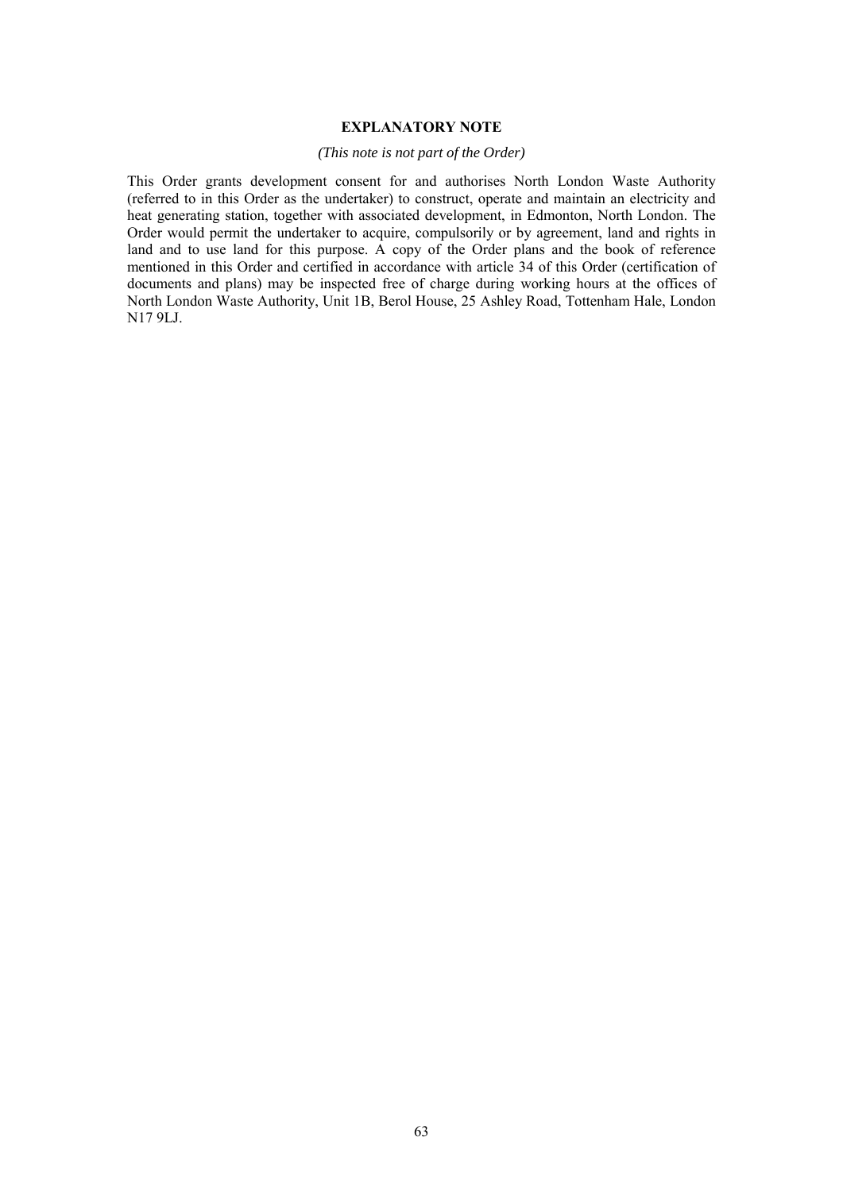## EXPLANATORY NOTE

*(This note is not part of the Order)*

This Order grants development consent for and authorises North London Waste Authority (referred to in this Order as the undertaker) to construct, operate and maintain an electricity and heat generating station, together with associated development, in Edmonton, North London. The Order would permit the undertaker to acquire, compulsorily or by agreement, land and rights in land and to use land for this purpose. A copy of the Order plans and the book of reference mentioned in this Order and certified in accordance with article 34 of this Order (certification of documents and plans) may be inspected free of charge during working hours at the offices of North London Waste Authority, Unit 1B, Berol House, 25 Ashley Road, Tottenham Hale, London N17 9LJ.